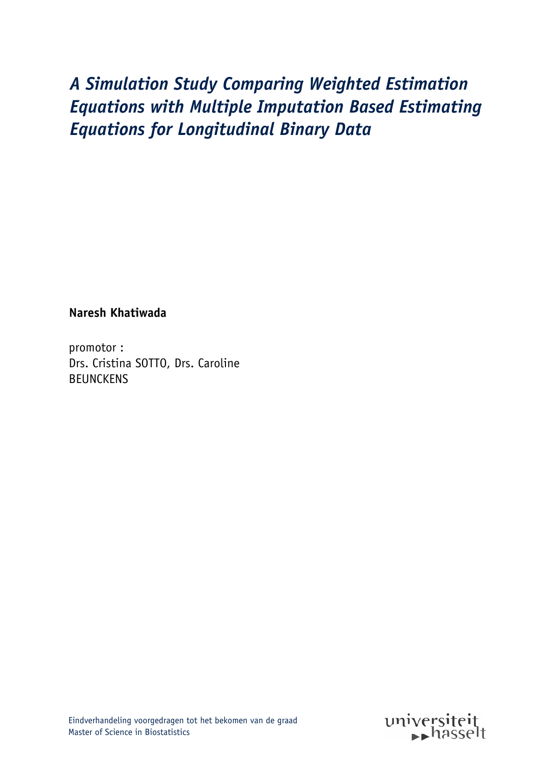# *A Simulation Study Comparing Weighted Estimation Equations with Multiple Imputation Based Estimating Equations for Longitudinal Binary Data*

**Naresh Khatiwada**

promotor :
Drs. Cristina SOTTO, Drs. Caroline BEUNCKENS

Eindverhandeling voorgedragen tot het bekomen van de graad
Master of Science in Biostatistics

universiteit hasselt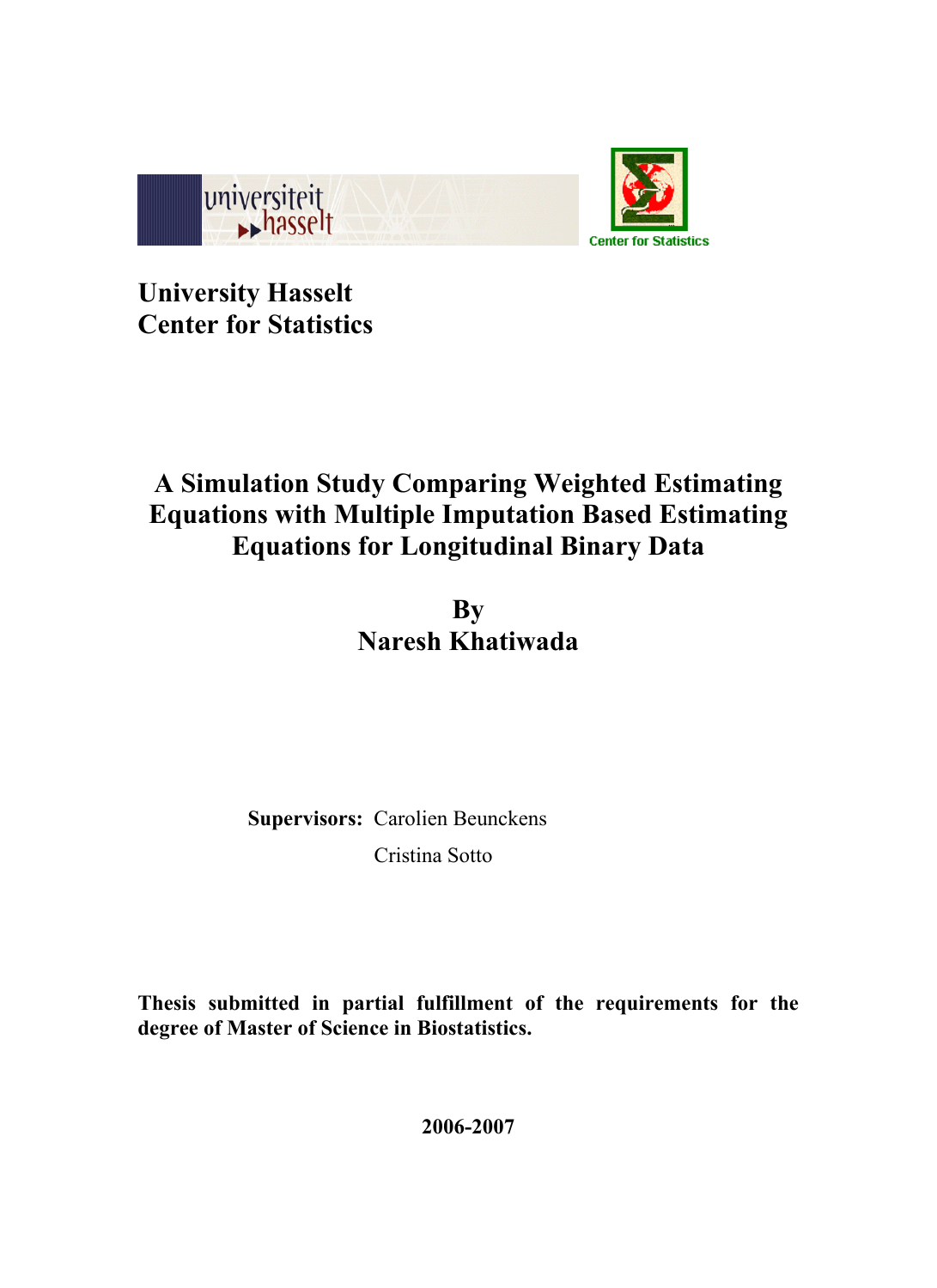**University Hasselt**
**Center for Statistics**

# A Simulation Study Comparing Weighted Estimating Equations with Multiple Imputation Based Estimating Equations for Longitudinal Binary Data

**By**
**Naresh Khatiwada**

**Supervisors:** Carolien Beunckens
Cristina Sotto

**Thesis submitted in partial fulfillment of the requirements for the degree of Master of Science in Biostatistics.**

**2006-2007**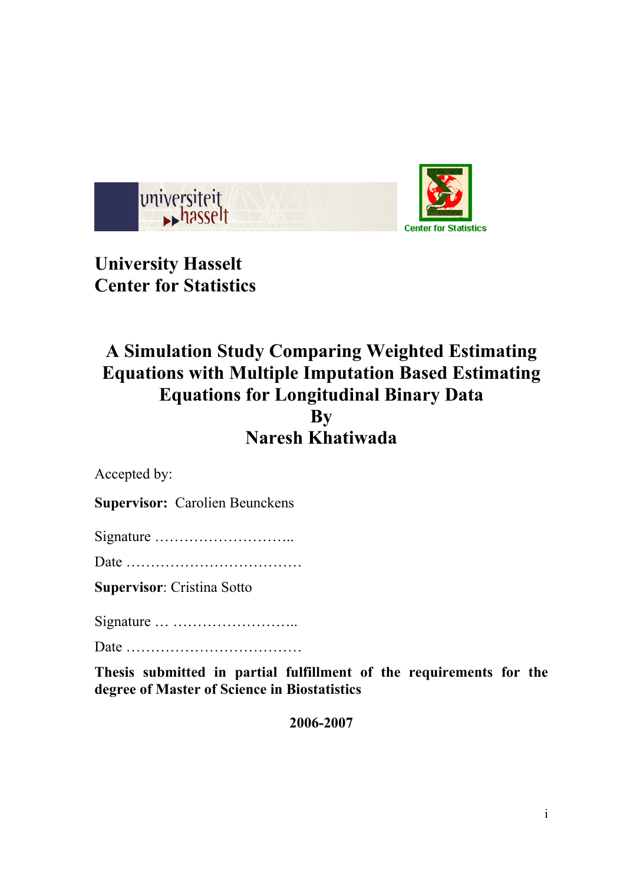University Hasselt
Center for Statistics

# A Simulation Study Comparing Weighted Estimating Equations with Multiple Imputation Based Estimating Equations for Longitudinal Binary Data

**By**

**Naresh Khatiwada**

Accepted by:

**Supervisor:** Carolien Beunckens

Signature ………………………..

Date ………………………………

**Supervisor**: Cristina Sotto

Signature … ……………………..

Date ………………………………

**Thesis submitted in partial fulfillment of the requirements for the degree of Master of Science in Biostatistics**

**2006-2007**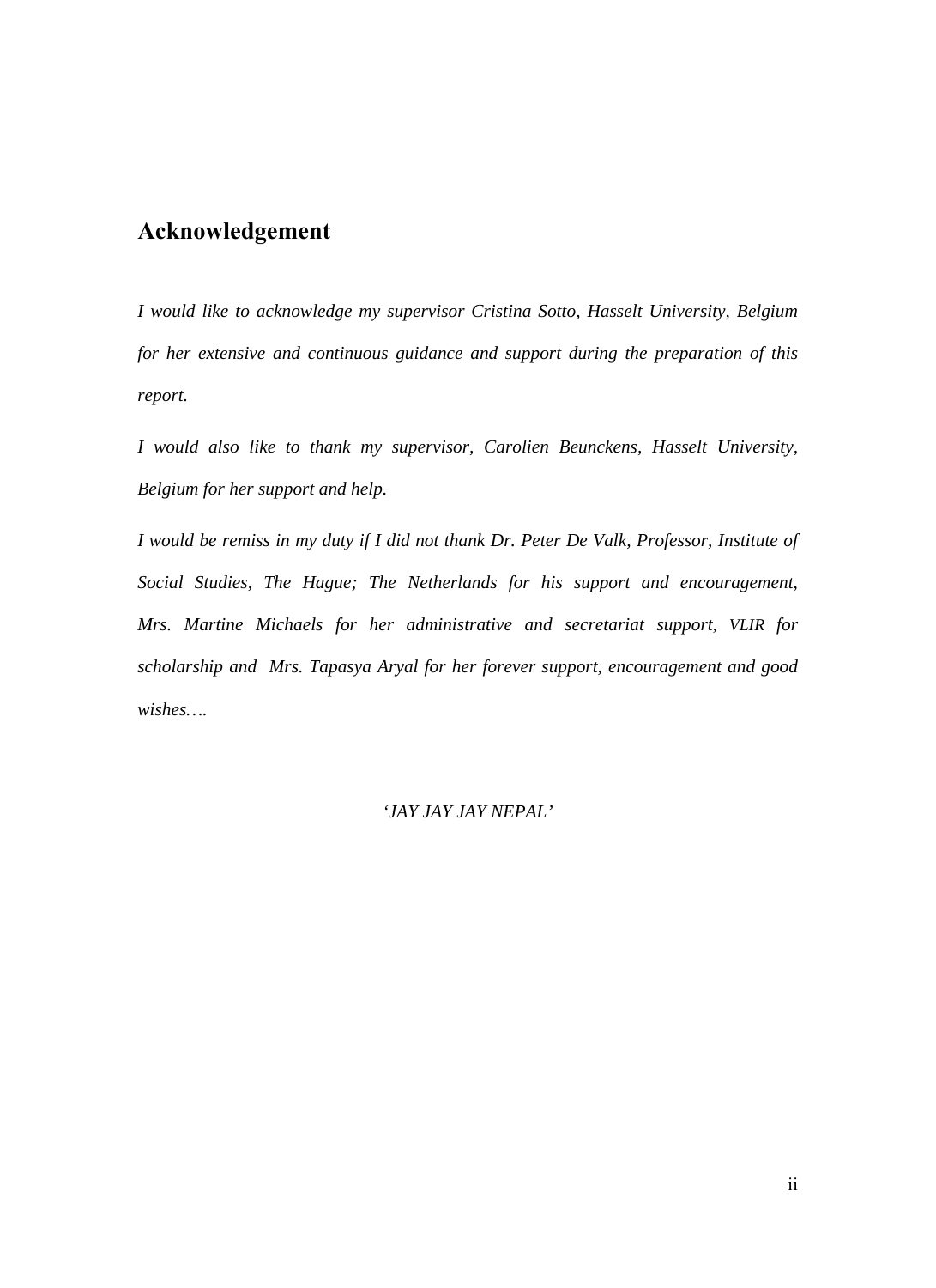## Acknowledgement

*I would like to acknowledge my supervisor Cristina Sotto, Hasselt University, Belgium for her extensive and continuous guidance and support during the preparation of this report.*

*I would also like to thank my supervisor, Carolien Beunckens, Hasselt University, Belgium for her support and help.*

*I would be remiss in my duty if I did not thank Dr. Peter De Valk, Professor, Institute of Social Studies, The Hague; The Netherlands for his support and encouragement, Mrs. Martine Michaels for her administrative and secretariat support, VLIR for scholarship and Mrs. Tapasya Aryal for her forever support, encouragement and good wishes….*

*'JAY JAY JAY NEPAL'*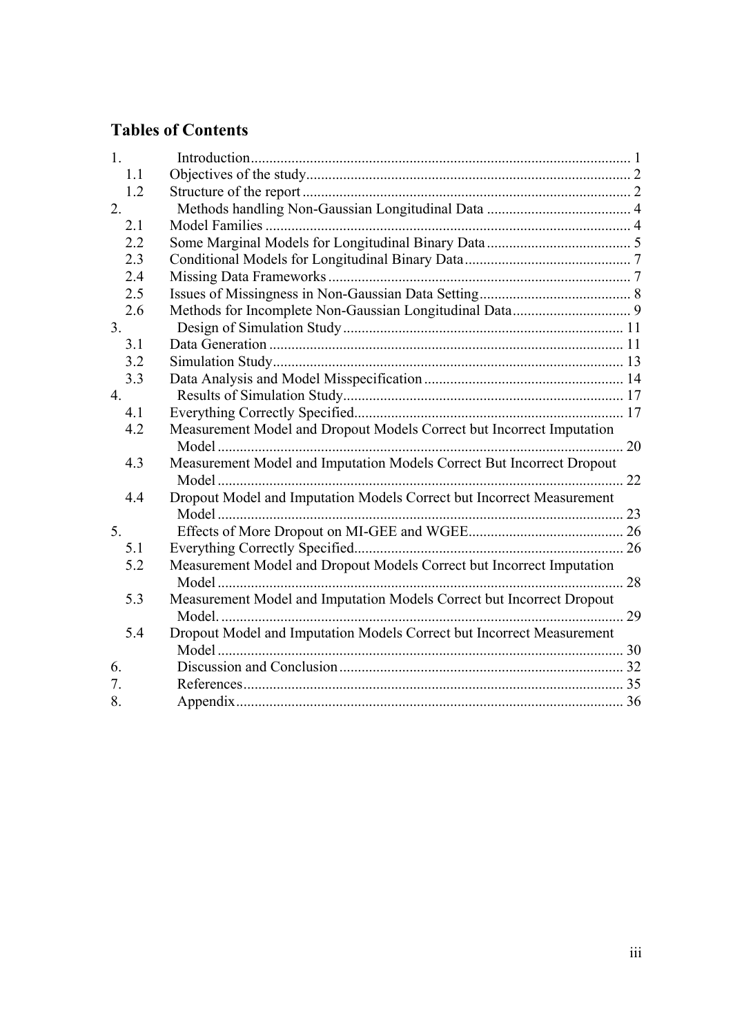## Tables of Contents

1. Introduction ........................................................................................ 1
   - 1.1 Objectives of the study ........................................................................ 2
   - 1.2 Structure of the report ........................................................................ 2
2. Methods handling Non-Gaussian Longitudinal Data ....................................... 4
   - 2.1 Model Families ................................................................................ 4
   - 2.2 Some Marginal Models for Longitudinal Binary Data ....................................... 5
   - 2.3 Conditional Models for Longitudinal Binary Data ......................................... 7
   - 2.4 Missing Data Frameworks ...................................................................... 7
   - 2.5 Issues of Missingness in Non-Gaussian Data Setting ...................................... 8
   - 2.6 Methods for Incomplete Non-Gaussian Longitudinal Data ................................... 9
3. Design of Simulation Study ........................................................................ 11
   - 3.1 Data Generation ............................................................................... 11
   - 3.2 Simulation Study .............................................................................. 13
   - 3.3 Data Analysis and Model Misspecification ................................................... 14
4. Results of Simulation Study ....................................................................... 17
   - 4.1 Everything Correctly Specified ................................................................ 17
   - 4.2 Measurement Model and Dropout Models Correct but Incorrect Imputation Model ............. 20
   - 4.3 Measurement Model and Imputation Models Correct But Incorrect Dropout Model ............. 22
   - 4.4 Dropout Model and Imputation Models Correct but Incorrect Measurement Model ............. 23
5. Effects of More Dropout on MI-GEE and WGEE ......................................................... 26
   - 5.1 Everything Correctly Specified ................................................................ 26
   - 5.2 Measurement Model and Dropout Models Correct but Incorrect Imputation Model ............. 28
   - 5.3 Measurement Model and Imputation Models Correct but Incorrect Dropout Model. ............ 29
   - 5.4 Dropout Model and Imputation Models Correct but Incorrect Measurement Model ............. 30
6. Discussion and Conclusion ......................................................................... 32
7. References ......................................................................................... 35
8. Appendix ........................................................................................... 36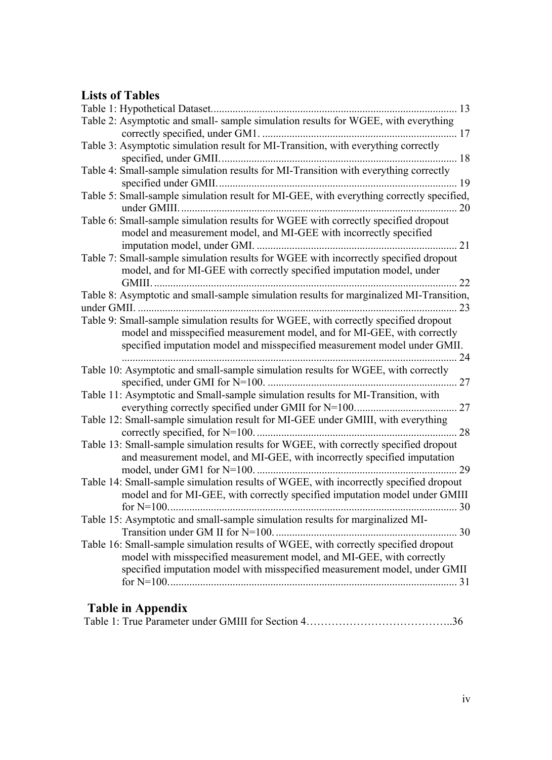## Lists of Tables

Table 1: Hypothetical Dataset. 13

Table 2: Asymptotic and small- sample simulation results for WGEE, with everything correctly specified, under GM1. 17

Table 3: Asymptotic simulation result for MI-Transition, with everything correctly specified, under GMII. 18

Table 4: Small-sample simulation results for MI-Transition with everything correctly specified under GMII. 19

Table 5: Small-sample simulation result for MI-GEE, with everything correctly specified, under GMIII. 20

Table 6: Small-sample simulation results for WGEE with correctly specified dropout model and measurement model, and MI-GEE with incorrectly specified imputation model, under GMI. 21

Table 7: Small-sample simulation results for WGEE with incorrectly specified dropout model, and for MI-GEE with correctly specified imputation model, under GMIII. 22

Table 8: Asymptotic and small-sample simulation results for marginalized MI-Transition, under GMII. 23

Table 9: Small-sample simulation results for WGEE, with correctly specified dropout model and misspecified measurement model, and for MI-GEE, with correctly specified imputation model and misspecified measurement model under GMII. 24

Table 10: Asymptotic and small-sample simulation results for WGEE, with correctly specified, under GMI for N=100. 27

Table 11: Asymptotic and Small-sample simulation results for MI-Transition, with everything correctly specified under GMII for N=100. 27

Table 12: Small-sample simulation result for MI-GEE under GMIII, with everything correctly specified, for N=100. 28

Table 13: Small-sample simulation results for WGEE, with correctly specified dropout and measurement model, and MI-GEE, with incorrectly specified imputation model, under GM1 for N=100. 29

Table 14: Small-sample simulation results of WGEE, with incorrectly specified dropout model and for MI-GEE, with correctly specified imputation model under GMIII for N=100. 30

Table 15: Asymptotic and small-sample simulation results for marginalized MI-Transition under GM II for N=100. 30

Table 16: Small-sample simulation results of WGEE, with correctly specified dropout model with misspecified measurement model, and MI-GEE, with correctly specified imputation model with misspecified measurement model, under GMII for N=100. 31

## Table in Appendix

Table 1: True Parameter under GMIII for Section 4 36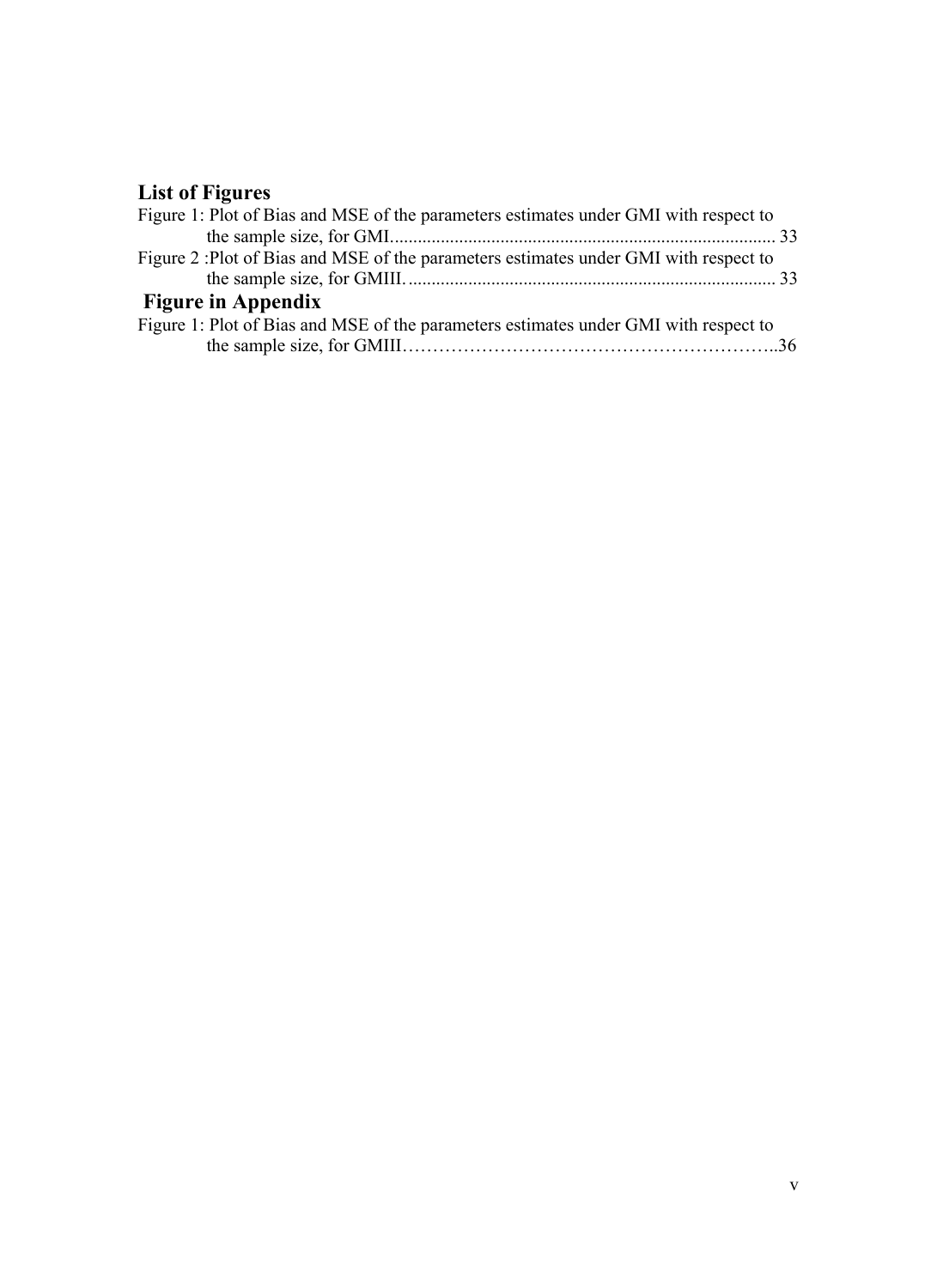## List of Figures

Figure 1: Plot of Bias and MSE of the parameters estimates under GMI with respect to the sample size, for GMI.................................................................................. 33

Figure 2 :Plot of Bias and MSE of the parameters estimates under GMI with respect to the sample size, for GMIII............................................................................... 33

## Figure in Appendix

Figure 1: Plot of Bias and MSE of the parameters estimates under GMI with respect to the sample size, for GMIII……………………………………………………..36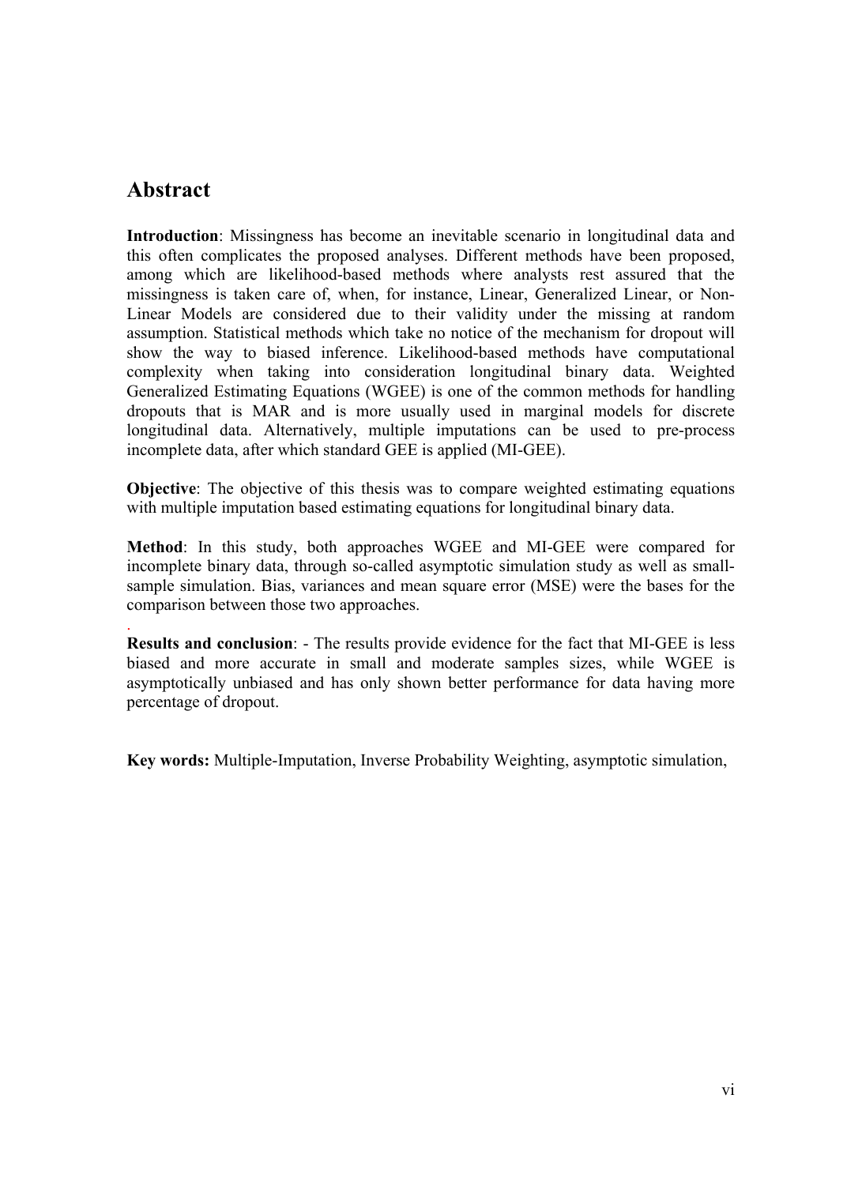# Abstract

**Introduction**: Missingness has become an inevitable scenario in longitudinal data and this often complicates the proposed analyses. Different methods have been proposed, among which are likelihood-based methods where analysts rest assured that the missingness is taken care of, when, for instance, Linear, Generalized Linear, or Non-Linear Models are considered due to their validity under the missing at random assumption. Statistical methods which take no notice of the mechanism for dropout will show the way to biased inference. Likelihood-based methods have computational complexity when taking into consideration longitudinal binary data. Weighted Generalized Estimating Equations (WGEE) is one of the common methods for handling dropouts that is MAR and is more usually used in marginal models for discrete longitudinal data. Alternatively, multiple imputations can be used to pre-process incomplete data, after which standard GEE is applied (MI-GEE).

**Objective**: The objective of this thesis was to compare weighted estimating equations with multiple imputation based estimating equations for longitudinal binary data.

**Method**: In this study, both approaches WGEE and MI-GEE were compared for incomplete binary data, through so-called asymptotic simulation study as well as small-sample simulation. Bias, variances and mean square error (MSE) were the bases for the comparison between those two approaches.

.
**Results and conclusion**: - The results provide evidence for the fact that MI-GEE is less biased and more accurate in small and moderate samples sizes, while WGEE is asymptotically unbiased and has only shown better performance for data having more percentage of dropout.

**Key words:** Multiple-Imputation, Inverse Probability Weighting, asymptotic simulation,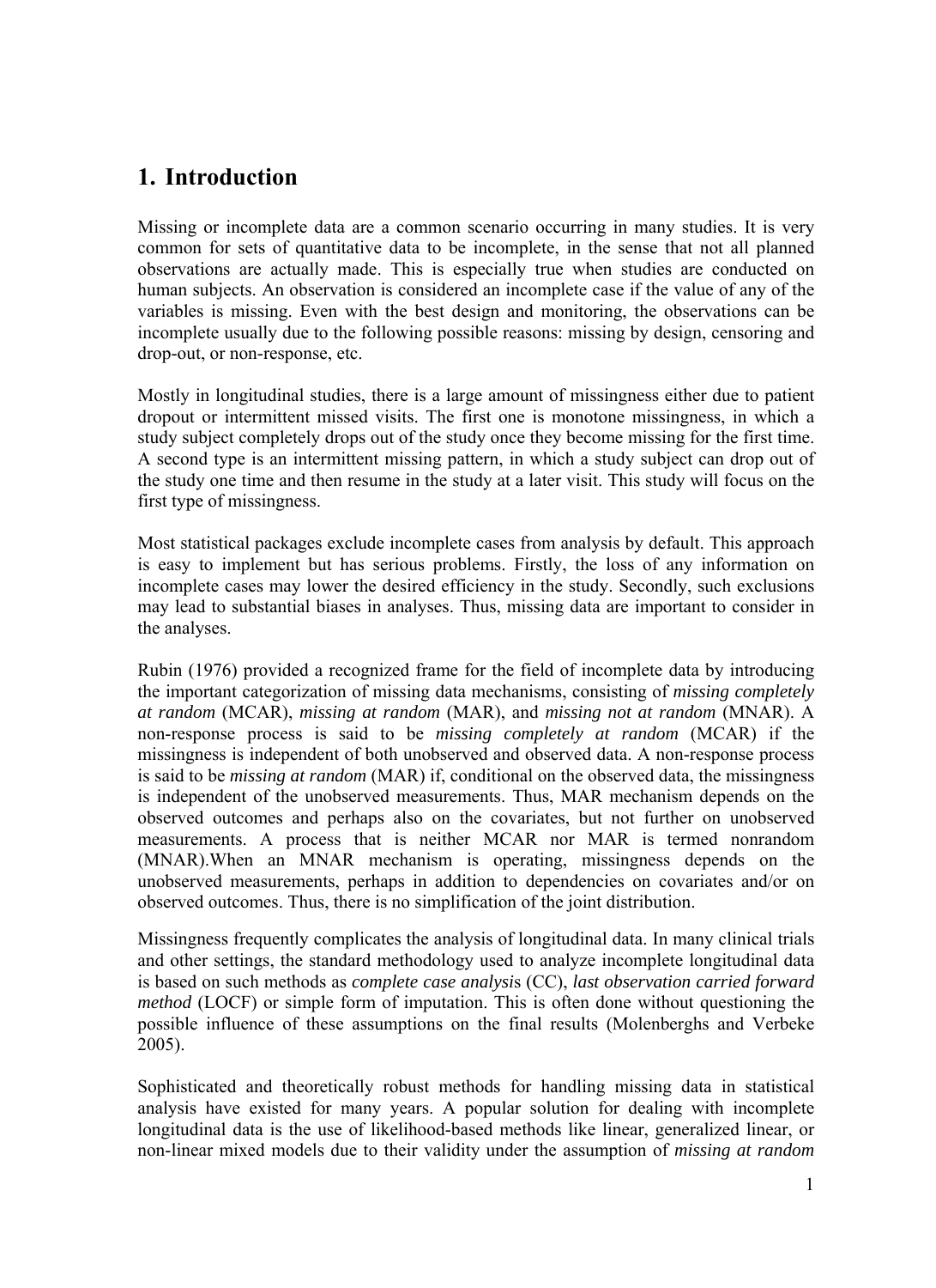# 1. Introduction

Missing or incomplete data are a common scenario occurring in many studies. It is very common for sets of quantitative data to be incomplete, in the sense that not all planned observations are actually made. This is especially true when studies are conducted on human subjects. An observation is considered an incomplete case if the value of any of the variables is missing. Even with the best design and monitoring, the observations can be incomplete usually due to the following possible reasons: missing by design, censoring and drop-out, or non-response, etc.

Mostly in longitudinal studies, there is a large amount of missingness either due to patient dropout or intermittent missed visits. The first one is monotone missingness, in which a study subject completely drops out of the study once they become missing for the first time. A second type is an intermittent missing pattern, in which a study subject can drop out of the study one time and then resume in the study at a later visit. This study will focus on the first type of missingness.

Most statistical packages exclude incomplete cases from analysis by default. This approach is easy to implement but has serious problems. Firstly, the loss of any information on incomplete cases may lower the desired efficiency in the study. Secondly, such exclusions may lead to substantial biases in analyses. Thus, missing data are important to consider in the analyses.

Rubin (1976) provided a recognized frame for the field of incomplete data by introducing the important categorization of missing data mechanisms, consisting of *missing completely at random* (MCAR), *missing at random* (MAR), and *missing not at random* (MNAR). A non-response process is said to be *missing completely at random* (MCAR) if the missingness is independent of both unobserved and observed data. A non-response process is said to be *missing at random* (MAR) if, conditional on the observed data, the missingness is independent of the unobserved measurements. Thus, MAR mechanism depends on the observed outcomes and perhaps also on the covariates, but not further on unobserved measurements. A process that is neither MCAR nor MAR is termed nonrandom (MNAR).When an MNAR mechanism is operating, missingness depends on the unobserved measurements, perhaps in addition to dependencies on covariates and/or on observed outcomes. Thus, there is no simplification of the joint distribution.

Missingness frequently complicates the analysis of longitudinal data. In many clinical trials and other settings, the standard methodology used to analyze incomplete longitudinal data is based on such methods as *complete case analysis* (CC), *last observation carried forward method* (LOCF) or simple form of imputation. This is often done without questioning the possible influence of these assumptions on the final results (Molenberghs and Verbeke 2005).

Sophisticated and theoretically robust methods for handling missing data in statistical analysis have existed for many years. A popular solution for dealing with incomplete longitudinal data is the use of likelihood-based methods like linear, generalized linear, or non-linear mixed models due to their validity under the assumption of *missing at random*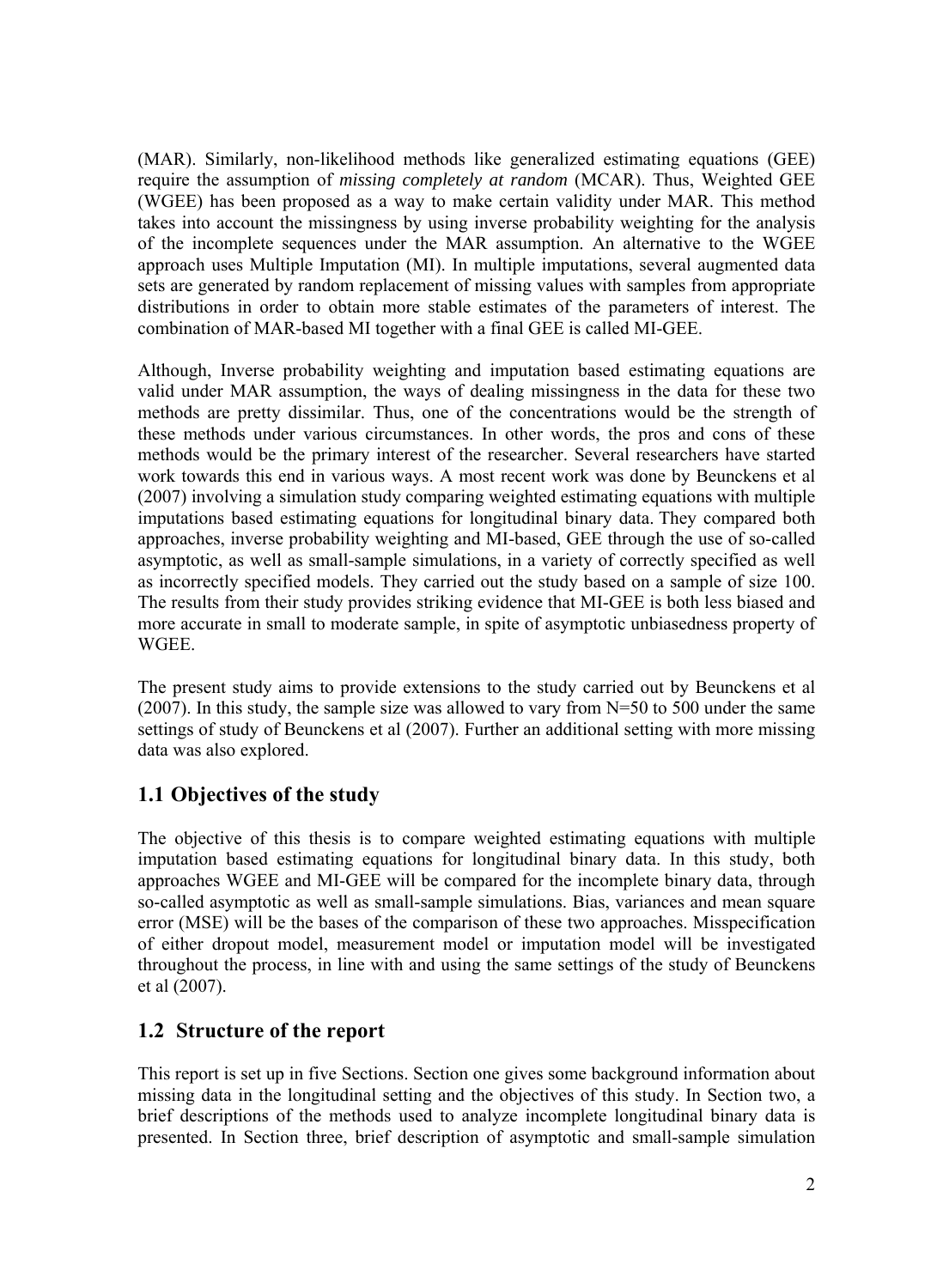(MAR). Similarly, non-likelihood methods like generalized estimating equations (GEE) require the assumption of *missing completely at random* (MCAR). Thus, Weighted GEE (WGEE) has been proposed as a way to make certain validity under MAR. This method takes into account the missingness by using inverse probability weighting for the analysis of the incomplete sequences under the MAR assumption. An alternative to the WGEE approach uses Multiple Imputation (MI). In multiple imputations, several augmented data sets are generated by random replacement of missing values with samples from appropriate distributions in order to obtain more stable estimates of the parameters of interest. The combination of MAR-based MI together with a final GEE is called MI-GEE.

Although, Inverse probability weighting and imputation based estimating equations are valid under MAR assumption, the ways of dealing missingness in the data for these two methods are pretty dissimilar. Thus, one of the concentrations would be the strength of these methods under various circumstances. In other words, the pros and cons of these methods would be the primary interest of the researcher. Several researchers have started work towards this end in various ways. A most recent work was done by Beunckens et al (2007) involving a simulation study comparing weighted estimating equations with multiple imputations based estimating equations for longitudinal binary data. They compared both approaches, inverse probability weighting and MI-based, GEE through the use of so-called asymptotic, as well as small-sample simulations, in a variety of correctly specified as well as incorrectly specified models. They carried out the study based on a sample of size 100. The results from their study provides striking evidence that MI-GEE is both less biased and more accurate in small to moderate sample, in spite of asymptotic unbiasedness property of WGEE.

The present study aims to provide extensions to the study carried out by Beunckens et al (2007). In this study, the sample size was allowed to vary from N=50 to 500 under the same settings of study of Beunckens et al (2007). Further an additional setting with more missing data was also explored.

## 1.1 Objectives of the study

The objective of this thesis is to compare weighted estimating equations with multiple imputation based estimating equations for longitudinal binary data. In this study, both approaches WGEE and MI-GEE will be compared for the incomplete binary data, through so-called asymptotic as well as small-sample simulations. Bias, variances and mean square error (MSE) will be the bases of the comparison of these two approaches. Misspecification of either dropout model, measurement model or imputation model will be investigated throughout the process, in line with and using the same settings of the study of Beunckens et al (2007).

## 1.2 Structure of the report

This report is set up in five Sections. Section one gives some background information about missing data in the longitudinal setting and the objectives of this study. In Section two, a brief descriptions of the methods used to analyze incomplete longitudinal binary data is presented. In Section three, brief description of asymptotic and small-sample simulation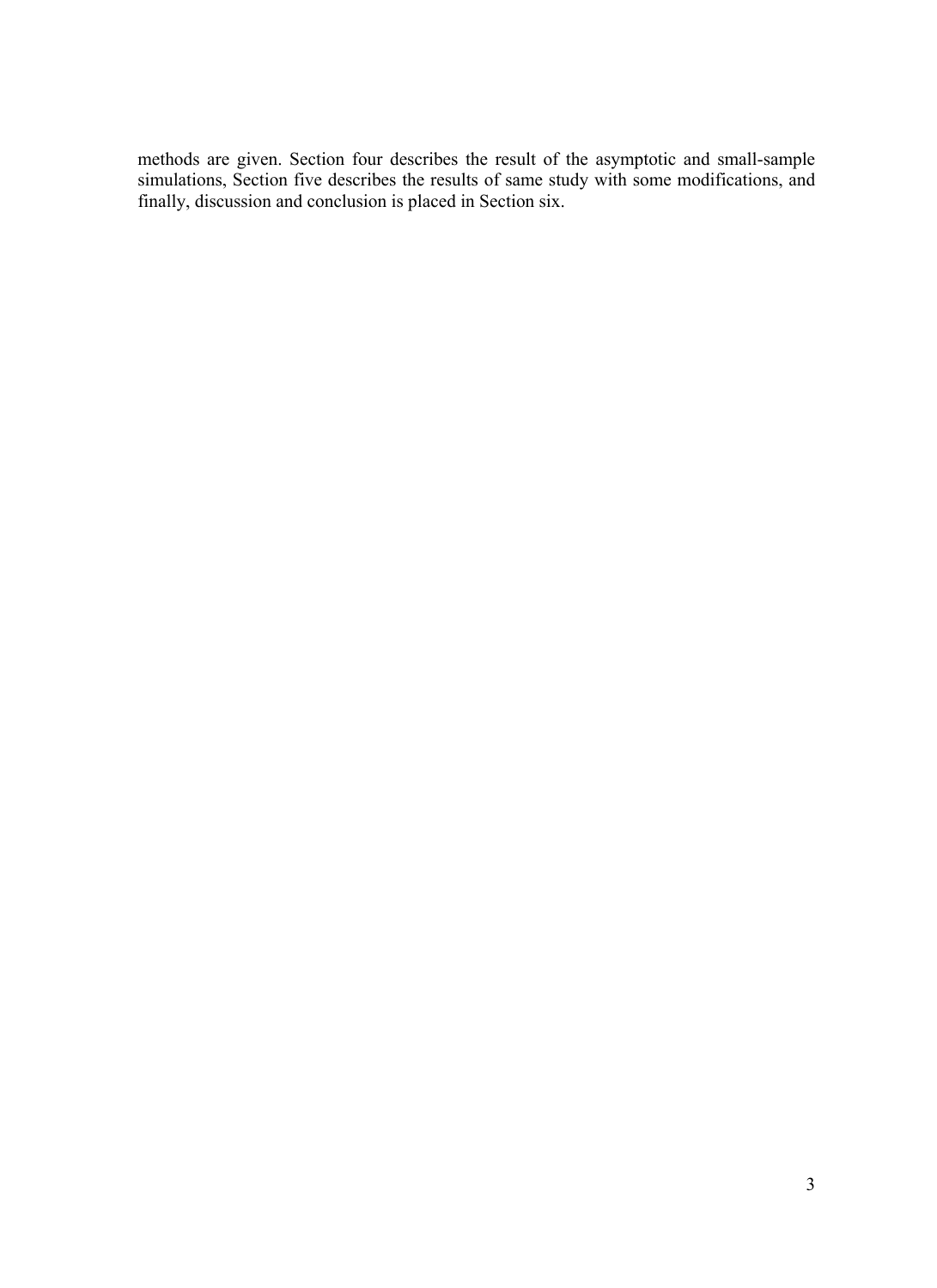methods are given. Section four describes the result of the asymptotic and small-sample simulations, Section five describes the results of same study with some modifications, and finally, discussion and conclusion is placed in Section six.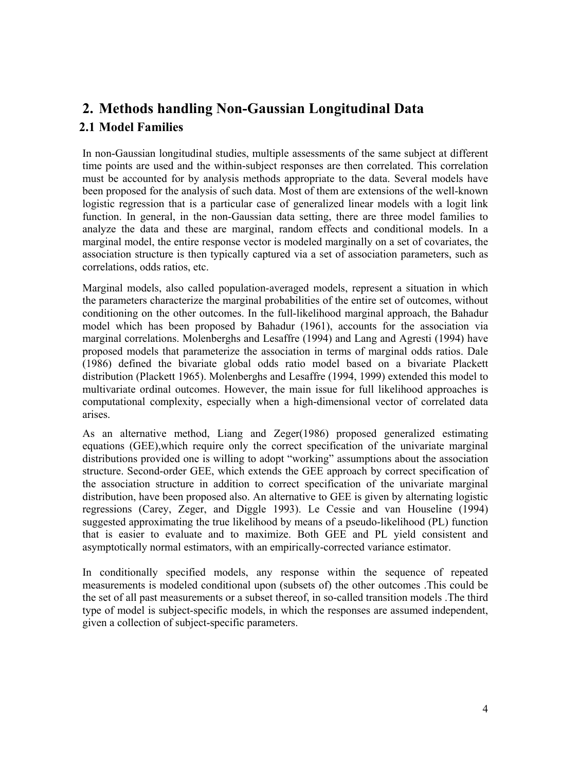# 2. Methods handling Non-Gaussian Longitudinal Data

## 2.1 Model Families

In non-Gaussian longitudinal studies, multiple assessments of the same subject at different time points are used and the within-subject responses are then correlated. This correlation must be accounted for by analysis methods appropriate to the data. Several models have been proposed for the analysis of such data. Most of them are extensions of the well-known logistic regression that is a particular case of generalized linear models with a logit link function. In general, in the non-Gaussian data setting, there are three model families to analyze the data and these are marginal, random effects and conditional models. In a marginal model, the entire response vector is modeled marginally on a set of covariates, the association structure is then typically captured via a set of association parameters, such as correlations, odds ratios, etc.

Marginal models, also called population-averaged models, represent a situation in which the parameters characterize the marginal probabilities of the entire set of outcomes, without conditioning on the other outcomes. In the full-likelihood marginal approach, the Bahadur model which has been proposed by Bahadur (1961), accounts for the association via marginal correlations. Molenberghs and Lesaffre (1994) and Lang and Agresti (1994) have proposed models that parameterize the association in terms of marginal odds ratios. Dale (1986) defined the bivariate global odds ratio model based on a bivariate Plackett distribution (Plackett 1965). Molenberghs and Lesaffre (1994, 1999) extended this model to multivariate ordinal outcomes. However, the main issue for full likelihood approaches is computational complexity, especially when a high-dimensional vector of correlated data arises.

As an alternative method, Liang and Zeger(1986) proposed generalized estimating equations (GEE),which require only the correct specification of the univariate marginal distributions provided one is willing to adopt "working" assumptions about the association structure. Second-order GEE, which extends the GEE approach by correct specification of the association structure in addition to correct specification of the univariate marginal distribution, have been proposed also. An alternative to GEE is given by alternating logistic regressions (Carey, Zeger, and Diggle 1993). Le Cessie and van Houseline (1994) suggested approximating the true likelihood by means of a pseudo-likelihood (PL) function that is easier to evaluate and to maximize. Both GEE and PL yield consistent and asymptotically normal estimators, with an empirically-corrected variance estimator.

In conditionally specified models, any response within the sequence of repeated measurements is modeled conditional upon (subsets of) the other outcomes .This could be the set of all past measurements or a subset thereof, in so-called transition models .The third type of model is subject-specific models, in which the responses are assumed independent, given a collection of subject-specific parameters.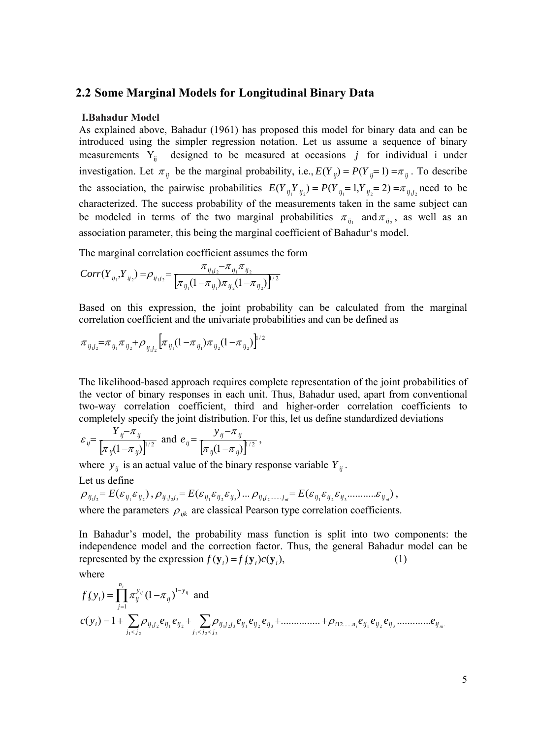## 2.2 Some Marginal Models for Longitudinal Binary Data

**I.Bahadur Model**

As explained above, Bahadur (1961) has proposed this model for binary data and can be introduced using the simpler regression notation. Let us assume a sequence of binary measurements $Y_{ij}$ designed to be measured at occasions $j$ for individual i under investigation. Let $\pi_{ij}$ be the marginal probability, i.e., $E(Y_{ij}) = P(Y_{ij} = 1) = \pi_{ij}$. To describe the association, the pairwise probabilities $E(Y_{ij_1} Y_{ij_2}) = P(Y_{ij_1} = 1, Y_{ij_2} = 2) = \pi_{ij_1 j_2}$ need to be characterized. The success probability of the measurements taken in the same subject can be modeled in terms of the two marginal probabilities $\pi_{ij_1}$ and $\pi_{ij_2}$, as well as an association parameter, this being the marginal coefficient of Bahadur's model.

The marginal correlation coefficient assumes the form

$$Corr(Y_{ij_1}, Y_{ij_2}) = \rho_{ij_1 j_2} = \frac{\pi_{ij_1 j_2} - \pi_{ij_1}\pi_{ij_2}}{\left[\pi_{ij_1}(1-\pi_{ij_1})\pi_{ij_2}(1-\pi_{ij_2})\right]^{1/2}}$$

Based on this expression, the joint probability can be calculated from the marginal correlation coefficient and the univariate probabilities and can be defined as

$$\pi_{ij_1 j_2} = \pi_{ij_1}\pi_{ij_2} + \rho_{ij_1 j_2}\left[\pi_{ij_1}(1-\pi_{ij_1})\pi_{ij_2}(1-\pi_{ij_2})\right]^{1/2}$$

The likelihood-based approach requires complete representation of the joint probabilities of the vector of binary responses in each unit. Thus, Bahadur used, apart from conventional two-way correlation coefficient, third and higher-order correlation coefficients to completely specify the joint distribution. For this, let us define standardized deviations

$$\varepsilon_{ij} = \frac{Y_{ij} - \pi_{ij}}{\left[\pi_{ij}(1-\pi_{ij})\right]^{1/2}} \text{ and } e_{ij} = \frac{y_{ij} - \pi_{ij}}{\left[\pi_{ij}(1-\pi_{ij})\right]^{1/2}},$$

where $y_{ij}$ is an actual value of the binary response variable $Y_{ij}$.

Let us define

$\rho_{ij_1 j_2} = E(\varepsilon_{ij_1}\varepsilon_{ij_2})$, $\rho_{ij_1 j_2 j_3} = E(\varepsilon_{ij_1}\varepsilon_{ij_2}\varepsilon_{ij_3}) \ldots \rho_{ij_1 j_2 \ldots\ldots j_{ni}} = E(\varepsilon_{ij_1}\varepsilon_{ij_2}\varepsilon_{ij_3} \ldots\ldots\ldots\ldots \varepsilon_{ij_{ni}})$,

where the parameters $\rho_{ijk}$ are classical Pearson type correlation coefficients.

In Bahadur's model, the probability mass function is split into two components: the independence model and the correction factor. Thus, the general Bahadur model can be represented by the expression $f(\mathbf{y}_i) = f_1(\mathbf{y}_i)c(\mathbf{y}_i)$, (1)

where

$$f_1(y_i) = \prod_{j=1}^{n_i} \pi_{ij}^{y_{ij}}(1-\pi_{ij})^{1-y_{ij}} \text{ and}$$

$$c(y_i) = 1 + \sum_{j_1 < j_2} \rho_{ij_1 j_2} e_{ij_1} e_{ij_2} + \sum_{j_1 < j_2 < j_3} \rho_{ij_1 j_2 j_3} e_{ij_1} e_{ij_2} e_{ij_3} + \ldots\ldots\ldots\ldots\ldots + \rho_{i12\ldots\ldots n_i} e_{ij_1} e_{ij_2} e_{ij_3} \ldots\ldots\ldots\ldots e_{ij_{ni}}.$$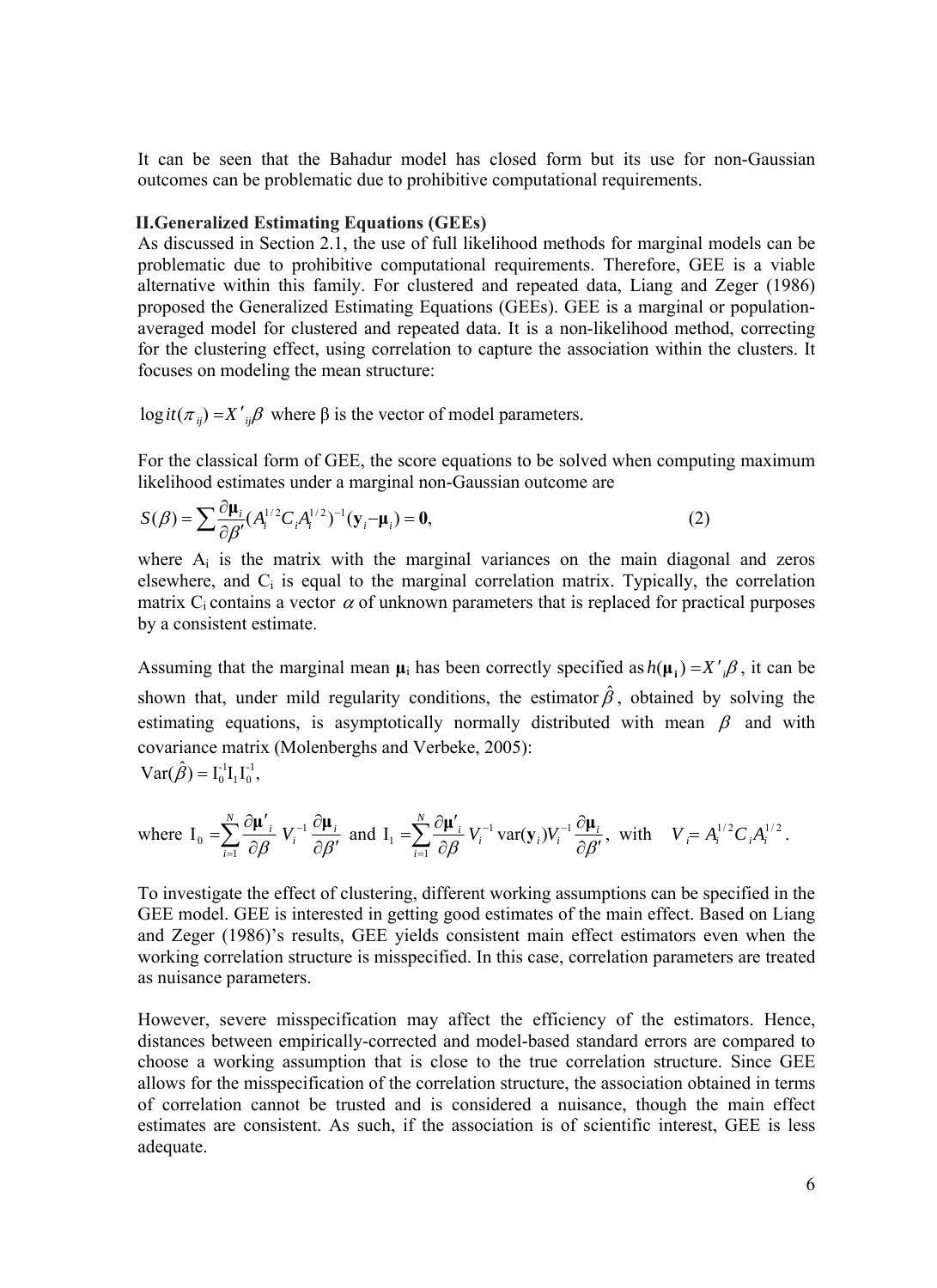It can be seen that the Bahadur model has closed form but its use for non-Gaussian outcomes can be problematic due to prohibitive computational requirements.

## II. Generalized Estimating Equations (GEEs)

As discussed in Section 2.1, the use of full likelihood methods for marginal models can be problematic due to prohibitive computational requirements. Therefore, GEE is a viable alternative within this family. For clustered and repeated data, Liang and Zeger (1986) proposed the Generalized Estimating Equations (GEEs). GEE is a marginal or population-averaged model for clustered and repeated data. It is a non-likelihood method, correcting for the clustering effect, using correlation to capture the association within the clusters. It focuses on modeling the mean structure:

$\operatorname{logit}(\pi_{ij}) = X'_{ij}\beta$ where β is the vector of model parameters.

For the classical form of GEE, the score equations to be solved when computing maximum likelihood estimates under a marginal non-Gaussian outcome are

$$S(\beta) = \sum \frac{\partial \boldsymbol{\mu}_i}{\partial \beta'} (A_i^{1/2} C_i A_i^{1/2})^{-1} (\mathbf{y}_i - \boldsymbol{\mu}_i) = \mathbf{0}, \qquad (2)$$

where $A_i$ is the matrix with the marginal variances on the main diagonal and zeros elsewhere, and $C_i$ is equal to the marginal correlation matrix. Typically, the correlation matrix $C_i$ contains a vector $\alpha$ of unknown parameters that is replaced for practical purposes by a consistent estimate.

Assuming that the marginal mean $\boldsymbol{\mu}_i$ has been correctly specified as $h(\boldsymbol{\mu}_i) = X'_i\beta$, it can be shown that, under mild regularity conditions, the estimator $\hat{\beta}$, obtained by solving the estimating equations, is asymptotically normally distributed with mean $\beta$ and with covariance matrix (Molenberghs and Verbeke, 2005):

$$\operatorname{Var}(\hat{\beta}) = \mathrm{I}_0^{-1}\mathrm{I}_1\mathrm{I}_0^{-1},$$

where $\mathrm{I}_0 = \sum_{i=1}^{N} \frac{\partial \boldsymbol{\mu}'_i}{\partial \beta} V_i^{-1} \frac{\partial \boldsymbol{\mu}_i}{\partial \beta'}$ and $\mathrm{I}_1 = \sum_{i=1}^{N} \frac{\partial \boldsymbol{\mu}'_i}{\partial \beta} V_i^{-1} \operatorname{var}(\mathbf{y}_i) V_i^{-1} \frac{\partial \boldsymbol{\mu}_i}{\partial \beta'}$, with $V_i = A_i^{1/2} C_i A_i^{1/2}$.

To investigate the effect of clustering, different working assumptions can be specified in the GEE model. GEE is interested in getting good estimates of the main effect. Based on Liang and Zeger (1986)'s results, GEE yields consistent main effect estimators even when the working correlation structure is misspecified. In this case, correlation parameters are treated as nuisance parameters.

However, severe misspecification may affect the efficiency of the estimators. Hence, distances between empirically-corrected and model-based standard errors are compared to choose a working assumption that is close to the true correlation structure. Since GEE allows for the misspecification of the correlation structure, the association obtained in terms of correlation cannot be trusted and is considered a nuisance, though the main effect estimates are consistent. As such, if the association is of scientific interest, GEE is less adequate.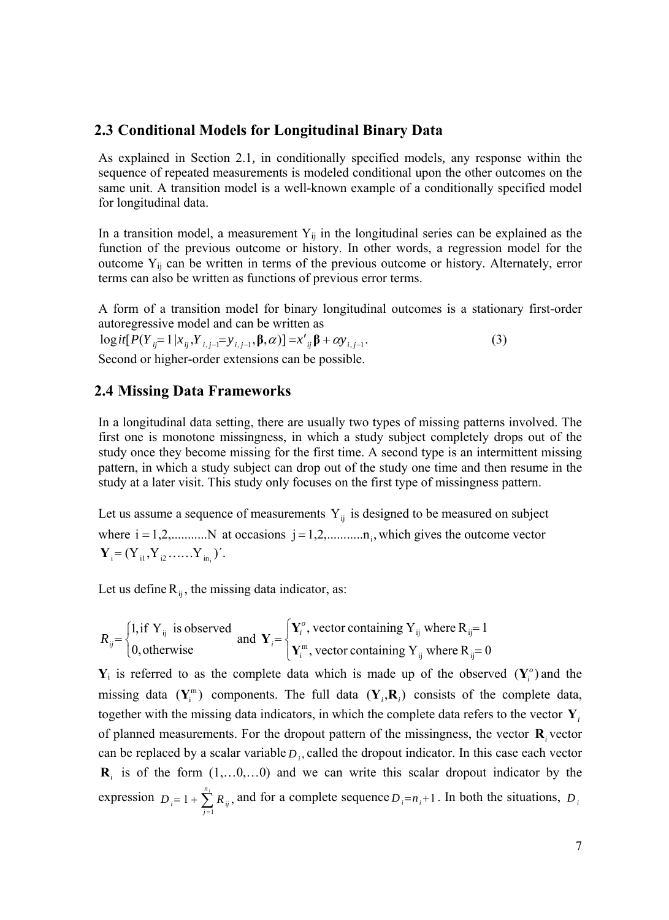## 2.3 Conditional Models for Longitudinal Binary Data

As explained in Section 2.1, in conditionally specified models, any response within the sequence of repeated measurements is modeled conditional upon the other outcomes on the same unit. A transition model is a well-known example of a conditionally specified model for longitudinal data.

In a transition model, a measurement $Y_{ij}$ in the longitudinal series can be explained as the function of the previous outcome or history. In other words, a regression model for the outcome $Y_{ij}$ can be written in terms of the previous outcome or history. Alternately, error terms can also be written as functions of previous error terms.

A form of a transition model for binary longitudinal outcomes is a stationary first-order autoregressive model and can be written as

$$\text{logit}[P(Y_{ij}=1 \mid x_{ij}, Y_{i,j-1}=y_{i,j-1}, \boldsymbol{\beta}, \alpha)] = x'_{ij}\boldsymbol{\beta} + \alpha y_{i,j-1}. \quad (3)$$

Second or higher-order extensions can be possible.

## 2.4 Missing Data Frameworks

In a longitudinal data setting, there are usually two types of missing patterns involved. The first one is monotone missingness, in which a study subject completely drops out of the study once they become missing for the first time. A second type is an intermittent missing pattern, in which a study subject can drop out of the study one time and then resume in the study at a later visit. This study only focuses on the first type of missingness pattern.

Let us assume a sequence of measurements $Y_{ij}$ is designed to be measured on subject where $i = 1,2,\ldots\ldots\ldots N$ at occasions $j = 1,2,\ldots\ldots\ldots n_i$, which gives the outcome vector $\mathbf{Y}_i = (Y_{i1}, Y_{i2} \ldots\ldots Y_{in_i})'$.

Let us define $R_{ij}$, the missing data indicator, as:

$$R_{ij} = \begin{cases} 1, \text{if } Y_{ij} \text{ is observed} \\ 0, \text{otherwise} \end{cases} \quad \text{and} \quad \mathbf{Y}_i = \begin{cases} \mathbf{Y}_i^o, \text{ vector containing } Y_{ij} \text{ where } R_{ij} = 1 \\ \mathbf{Y}_i^m, \text{ vector containing } Y_{ij} \text{ where } R_{ij} = 0 \end{cases}$$

$\mathbf{Y}_i$ is referred to as the complete data which is made up of the observed $(\mathbf{Y}_i^o)$ and the missing data $(\mathbf{Y}_i^m)$ components. The full data $(\mathbf{Y}_i, \mathbf{R}_i)$ consists of the complete data, together with the missing data indicators, in which the complete data refers to the vector $\mathbf{Y}_i$ of planned measurements. For the dropout pattern of the missingness, the vector $\mathbf{R}_i$ vector can be replaced by a scalar variable $D_i$, called the dropout indicator. In this case each vector $\mathbf{R}_i$ is of the form $(1,\ldots 0,\ldots 0)$ and we can write this scalar dropout indicator by the expression $D_i = 1 + \sum_{j=1}^{n_i} R_{ij}$, and for a complete sequence $D_i = n_i + 1$. In both the situations, $D_i$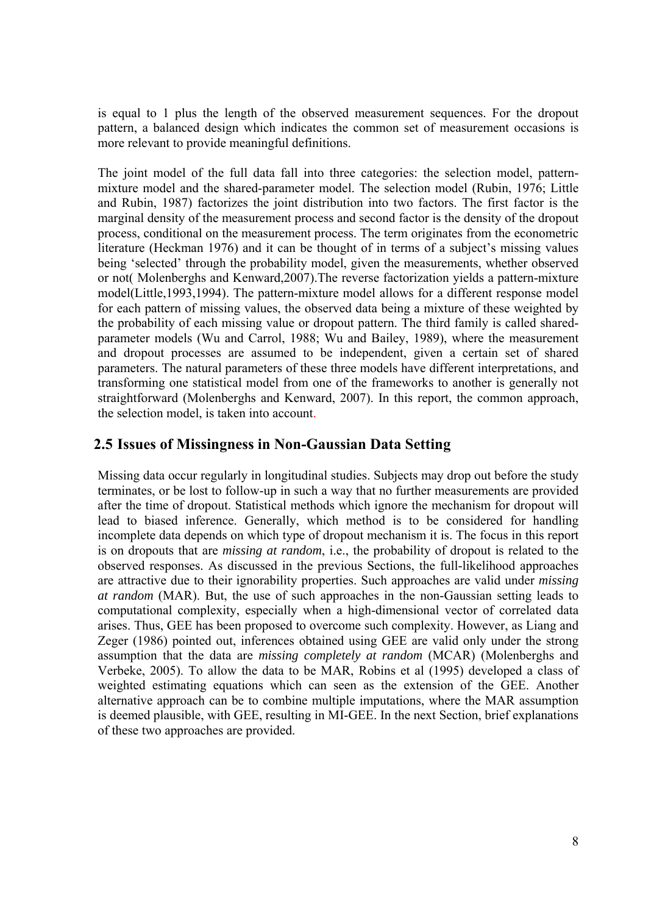is equal to 1 plus the length of the observed measurement sequences. For the dropout pattern, a balanced design which indicates the common set of measurement occasions is more relevant to provide meaningful definitions.

The joint model of the full data fall into three categories: the selection model, pattern-mixture model and the shared-parameter model. The selection model (Rubin, 1976; Little and Rubin, 1987) factorizes the joint distribution into two factors. The first factor is the marginal density of the measurement process and second factor is the density of the dropout process, conditional on the measurement process. The term originates from the econometric literature (Heckman 1976) and it can be thought of in terms of a subject's missing values being 'selected' through the probability model, given the measurements, whether observed or not( Molenberghs and Kenward,2007).The reverse factorization yields a pattern-mixture model(Little,1993,1994). The pattern-mixture model allows for a different response model for each pattern of missing values, the observed data being a mixture of these weighted by the probability of each missing value or dropout pattern. The third family is called shared-parameter models (Wu and Carrol, 1988; Wu and Bailey, 1989), where the measurement and dropout processes are assumed to be independent, given a certain set of shared parameters. The natural parameters of these three models have different interpretations, and transforming one statistical model from one of the frameworks to another is generally not straightforward (Molenberghs and Kenward, 2007). In this report, the common approach, the selection model, is taken into account.

## 2.5 Issues of Missingness in Non-Gaussian Data Setting

Missing data occur regularly in longitudinal studies. Subjects may drop out before the study terminates, or be lost to follow-up in such a way that no further measurements are provided after the time of dropout. Statistical methods which ignore the mechanism for dropout will lead to biased inference. Generally, which method is to be considered for handling incomplete data depends on which type of dropout mechanism it is. The focus in this report is on dropouts that are *missing at random*, i.e., the probability of dropout is related to the observed responses. As discussed in the previous Sections, the full-likelihood approaches are attractive due to their ignorability properties. Such approaches are valid under *missing at random* (MAR). But, the use of such approaches in the non-Gaussian setting leads to computational complexity, especially when a high-dimensional vector of correlated data arises. Thus, GEE has been proposed to overcome such complexity. However, as Liang and Zeger (1986) pointed out, inferences obtained using GEE are valid only under the strong assumption that the data are *missing completely at random* (MCAR) (Molenberghs and Verbeke, 2005). To allow the data to be MAR, Robins et al (1995) developed a class of weighted estimating equations which can seen as the extension of the GEE. Another alternative approach can be to combine multiple imputations, where the MAR assumption is deemed plausible, with GEE, resulting in MI-GEE. In the next Section, brief explanations of these two approaches are provided.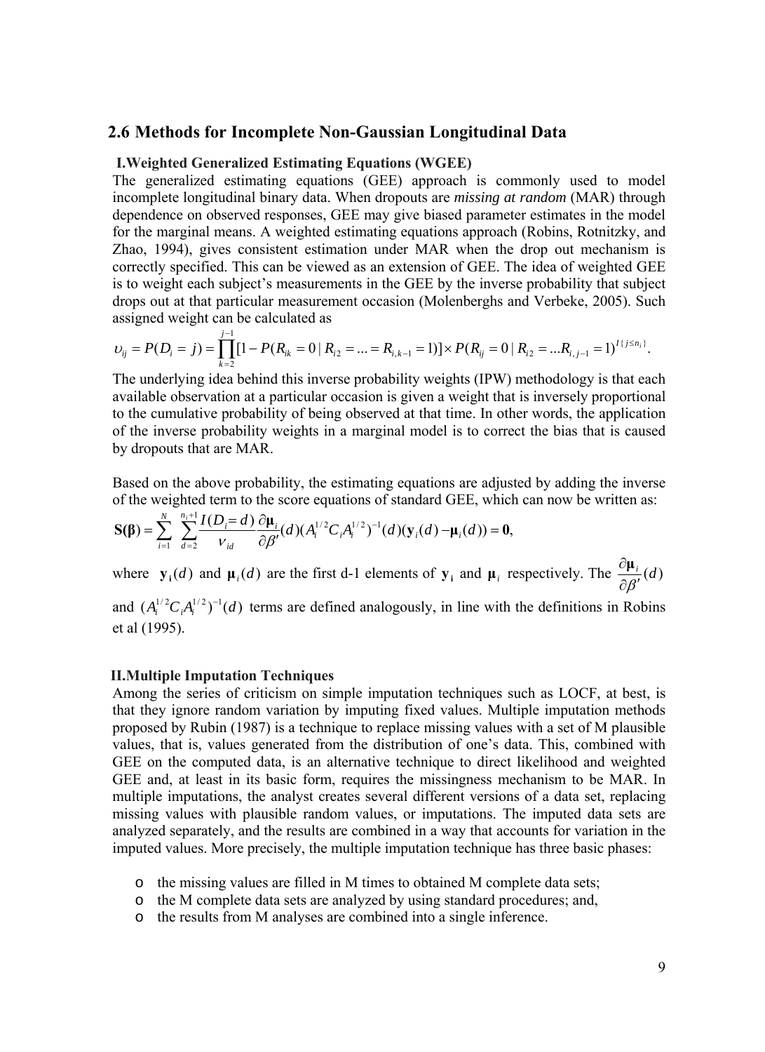## 2.6 Methods for Incomplete Non-Gaussian Longitudinal Data

### I. Weighted Generalized Estimating Equations (WGEE)

The generalized estimating equations (GEE) approach is commonly used to model incomplete longitudinal binary data. When dropouts are *missing at random* (MAR) through dependence on observed responses, GEE may give biased parameter estimates in the model for the marginal means. A weighted estimating equations approach (Robins, Rotnitzky, and Zhao, 1994), gives consistent estimation under MAR when the drop out mechanism is correctly specified. This can be viewed as an extension of GEE. The idea of weighted GEE is to weight each subject's measurements in the GEE by the inverse probability that subject drops out at that particular measurement occasion (Molenberghs and Verbeke, 2005). Such assigned weight can be calculated as

$$\upsilon_{ij} = P(D_i = j) = \prod_{k=2}^{j-1}[1 - P(R_{ik} = 0 \mid R_{i2} = \ldots = R_{i,k-1} = 1)] \times P(R_{ij} = 0 \mid R_{i2} = \ldots R_{i,j-1} = 1)^{I\{j \le n_i\}}.$$

The underlying idea behind this inverse probability weights (IPW) methodology is that each available observation at a particular occasion is given a weight that is inversely proportional to the cumulative probability of being observed at that time. In other words, the application of the inverse probability weights in a marginal model is to correct the bias that is caused by dropouts that are MAR.

Based on the above probability, the estimating equations are adjusted by adding the inverse of the weighted term to the score equations of standard GEE, which can now be written as:

$$\mathbf{S(\beta)} = \sum_{i=1}^{N} \sum_{d=2}^{n_i+1} \frac{I(D_i = d)}{\nu_{id}} \frac{\partial \boldsymbol{\mu}_i}{\partial \beta'}(d)(A_i^{1/2} C_i A_i^{1/2})^{-1}(d)(\mathbf{y}_i(d) - \boldsymbol{\mu}_i(d)) = \mathbf{0},$$

where $\mathbf{y}_i(d)$ and $\boldsymbol{\mu}_i(d)$ are the first d-1 elements of $\mathbf{y}_i$ and $\boldsymbol{\mu}_i$ respectively. The $\frac{\partial \boldsymbol{\mu}_i}{\partial \beta'}(d)$ and $(A_i^{1/2} C_i A_i^{1/2})^{-1}(d)$ terms are defined analogously, in line with the definitions in Robins et al (1995).

### II. Multiple Imputation Techniques

Among the series of criticism on simple imputation techniques such as LOCF, at best, is that they ignore random variation by imputing fixed values. Multiple imputation methods proposed by Rubin (1987) is a technique to replace missing values with a set of M plausible values, that is, values generated from the distribution of one's data. This, combined with GEE on the computed data, is an alternative technique to direct likelihood and weighted GEE and, at least in its basic form, requires the missingness mechanism to be MAR. In multiple imputations, the analyst creates several different versions of a data set, replacing missing values with plausible random values, or imputations. The imputed data sets are analyzed separately, and the results are combined in a way that accounts for variation in the imputed values. More precisely, the multiple imputation technique has three basic phases:

- the missing values are filled in M times to obtained M complete data sets;
- the M complete data sets are analyzed by using standard procedures; and,
- the results from M analyses are combined into a single inference.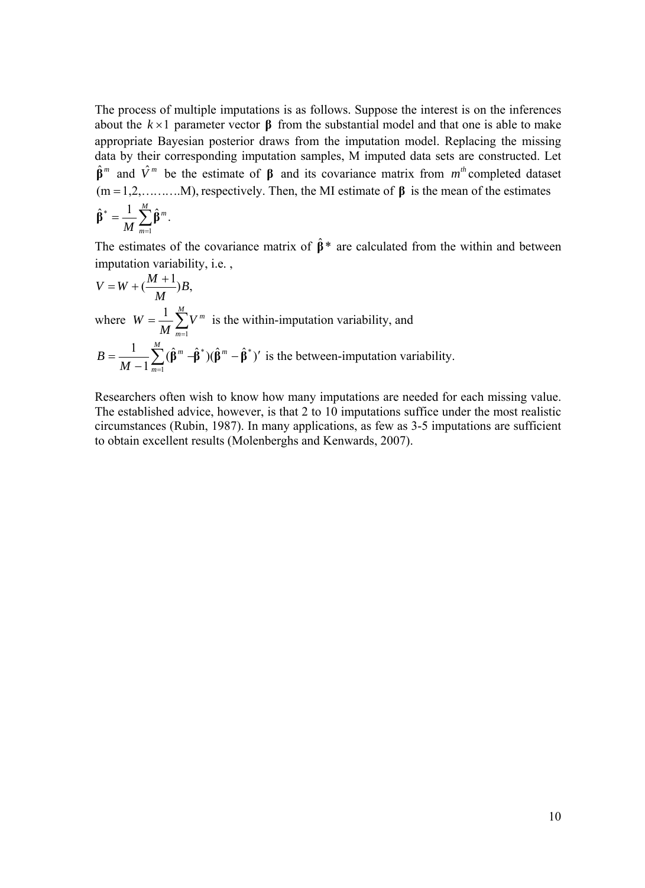The process of multiple imputations is as follows. Suppose the interest is on the inferences about the $k \times 1$ parameter vector $\boldsymbol{\beta}$ from the substantial model and that one is able to make appropriate Bayesian posterior draws from the imputation model. Replacing the missing data by their corresponding imputation samples, M imputed data sets are constructed. Let $\hat{\boldsymbol{\beta}}^m$ and $\hat{V}^m$ be the estimate of $\boldsymbol{\beta}$ and its covariance matrix from $m^{th}$ completed dataset $(m = 1,2,\ldots\ldots\ldots M)$, respectively. Then, the MI estimate of $\boldsymbol{\beta}$ is the mean of the estimates

$$\hat{\boldsymbol{\beta}}^* = \frac{1}{M}\sum_{m=1}^{M}\hat{\boldsymbol{\beta}}^m.$$

The estimates of the covariance matrix of $\hat{\boldsymbol{\beta}}*$ are calculated from the within and between imputation variability, i.e. ,

$$V = W + (\frac{M+1}{M})B,$$

where $W = \frac{1}{M}\sum_{m=1}^{M}V^m$ is the within-imputation variability, and

$B = \frac{1}{M-1}\sum_{m=1}^{M}(\hat{\boldsymbol{\beta}}^m - \hat{\boldsymbol{\beta}}^*)(\hat{\boldsymbol{\beta}}^m - \hat{\boldsymbol{\beta}}^*)'$ is the between-imputation variability.

Researchers often wish to know how many imputations are needed for each missing value. The established advice, however, is that 2 to 10 imputations suffice under the most realistic circumstances (Rubin, 1987). In many applications, as few as 3-5 imputations are sufficient to obtain excellent results (Molenberghs and Kenwards, 2007).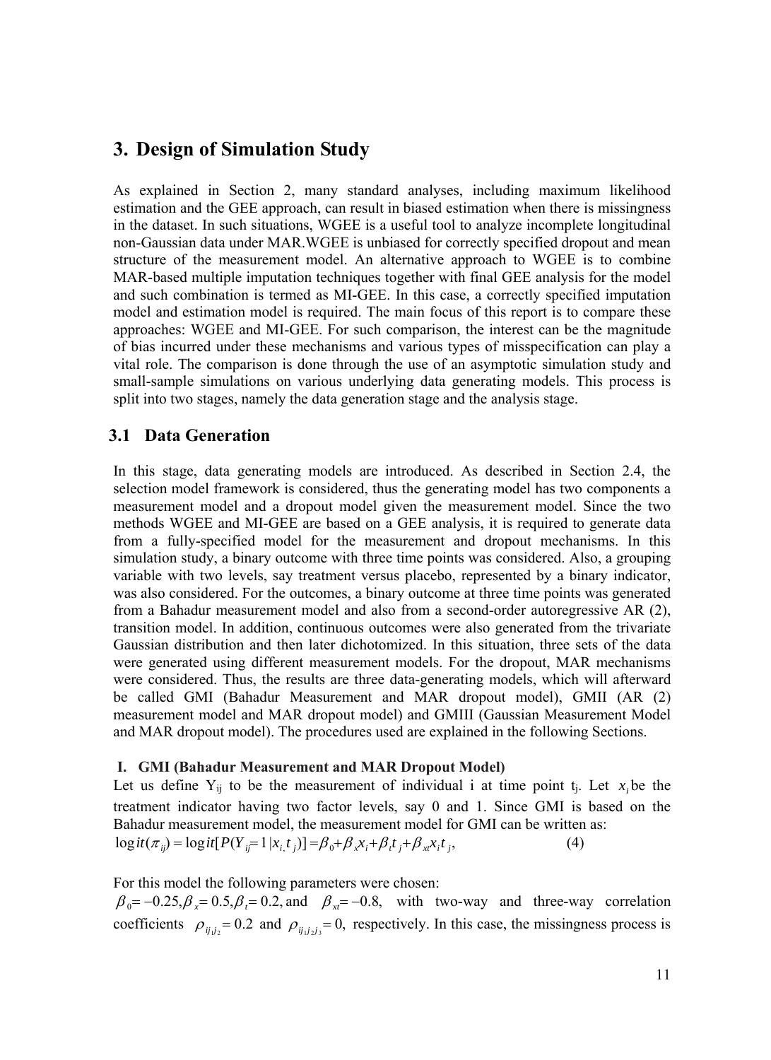# 3. Design of Simulation Study

As explained in Section 2, many standard analyses, including maximum likelihood estimation and the GEE approach, can result in biased estimation when there is missingness in the dataset. In such situations, WGEE is a useful tool to analyze incomplete longitudinal non-Gaussian data under MAR.WGEE is unbiased for correctly specified dropout and mean structure of the measurement model. An alternative approach to WGEE is to combine MAR-based multiple imputation techniques together with final GEE analysis for the model and such combination is termed as MI-GEE. In this case, a correctly specified imputation model and estimation model is required. The main focus of this report is to compare these approaches: WGEE and MI-GEE. For such comparison, the interest can be the magnitude of bias incurred under these mechanisms and various types of misspecification can play a vital role. The comparison is done through the use of an asymptotic simulation study and small-sample simulations on various underlying data generating models. This process is split into two stages, namely the data generation stage and the analysis stage.

## 3.1 Data Generation

In this stage, data generating models are introduced. As described in Section 2.4, the selection model framework is considered, thus the generating model has two components a measurement model and a dropout model given the measurement model. Since the two methods WGEE and MI-GEE are based on a GEE analysis, it is required to generate data from a fully-specified model for the measurement and dropout mechanisms. In this simulation study, a binary outcome with three time points was considered. Also, a grouping variable with two levels, say treatment versus placebo, represented by a binary indicator, was also considered. For the outcomes, a binary outcome at three time points was generated from a Bahadur measurement model and also from a second-order autoregressive AR (2), transition model. In addition, continuous outcomes were also generated from the trivariate Gaussian distribution and then later dichotomized. In this situation, three sets of the data were generated using different measurement models. For the dropout, MAR mechanisms were considered. Thus, the results are three data-generating models, which will afterward be called GMI (Bahadur Measurement and MAR dropout model), GMII (AR (2) measurement model and MAR dropout model) and GMIII (Gaussian Measurement Model and MAR dropout model). The procedures used are explained in the following Sections.

**I. GMI (Bahadur Measurement and MAR Dropout Model)**

Let us define $Y_{ij}$ to be the measurement of individual i at time point $t_j$. Let $x_i$ be the treatment indicator having two factor levels, say 0 and 1. Since GMI is based on the Bahadur measurement model, the measurement model for GMI can be written as:

$$\operatorname{logit}(\pi_{ij}) = \operatorname{logit}[P(Y_{ij}=1 \mid x_i, t_j)] = \beta_0 + \beta_x x_i + \beta_t t_j + \beta_{xt} x_i t_j, \tag{4}$$

For this model the following parameters were chosen:

$\beta_0 = -0.25, \beta_x = 0.5, \beta_t = 0.2,$ and $\beta_{xt} = -0.8,$ with two-way and three-way correlation coefficients $\rho_{ij_1j_2} = 0.2$ and $\rho_{ij_1j_2j_3} = 0,$ respectively. In this case, the missingness process is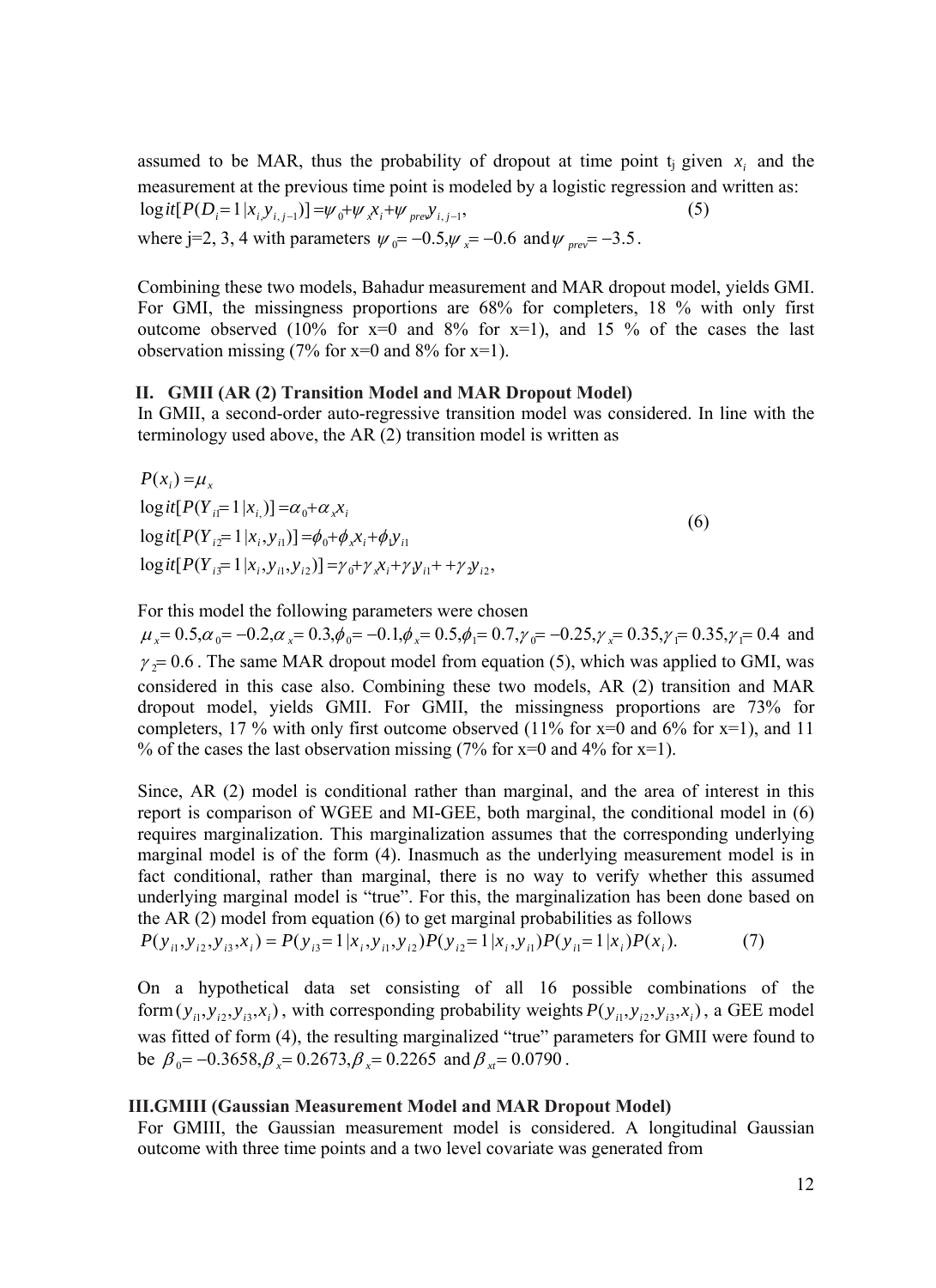assumed to be MAR, thus the probability of dropout at time point $t_j$ given $x_i$ and the measurement at the previous time point is modeled by a logistic regression and written as:

$$\text{logit}[P(D_i = 1 | x_i, y_{i,j-1})] = \psi_0 + \psi_x x_i + \psi_{prev} y_{i,j-1}, \tag{5}$$

where j=2, 3, 4 with parameters $\psi_0 = -0.5, \psi_x = -0.6$ and $\psi_{prev} = -3.5$.

Combining these two models, Bahadur measurement and MAR dropout model, yields GMI. For GMI, the missingness proportions are 68% for completers, 18 % with only first outcome observed (10% for x=0 and 8% for x=1), and 15 % of the cases the last observation missing (7% for x=0 and 8% for x=1).

### II. GMII (AR (2) Transition Model and MAR Dropout Model)

In GMII, a second-order auto-regressive transition model was considered. In line with the terminology used above, the AR (2) transition model is written as

$$
\begin{aligned}
&P(x_i) = \mu_x \\
&\text{logit}[P(Y_{i1} = 1 | x_i)] = \alpha_0 + \alpha_x x_i \\
&\text{logit}[P(Y_{i2} = 1 | x_i, y_{i1})] = \phi_0 + \phi_x x_i + \phi_1 y_{i1} \\
&\text{logit}[P(Y_{i3} = 1 | x_i, y_{i1}, y_{i2})] = \gamma_0 + \gamma_x x_i + \gamma_1 y_{i1} + + \gamma_2 y_{i2},
\end{aligned} \tag{6}
$$

For this model the following parameters were chosen $\mu_x = 0.5, \alpha_0 = -0.2, \alpha_x = 0.3, \phi_0 = -0.1, \phi_x = 0.5, \phi_1 = 0.7, \gamma_0 = -0.25, \gamma_x = 0.35, \gamma_1 = 0.35, \gamma_1 = 0.4$ and $\gamma_2 = 0.6$. The same MAR dropout model from equation (5), which was applied to GMI, was considered in this case also. Combining these two models, AR (2) transition and MAR dropout model, yields GMII. For GMII, the missingness proportions are 73% for completers, 17 % with only first outcome observed (11% for x=0 and 6% for x=1), and 11 % of the cases the last observation missing (7% for x=0 and 4% for x=1).

Since, AR (2) model is conditional rather than marginal, and the area of interest in this report is comparison of WGEE and MI-GEE, both marginal, the conditional model in (6) requires marginalization. This marginalization assumes that the corresponding underlying marginal model is of the form (4). Inasmuch as the underlying measurement model is in fact conditional, rather than marginal, there is no way to verify whether this assumed underlying marginal model is "true". For this, the marginalization has been done based on the AR (2) model from equation (6) to get marginal probabilities as follows

$$P(y_{i1}, y_{i2}, y_{i3}, x_i) = P(y_{i3} = 1 | x_i, y_{i1}, y_{i2}) P(y_{i2} = 1 | x_i, y_{i1}) P(y_{i1} = 1 | x_i) P(x_i). \tag{7}$$

On a hypothetical data set consisting of all 16 possible combinations of the form $(y_{i1}, y_{i2}, y_{i3}, x_i)$, with corresponding probability weights $P(y_{i1}, y_{i2}, y_{i3}, x_i)$, a GEE model was fitted of form (4), the resulting marginalized "true" parameters for GMII were found to be $\beta_0 = -0.3658, \beta_x = 0.2673, \beta_x = 0.2265$ and $\beta_{xt} = 0.0790$.

### III. GMIII (Gaussian Measurement Model and MAR Dropout Model)

For GMIII, the Gaussian measurement model is considered. A longitudinal Gaussian outcome with three time points and a two level covariate was generated from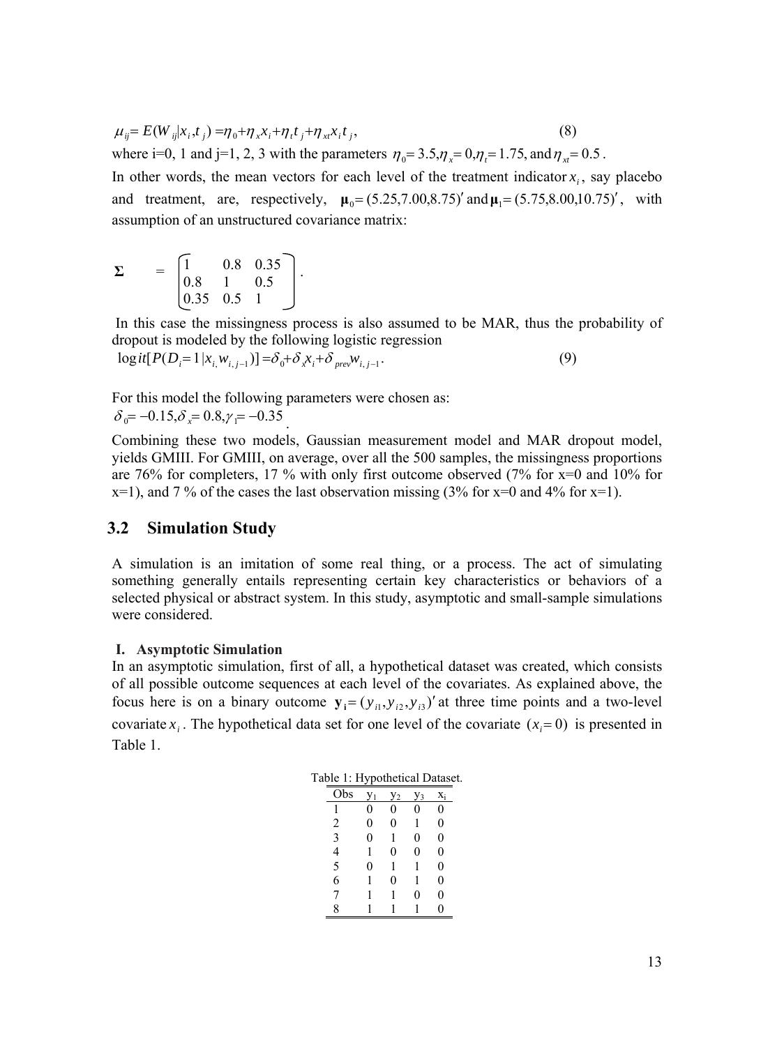$$\mu_{ij} = E(W_{ij}|x_i, t_j) = \eta_0 + \eta_x x_i + \eta_t t_j + \eta_{xt} x_i t_j, \tag{8}$$

where i=0, 1 and j=1, 2, 3 with the parameters $\eta_0 = 3.5, \eta_x = 0, \eta_t = 1.75$, and $\eta_{xt} = 0.5$.

In other words, the mean vectors for each level of the treatment indicator $x_i$, say placebo and treatment, are, respectively, $\boldsymbol{\mu}_0 = (5.25, 7.00, 8.75)'$ and $\boldsymbol{\mu}_1 = (5.75, 8.00, 10.75)'$, with assumption of an unstructured covariance matrix:

$$\boldsymbol{\Sigma} = \begin{bmatrix} 1 & 0.8 & 0.35 \\ 0.8 & 1 & 0.5 \\ 0.35 & 0.5 & 1 \end{bmatrix}.$$

In this case the missingness process is also assumed to be MAR, thus the probability of dropout is modeled by the following logistic regression

$$\text{logit}[P(D_i = 1 | x_i, w_{i,j-1})] = \delta_0 + \delta_x x_i + \delta_{prev} w_{i,j-1}. \tag{9}$$

For this model the following parameters were chosen as:

$\delta_0 = -0.15, \delta_x = 0.8, \gamma_1 = -0.35$.

Combining these two models, Gaussian measurement model and MAR dropout model, yields GMIII. For GMIII, on average, over all the 500 samples, the missingness proportions are 76% for completers, 17 % with only first outcome observed (7% for x=0 and 10% for x=1), and 7 % of the cases the last observation missing (3% for x=0 and 4% for x=1).

## 3.2 Simulation Study

A simulation is an imitation of some real thing, or a process. The act of simulating something generally entails representing certain key characteristics or behaviors of a selected physical or abstract system. In this study, asymptotic and small-sample simulations were considered.

### I. Asymptotic Simulation

In an asymptotic simulation, first of all, a hypothetical dataset was created, which consists of all possible outcome sequences at each level of the covariates. As explained above, the focus here is on a binary outcome $\mathbf{y}_i = (y_{i1}, y_{i2}, y_{i3})'$ at three time points and a two-level covariate $x_i$. The hypothetical data set for one level of the covariate $(x_i = 0)$ is presented in Table 1.

Table 1: Hypothetical Dataset.

| Obs | $y_1$ | $y_2$ | $y_3$ | $x_i$ |
|---|---|---|---|---|
| 1 | 0 | 0 | 0 | 0 |
| 2 | 0 | 0 | 1 | 0 |
| 3 | 0 | 1 | 0 | 0 |
| 4 | 1 | 0 | 0 | 0 |
| 5 | 0 | 1 | 1 | 0 |
| 6 | 1 | 0 | 1 | 0 |
| 7 | 1 | 1 | 0 | 0 |
| 8 | 1 | 1 | 1 | 0 |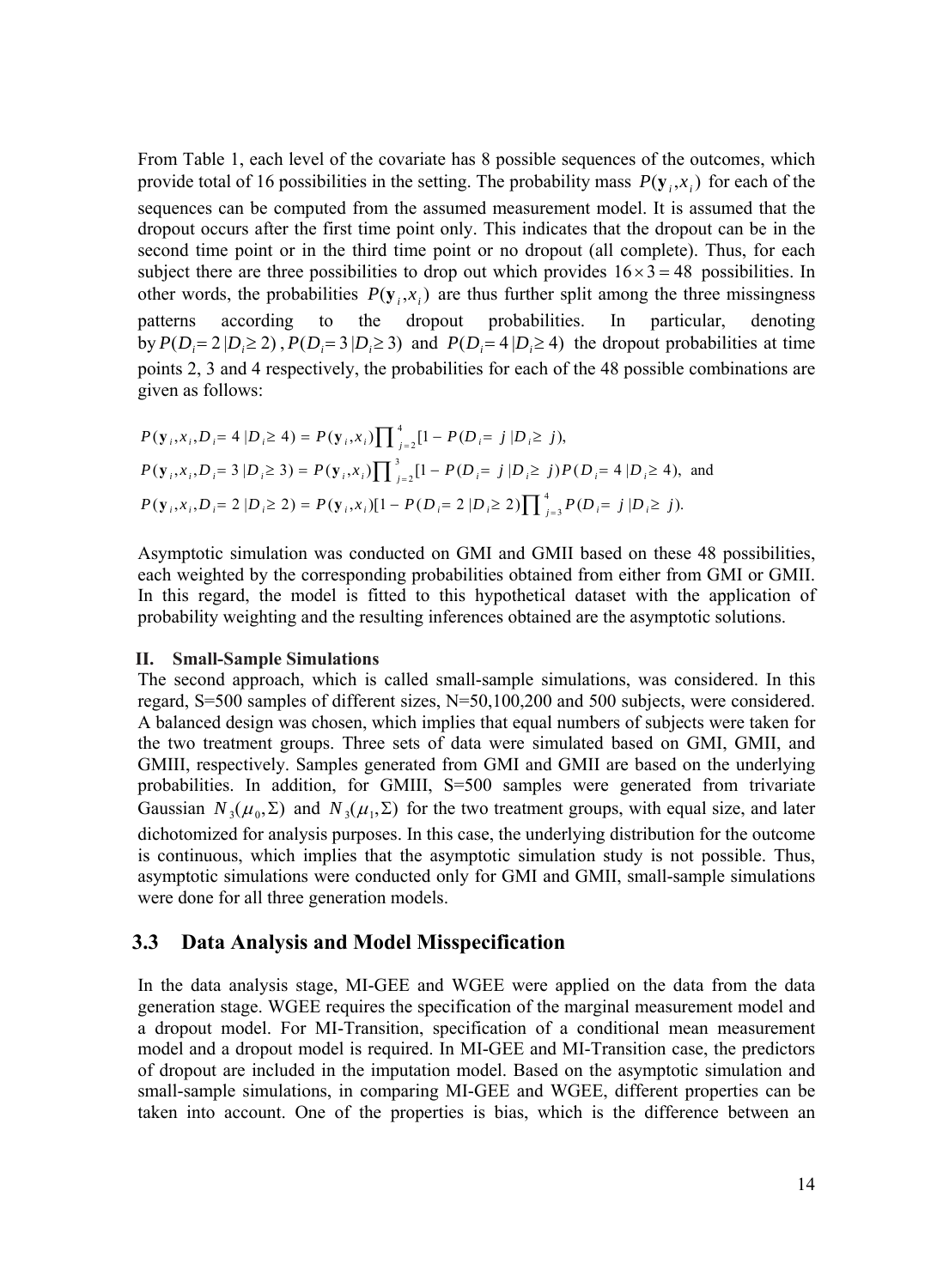From Table 1, each level of the covariate has 8 possible sequences of the outcomes, which provide total of 16 possibilities in the setting. The probability mass $P(\mathbf{y}_i, x_i)$ for each of the sequences can be computed from the assumed measurement model. It is assumed that the dropout occurs after the first time point only. This indicates that the dropout can be in the second time point or in the third time point or no dropout (all complete). Thus, for each subject there are three possibilities to drop out which provides $16 \times 3 = 48$ possibilities. In other words, the probabilities $P(\mathbf{y}_i, x_i)$ are thus further split among the three missingness patterns according to the dropout probabilities. In particular, denoting by $P(D_i = 2 | D_i \geq 2)$, $P(D_i = 3 | D_i \geq 3)$ and $P(D_i = 4 | D_i \geq 4)$ the dropout probabilities at time points 2, 3 and 4 respectively, the probabilities for each of the 48 possible combinations are given as follows:

$$P(\mathbf{y}_i, x_i, D_i = 4 | D_i \geq 4) = P(\mathbf{y}_i, x_i) \prod_{j=2}^{4} [1 - P(D_i = j | D_i \geq j),$$

$$P(\mathbf{y}_i, x_i, D_i = 3 | D_i \geq 3) = P(\mathbf{y}_i, x_i) \prod_{j=2}^{3} [1 - P(D_i = j | D_i \geq j) P(D_i = 4 | D_i \geq 4), \text{ and}$$

$$P(\mathbf{y}_i, x_i, D_i = 2 | D_i \geq 2) = P(\mathbf{y}_i, x_i) [1 - P(D_i = 2 | D_i \geq 2) \prod_{j=3}^{4} P(D_i = j | D_i \geq j).$$

Asymptotic simulation was conducted on GMI and GMII based on these 48 possibilities, each weighted by the corresponding probabilities obtained from either from GMI or GMII. In this regard, the model is fitted to this hypothetical dataset with the application of probability weighting and the resulting inferences obtained are the asymptotic solutions.

**II. Small-Sample Simulations**

The second approach, which is called small-sample simulations, was considered. In this regard, S=500 samples of different sizes, N=50,100,200 and 500 subjects, were considered. A balanced design was chosen, which implies that equal numbers of subjects were taken for the two treatment groups. Three sets of data were simulated based on GMI, GMII, and GMIII, respectively. Samples generated from GMI and GMII are based on the underlying probabilities. In addition, for GMIII, S=500 samples were generated from trivariate Gaussian $N_3(\mu_0, \Sigma)$ and $N_3(\mu_1, \Sigma)$ for the two treatment groups, with equal size, and later dichotomized for analysis purposes. In this case, the underlying distribution for the outcome is continuous, which implies that the asymptotic simulation study is not possible. Thus, asymptotic simulations were conducted only for GMI and GMII, small-sample simulations were done for all three generation models.

## 3.3 Data Analysis and Model Misspecification

In the data analysis stage, MI-GEE and WGEE were applied on the data from the data generation stage. WGEE requires the specification of the marginal measurement model and a dropout model. For MI-Transition, specification of a conditional mean measurement model and a dropout model is required. In MI-GEE and MI-Transition case, the predictors of dropout are included in the imputation model. Based on the asymptotic simulation and small-sample simulations, in comparing MI-GEE and WGEE, different properties can be taken into account. One of the properties is bias, which is the difference between an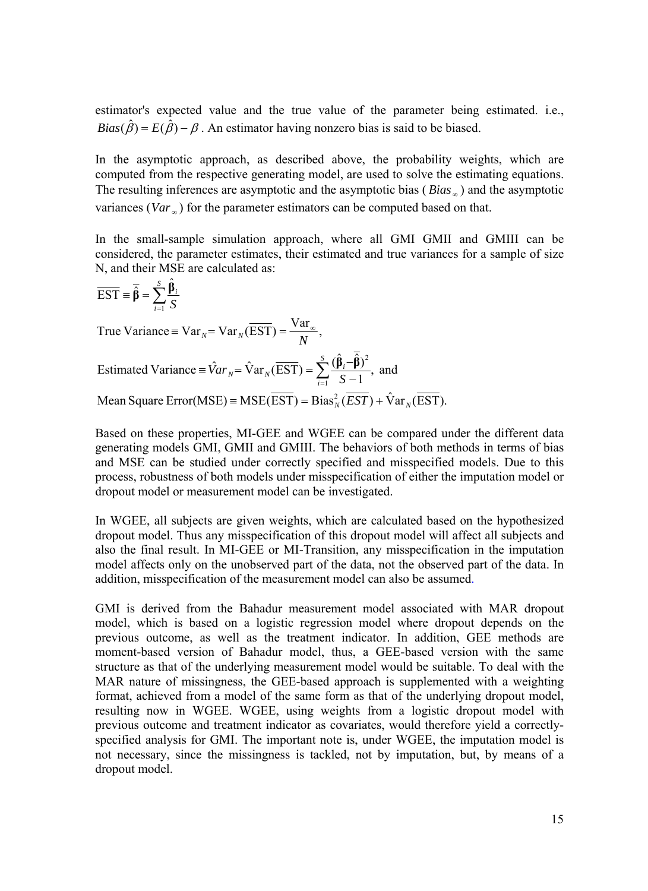estimator's expected value and the true value of the parameter being estimated. i.e., $Bias(\hat{\beta}) = E(\hat{\beta}) - \beta$. An estimator having nonzero bias is said to be biased.

In the asymptotic approach, as described above, the probability weights, which are computed from the respective generating model, are used to solve the estimating equations. The resulting inferences are asymptotic and the asymptotic bias ($Bias_{\infty}$) and the asymptotic variances ($Var_{\infty}$) for the parameter estimators can be computed based on that.

In the small-sample simulation approach, where all GMI GMII and GMIII can be considered, the parameter estimates, their estimated and true variances for a sample of size N, and their MSE are calculated as:

$$\overline{\text{EST}} \equiv \overline{\hat{\boldsymbol{\beta}}} = \sum_{i=1}^{S} \frac{\hat{\boldsymbol{\beta}}_i}{S}$$

$$\text{True Variance} \equiv \text{Var}_N = \text{Var}_N(\overline{\text{EST}}) = \frac{\text{Var}_{\infty}}{N},$$

$$\text{Estimated Variance} \equiv \hat{Var}_N = \hat{\text{V}}\text{ar}_N(\overline{\text{EST}}) = \sum_{i=1}^{S} \frac{(\hat{\boldsymbol{\beta}}_i - \overline{\hat{\boldsymbol{\beta}}})^2}{S-1}, \text{ and}$$

$$\text{Mean Square Error(MSE)} \equiv \text{MSE}(\overline{\text{EST}}) = \text{Bias}_N^2(\overline{EST}) + \hat{\text{V}}\text{ar}_N(\overline{\text{EST}}).$$

Based on these properties, MI-GEE and WGEE can be compared under the different data generating models GMI, GMII and GMIII. The behaviors of both methods in terms of bias and MSE can be studied under correctly specified and misspecified models. Due to this process, robustness of both models under misspecification of either the imputation model or dropout model or measurement model can be investigated.

In WGEE, all subjects are given weights, which are calculated based on the hypothesized dropout model. Thus any misspecification of this dropout model will affect all subjects and also the final result. In MI-GEE or MI-Transition, any misspecification in the imputation model affects only on the unobserved part of the data, not the observed part of the data. In addition, misspecification of the measurement model can also be assumed.

GMI is derived from the Bahadur measurement model associated with MAR dropout model, which is based on a logistic regression model where dropout depends on the previous outcome, as well as the treatment indicator. In addition, GEE methods are moment-based version of Bahadur model, thus, a GEE-based version with the same structure as that of the underlying measurement model would be suitable. To deal with the MAR nature of missingness, the GEE-based approach is supplemented with a weighting format, achieved from a model of the same form as that of the underlying dropout model, resulting now in WGEE. WGEE, using weights from a logistic dropout model with previous outcome and treatment indicator as covariates, would therefore yield a correctly-specified analysis for GMI. The important note is, under WGEE, the imputation model is not necessary, since the missingness is tackled, not by imputation, but, by means of a dropout model.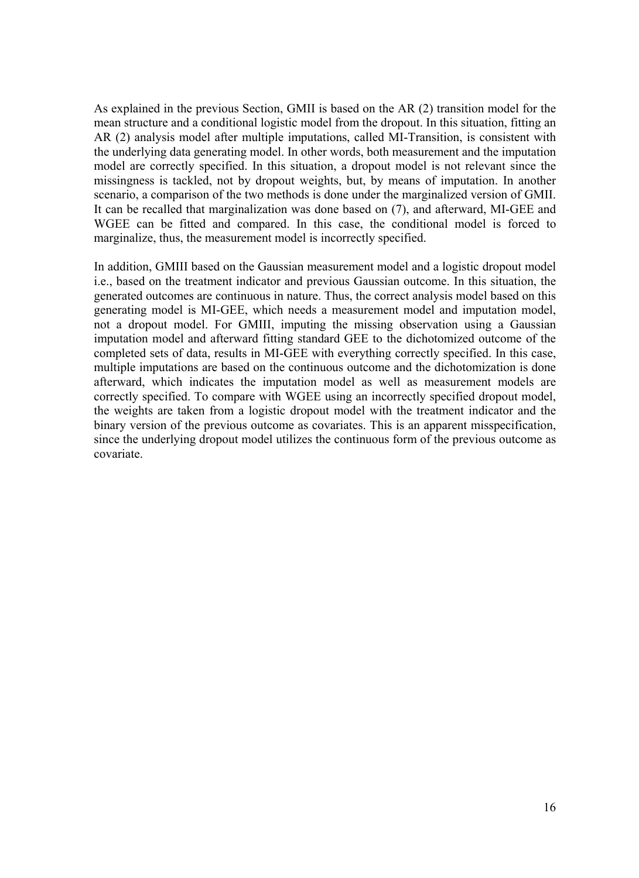As explained in the previous Section, GMII is based on the AR (2) transition model for the mean structure and a conditional logistic model from the dropout. In this situation, fitting an AR (2) analysis model after multiple imputations, called MI-Transition, is consistent with the underlying data generating model. In other words, both measurement and the imputation model are correctly specified. In this situation, a dropout model is not relevant since the missingness is tackled, not by dropout weights, but, by means of imputation. In another scenario, a comparison of the two methods is done under the marginalized version of GMII. It can be recalled that marginalization was done based on (7), and afterward, MI-GEE and WGEE can be fitted and compared. In this case, the conditional model is forced to marginalize, thus, the measurement model is incorrectly specified.

In addition, GMIII based on the Gaussian measurement model and a logistic dropout model i.e., based on the treatment indicator and previous Gaussian outcome. In this situation, the generated outcomes are continuous in nature. Thus, the correct analysis model based on this generating model is MI-GEE, which needs a measurement model and imputation model, not a dropout model. For GMIII, imputing the missing observation using a Gaussian imputation model and afterward fitting standard GEE to the dichotomized outcome of the completed sets of data, results in MI-GEE with everything correctly specified. In this case, multiple imputations are based on the continuous outcome and the dichotomization is done afterward, which indicates the imputation model as well as measurement models are correctly specified. To compare with WGEE using an incorrectly specified dropout model, the weights are taken from a logistic dropout model with the treatment indicator and the binary version of the previous outcome as covariates. This is an apparent misspecification, since the underlying dropout model utilizes the continuous form of the previous outcome as covariate.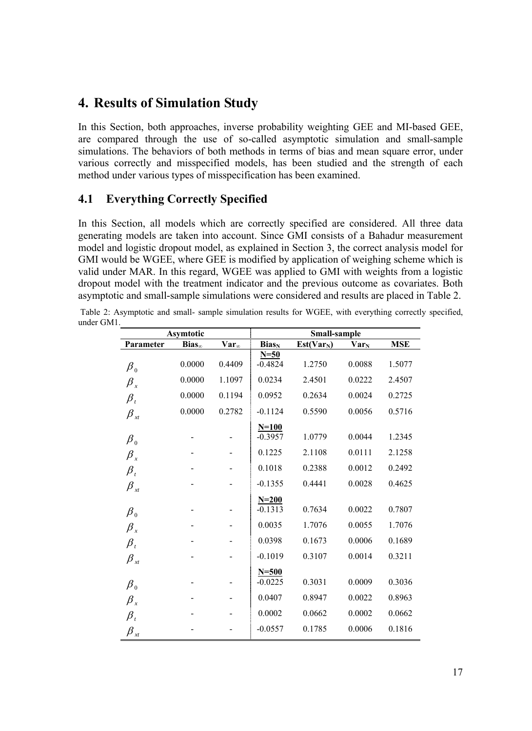## 4. Results of Simulation Study

In this Section, both approaches, inverse probability weighting GEE and MI-based GEE, are compared through the use of so-called asymptotic simulation and small-sample simulations. The behaviors of both methods in terms of bias and mean square error, under various correctly and misspecified models, has been studied and the strength of each method under various types of misspecification has been examined.

### 4.1 Everything Correctly Specified

In this Section, all models which are correctly specified are considered. All three data generating models are taken into account. Since GMI consists of a Bahadur measurement model and logistic dropout model, as explained in Section 3, the correct analysis model for GMI would be WGEE, where GEE is modified by application of weighing scheme which is valid under MAR. In this regard, WGEE was applied to GMI with weights from a logistic dropout model with the treatment indicator and the previous outcome as covariates. Both asymptotic and small-sample simulations were considered and results are placed in Table 2.

Table 2: Asymptotic and small- sample simulation results for WGEE, with everything correctly specified, under GM1.

| | Asymtotic | | Small-sample | | | |
|---|---|---|---|---|---|---|
| Parameter | $Bias_{\infty}$ | $Var_{\infty}$ | $Bias_N$ | $Est(Var_N)$ | $Var_N$ | MSE |
| | | | **N=50** | | | |
| $\beta_0$ | 0.0000 | 0.4409 | -0.4824 | 1.2750 | 0.0088 | 1.5077 |
| $\beta_x$ | 0.0000 | 1.1097 | 0.0234 | 2.4501 | 0.0222 | 2.4507 |
| $\beta_t$ | 0.0000 | 0.1194 | 0.0952 | 0.2634 | 0.0024 | 0.2725 |
| $\beta_{xt}$ | 0.0000 | 0.2782 | -0.1124 | 0.5590 | 0.0056 | 0.5716 |
| | | | **N=100** | | | |
| $\beta_0$ | - | - | -0.3957 | 1.0779 | 0.0044 | 1.2345 |
| $\beta_x$ | - | - | 0.1225 | 2.1108 | 0.0111 | 2.1258 |
| $\beta_t$ | - | - | 0.1018 | 0.2388 | 0.0012 | 0.2492 |
| $\beta_{xt}$ | - | - | -0.1355 | 0.4441 | 0.0028 | 0.4625 |
| | | | **N=200** | | | |
| $\beta_0$ | - | - | -0.1313 | 0.7634 | 0.0022 | 0.7807 |
| $\beta_x$ | - | - | 0.0035 | 1.7076 | 0.0055 | 1.7076 |
| $\beta_t$ | - | - | 0.0398 | 0.1673 | 0.0006 | 0.1689 |
| $\beta_{xt}$ | - | - | -0.1019 | 0.3107 | 0.0014 | 0.3211 |
| | | | **N=500** | | | |
| $\beta_0$ | - | - | -0.0225 | 0.3031 | 0.0009 | 0.3036 |
| $\beta_x$ | - | - | 0.0407 | 0.8947 | 0.0022 | 0.8963 |
| $\beta_t$ | - | - | 0.0002 | 0.0662 | 0.0002 | 0.0662 |
| $\beta_{xt}$ | - | - | -0.0557 | 0.1785 | 0.0006 | 0.1816 |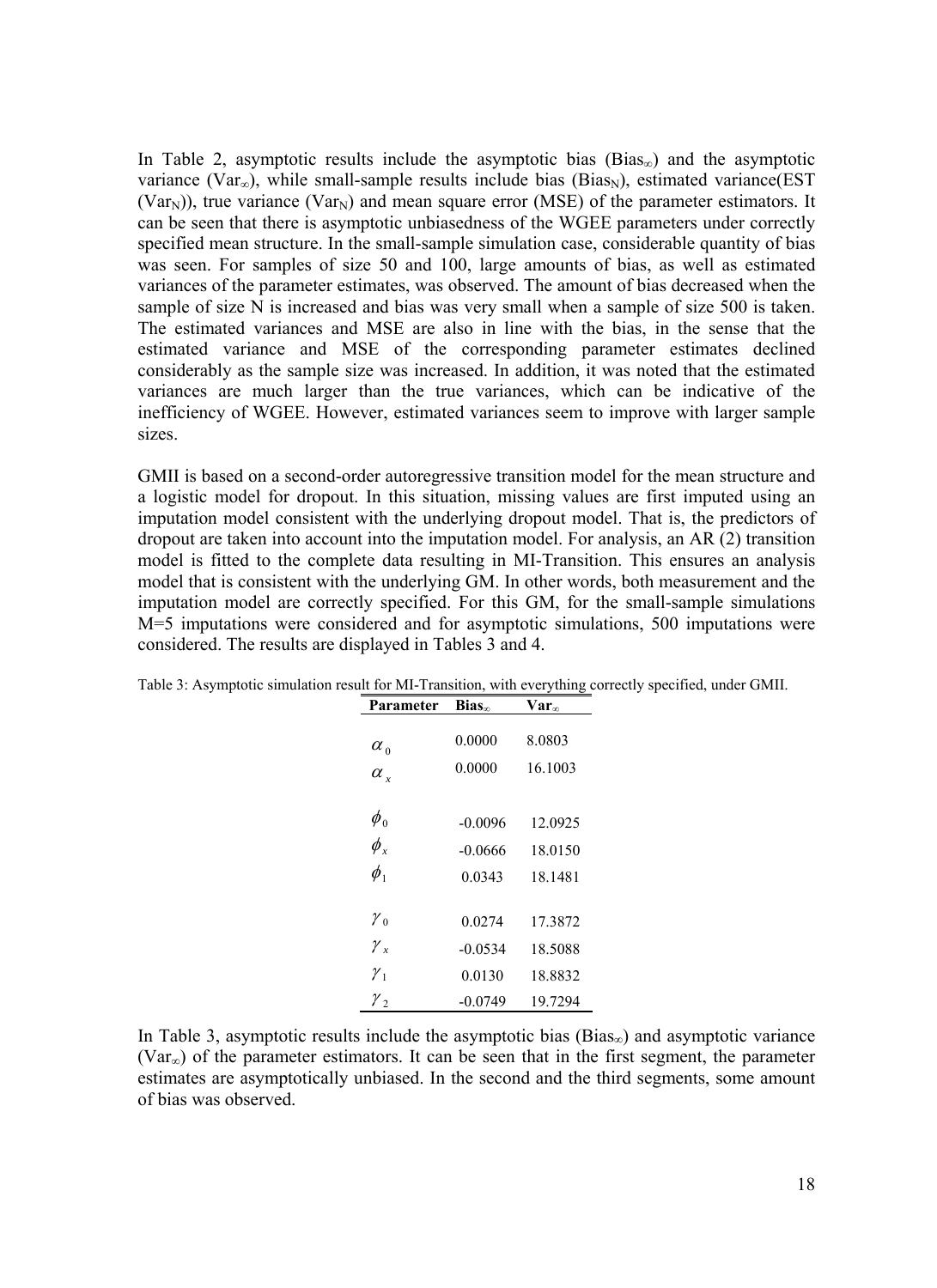In Table 2, asymptotic results include the asymptotic bias ($\text{Bias}_\infty$) and the asymptotic variance ($\text{Var}_\infty$), while small-sample results include bias ($\text{Bias}_N$), estimated variance(EST ($\text{Var}_N$)), true variance ($\text{Var}_N$) and mean square error (MSE) of the parameter estimators. It can be seen that there is asymptotic unbiasedness of the WGEE parameters under correctly specified mean structure. In the small-sample simulation case, considerable quantity of bias was seen. For samples of size 50 and 100, large amounts of bias, as well as estimated variances of the parameter estimates, was observed. The amount of bias decreased when the sample of size N is increased and bias was very small when a sample of size 500 is taken. The estimated variances and MSE are also in line with the bias, in the sense that the estimated variance and MSE of the corresponding parameter estimates declined considerably as the sample size was increased. In addition, it was noted that the estimated variances are much larger than the true variances, which can be indicative of the inefficiency of WGEE. However, estimated variances seem to improve with larger sample sizes.

GMII is based on a second-order autoregressive transition model for the mean structure and a logistic model for dropout. In this situation, missing values are first imputed using an imputation model consistent with the underlying dropout model. That is, the predictors of dropout are taken into account into the imputation model. For analysis, an AR (2) transition model is fitted to the complete data resulting in MI-Transition. This ensures an analysis model that is consistent with the underlying GM. In other words, both measurement and the imputation model are correctly specified. For this GM, for the small-sample simulations M=5 imputations were considered and for asymptotic simulations, 500 imputations were considered. The results are displayed in Tables 3 and 4.

Table 3: Asymptotic simulation result for MI-Transition, with everything correctly specified, under GMII.

| Parameter | $\text{Bias}_\infty$ | $\text{Var}_\infty$ |
|---|---|---|
| $\alpha_0$ | 0.0000 | 8.0803 |
| $\alpha_x$ | 0.0000 | 16.1003 |
| $\phi_0$ | -0.0096 | 12.0925 |
| $\phi_x$ | -0.0666 | 18.0150 |
| $\phi_1$ | 0.0343 | 18.1481 |
| $\gamma_0$ | 0.0274 | 17.3872 |
| $\gamma_x$ | -0.0534 | 18.5088 |
| $\gamma_1$ | 0.0130 | 18.8832 |
| $\gamma_2$ | -0.0749 | 19.7294 |

In Table 3, asymptotic results include the asymptotic bias ($\text{Bias}_\infty$) and asymptotic variance ($\text{Var}_\infty$) of the parameter estimators. It can be seen that in the first segment, the parameter estimates are asymptotically unbiased. In the second and the third segments, some amount of bias was observed.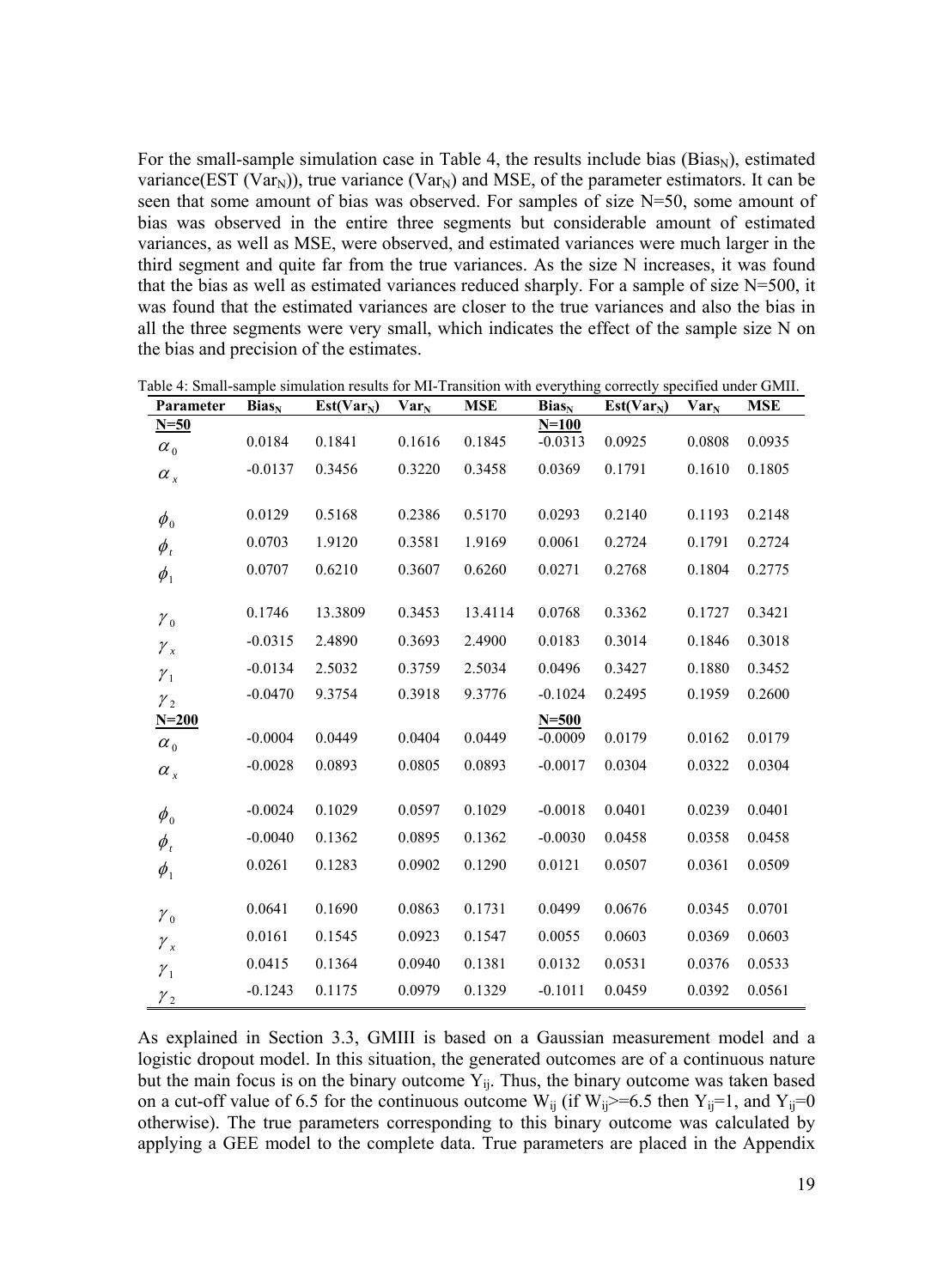For the small-sample simulation case in Table 4, the results include bias ($\text{Bias}_N$), estimated variance(EST ($\text{Var}_N$)), true variance ($\text{Var}_N$) and MSE, of the parameter estimators. It can be seen that some amount of bias was observed. For samples of size N=50, some amount of bias was observed in the entire three segments but considerable amount of estimated variances, as well as MSE, were observed, and estimated variances were much larger in the third segment and quite far from the true variances. As the size N increases, it was found that the bias as well as estimated variances reduced sharply. For a sample of size N=500, it was found that the estimated variances are closer to the true variances and also the bias in all the three segments were very small, which indicates the effect of the sample size N on the bias and precision of the estimates.

Table 4: Small-sample simulation results for MI-Transition with everything correctly specified under GMII.

| Parameter | $\text{Bias}_N$ | $\text{Est}(\text{Var}_N)$ | $\text{Var}_N$ | MSE | $\text{Bias}_N$ | $\text{Est}(\text{Var}_N)$ | $\text{Var}_N$ | MSE |
|---|---|---|---|---|---|---|---|---|
| **N=50** | | | | | **N=100** | | | |
| $\alpha_0$ | 0.0184 | 0.1841 | 0.1616 | 0.1845 | -0.0313 | 0.0925 | 0.0808 | 0.0935 |
| $\alpha_x$ | -0.0137 | 0.3456 | 0.3220 | 0.3458 | 0.0369 | 0.1791 | 0.1610 | 0.1805 |
| $\phi_0$ | 0.0129 | 0.5168 | 0.2386 | 0.5170 | 0.0293 | 0.2140 | 0.1193 | 0.2148 |
| $\phi_t$ | 0.0703 | 1.9120 | 0.3581 | 1.9169 | 0.0061 | 0.2724 | 0.1791 | 0.2724 |
| $\phi_1$ | 0.0707 | 0.6210 | 0.3607 | 0.6260 | 0.0271 | 0.2768 | 0.1804 | 0.2775 |
| $\gamma_0$ | 0.1746 | 13.3809 | 0.3453 | 13.4114 | 0.0768 | 0.3362 | 0.1727 | 0.3421 |
| $\gamma_x$ | -0.0315 | 2.4890 | 0.3693 | 2.4900 | 0.0183 | 0.3014 | 0.1846 | 0.3018 |
| $\gamma_1$ | -0.0134 | 2.5032 | 0.3759 | 2.5034 | 0.0496 | 0.3427 | 0.1880 | 0.3452 |
| $\gamma_2$ | -0.0470 | 9.3754 | 0.3918 | 9.3776 | -0.1024 | 0.2495 | 0.1959 | 0.2600 |
| **N=200** | | | | | **N=500** | | | |
| $\alpha_0$ | -0.0004 | 0.0449 | 0.0404 | 0.0449 | -0.0009 | 0.0179 | 0.0162 | 0.0179 |
| $\alpha_x$ | -0.0028 | 0.0893 | 0.0805 | 0.0893 | -0.0017 | 0.0304 | 0.0322 | 0.0304 |
| $\phi_0$ | -0.0024 | 0.1029 | 0.0597 | 0.1029 | -0.0018 | 0.0401 | 0.0239 | 0.0401 |
| $\phi_t$ | -0.0040 | 0.1362 | 0.0895 | 0.1362 | -0.0030 | 0.0458 | 0.0358 | 0.0458 |
| $\phi_1$ | 0.0261 | 0.1283 | 0.0902 | 0.1290 | 0.0121 | 0.0507 | 0.0361 | 0.0509 |
| $\gamma_0$ | 0.0641 | 0.1690 | 0.0863 | 0.1731 | 0.0499 | 0.0676 | 0.0345 | 0.0701 |
| $\gamma_x$ | 0.0161 | 0.1545 | 0.0923 | 0.1547 | 0.0055 | 0.0603 | 0.0369 | 0.0603 |
| $\gamma_1$ | 0.0415 | 0.1364 | 0.0940 | 0.1381 | 0.0132 | 0.0531 | 0.0376 | 0.0533 |
| $\gamma_2$ | -0.1243 | 0.1175 | 0.0979 | 0.1329 | -0.1011 | 0.0459 | 0.0392 | 0.0561 |

As explained in Section 3.3, GMIII is based on a Gaussian measurement model and a logistic dropout model. In this situation, the generated outcomes are of a continuous nature but the main focus is on the binary outcome $Y_{ij}$. Thus, the binary outcome was taken based on a cut-off value of 6.5 for the continuous outcome $W_{ij}$ (if $W_{ij}>=6.5$ then $Y_{ij}=1$, and $Y_{ij}=0$ otherwise). The true parameters corresponding to this binary outcome was calculated by applying a GEE model to the complete data. True parameters are placed in the Appendix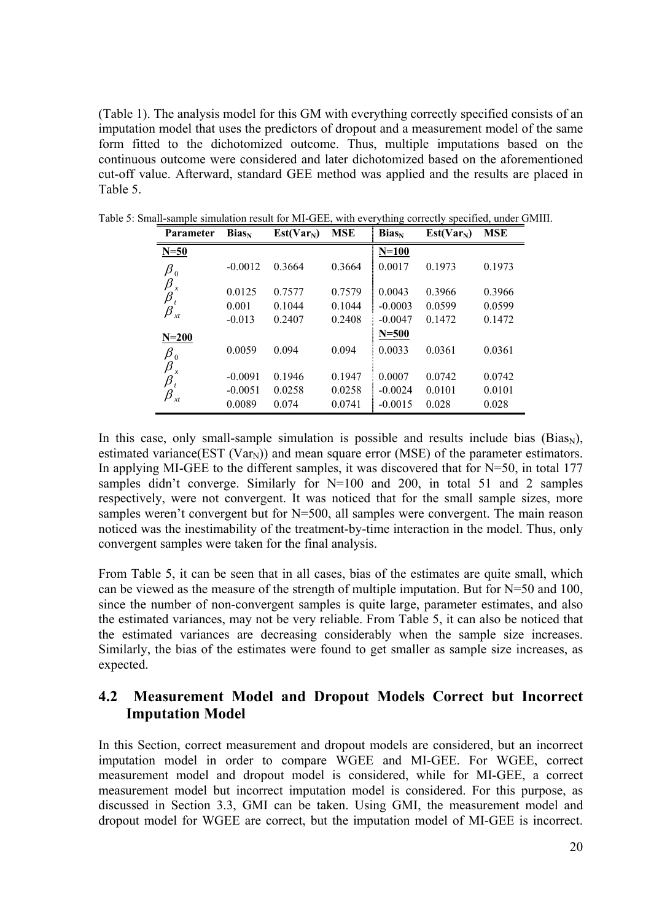(Table 1). The analysis model for this GM with everything correctly specified consists of an imputation model that uses the predictors of dropout and a measurement model of the same form fitted to the dichotomized outcome. Thus, multiple imputations based on the continuous outcome were considered and later dichotomized based on the aforementioned cut-off value. Afterward, standard GEE method was applied and the results are placed in Table 5.

Table 5: Small-sample simulation result for MI-GEE, with everything correctly specified, under GMIII.

| Parameter | $Bias_N$ | $Est(Var_N)$ | MSE | $Bias_N$ | $Est(Var_N)$ | MSE |
|---|---|---|---|---|---|---|
| **N=50** | | | | **N=100** | | |
| $\beta_0$ | -0.0012 | 0.3664 | 0.3664 | 0.0017 | 0.1973 | 0.1973 |
| $\beta_x$ | 0.0125 | 0.7577 | 0.7579 | 0.0043 | 0.3966 | 0.3966 |
| $\beta_t$ | 0.001 | 0.1044 | 0.1044 | -0.0003 | 0.0599 | 0.0599 |
| $\beta_{xt}$ | -0.013 | 0.2407 | 0.2408 | -0.0047 | 0.1472 | 0.1472 |
| **N=200** | | | | **N=500** | | |
| $\beta_0$ | 0.0059 | 0.094 | 0.094 | 0.0033 | 0.0361 | 0.0361 |
| $\beta_x$ | -0.0091 | 0.1946 | 0.1947 | 0.0007 | 0.0742 | 0.0742 |
| $\beta_t$ | -0.0051 | 0.0258 | 0.0258 | -0.0024 | 0.0101 | 0.0101 |
| $\beta_{xt}$ | 0.0089 | 0.074 | 0.0741 | -0.0015 | 0.028 | 0.028 |

In this case, only small-sample simulation is possible and results include bias ($Bias_N$), estimated variance(EST ($Var_N$)) and mean square error (MSE) of the parameter estimators. In applying MI-GEE to the different samples, it was discovered that for N=50, in total 177 samples didn't converge. Similarly for N=100 and 200, in total 51 and 2 samples respectively, were not convergent. It was noticed that for the small sample sizes, more samples weren't convergent but for N=500, all samples were convergent. The main reason noticed was the inestimability of the treatment-by-time interaction in the model. Thus, only convergent samples were taken for the final analysis.

From Table 5, it can be seen that in all cases, bias of the estimates are quite small, which can be viewed as the measure of the strength of multiple imputation. But for N=50 and 100, since the number of non-convergent samples is quite large, parameter estimates, and also the estimated variances, may not be very reliable. From Table 5, it can also be noticed that the estimated variances are decreasing considerably when the sample size increases. Similarly, the bias of the estimates were found to get smaller as sample size increases, as expected.

## 4.2 Measurement Model and Dropout Models Correct but Incorrect Imputation Model

In this Section, correct measurement and dropout models are considered, but an incorrect imputation model in order to compare WGEE and MI-GEE. For WGEE, correct measurement model and dropout model is considered, while for MI-GEE, a correct measurement model but incorrect imputation model is considered. For this purpose, as discussed in Section 3.3, GMI can be taken. Using GMI, the measurement model and dropout model for WGEE are correct, but the imputation model of MI-GEE is incorrect.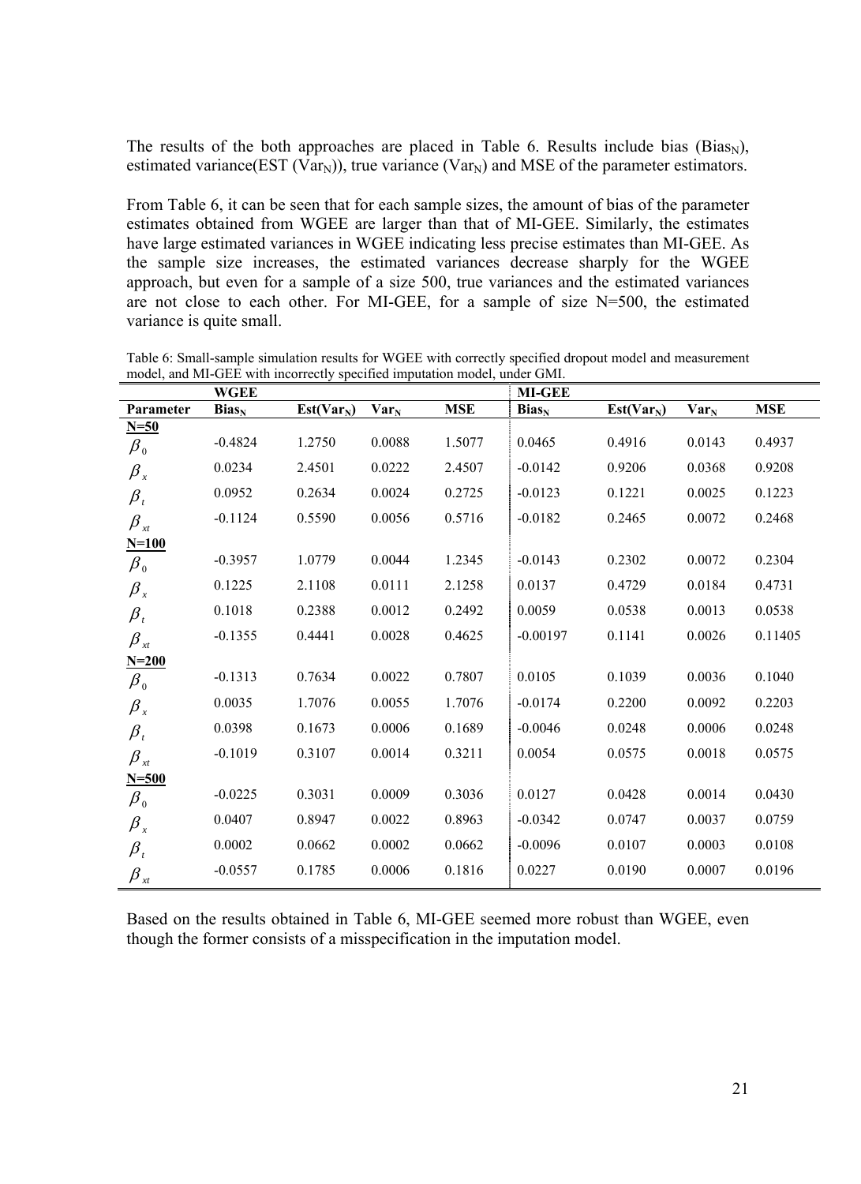The results of the both approaches are placed in Table 6. Results include bias ($Bias_N$), estimated variance(EST ($Var_N$)), true variance ($Var_N$) and MSE of the parameter estimators.

From Table 6, it can be seen that for each sample sizes, the amount of bias of the parameter estimates obtained from WGEE are larger than that of MI-GEE. Similarly, the estimates have large estimated variances in WGEE indicating less precise estimates than MI-GEE. As the sample size increases, the estimated variances decrease sharply for the WGEE approach, but even for a sample of a size 500, true variances and the estimated variances are not close to each other. For MI-GEE, for a sample of size N=500, the estimated variance is quite small.

Table 6: Small-sample simulation results for WGEE with correctly specified dropout model and measurement model, and MI-GEE with incorrectly specified imputation model, under GMI.

| | **WGEE** | | | | **MI-GEE** | | | |
|---|---|---|---|---|---|---|---|---|
| **Parameter** | **$Bias_N$** | **$Est(Var_N)$** | **$Var_N$** | **MSE** | **$Bias_N$** | **$Est(Var_N)$** | **$Var_N$** | **MSE** |
| **N=50** | | | | | | | | |
| $\beta_0$ | -0.4824 | 1.2750 | 0.0088 | 1.5077 | 0.0465 | 0.4916 | 0.0143 | 0.4937 |
| $\beta_x$ | 0.0234 | 2.4501 | 0.0222 | 2.4507 | -0.0142 | 0.9206 | 0.0368 | 0.9208 |
| $\beta_t$ | 0.0952 | 0.2634 | 0.0024 | 0.2725 | -0.0123 | 0.1221 | 0.0025 | 0.1223 |
| $\beta_{xt}$ | -0.1124 | 0.5590 | 0.0056 | 0.5716 | -0.0182 | 0.2465 | 0.0072 | 0.2468 |
| **N=100** | | | | | | | | |
| $\beta_0$ | -0.3957 | 1.0779 | 0.0044 | 1.2345 | -0.0143 | 0.2302 | 0.0072 | 0.2304 |
| $\beta_x$ | 0.1225 | 2.1108 | 0.0111 | 2.1258 | 0.0137 | 0.4729 | 0.0184 | 0.4731 |
| $\beta_t$ | 0.1018 | 0.2388 | 0.0012 | 0.2492 | 0.0059 | 0.0538 | 0.0013 | 0.0538 |
| $\beta_{xt}$ | -0.1355 | 0.4441 | 0.0028 | 0.4625 | -0.00197 | 0.1141 | 0.0026 | 0.11405 |
| **N=200** | | | | | | | | |
| $\beta_0$ | -0.1313 | 0.7634 | 0.0022 | 0.7807 | 0.0105 | 0.1039 | 0.0036 | 0.1040 |
| $\beta_x$ | 0.0035 | 1.7076 | 0.0055 | 1.7076 | -0.0174 | 0.2200 | 0.0092 | 0.2203 |
| $\beta_t$ | 0.0398 | 0.1673 | 0.0006 | 0.1689 | -0.0046 | 0.0248 | 0.0006 | 0.0248 |
| $\beta_{xt}$ | -0.1019 | 0.3107 | 0.0014 | 0.3211 | 0.0054 | 0.0575 | 0.0018 | 0.0575 |
| **N=500** | | | | | | | | |
| $\beta_0$ | -0.0225 | 0.3031 | 0.0009 | 0.3036 | 0.0127 | 0.0428 | 0.0014 | 0.0430 |
| $\beta_x$ | 0.0407 | 0.8947 | 0.0022 | 0.8963 | -0.0342 | 0.0747 | 0.0037 | 0.0759 |
| $\beta_t$ | 0.0002 | 0.0662 | 0.0002 | 0.0662 | -0.0096 | 0.0107 | 0.0003 | 0.0108 |
| $\beta_{xt}$ | -0.0557 | 0.1785 | 0.0006 | 0.1816 | 0.0227 | 0.0190 | 0.0007 | 0.0196 |

Based on the results obtained in Table 6, MI-GEE seemed more robust than WGEE, even though the former consists of a misspecification in the imputation model.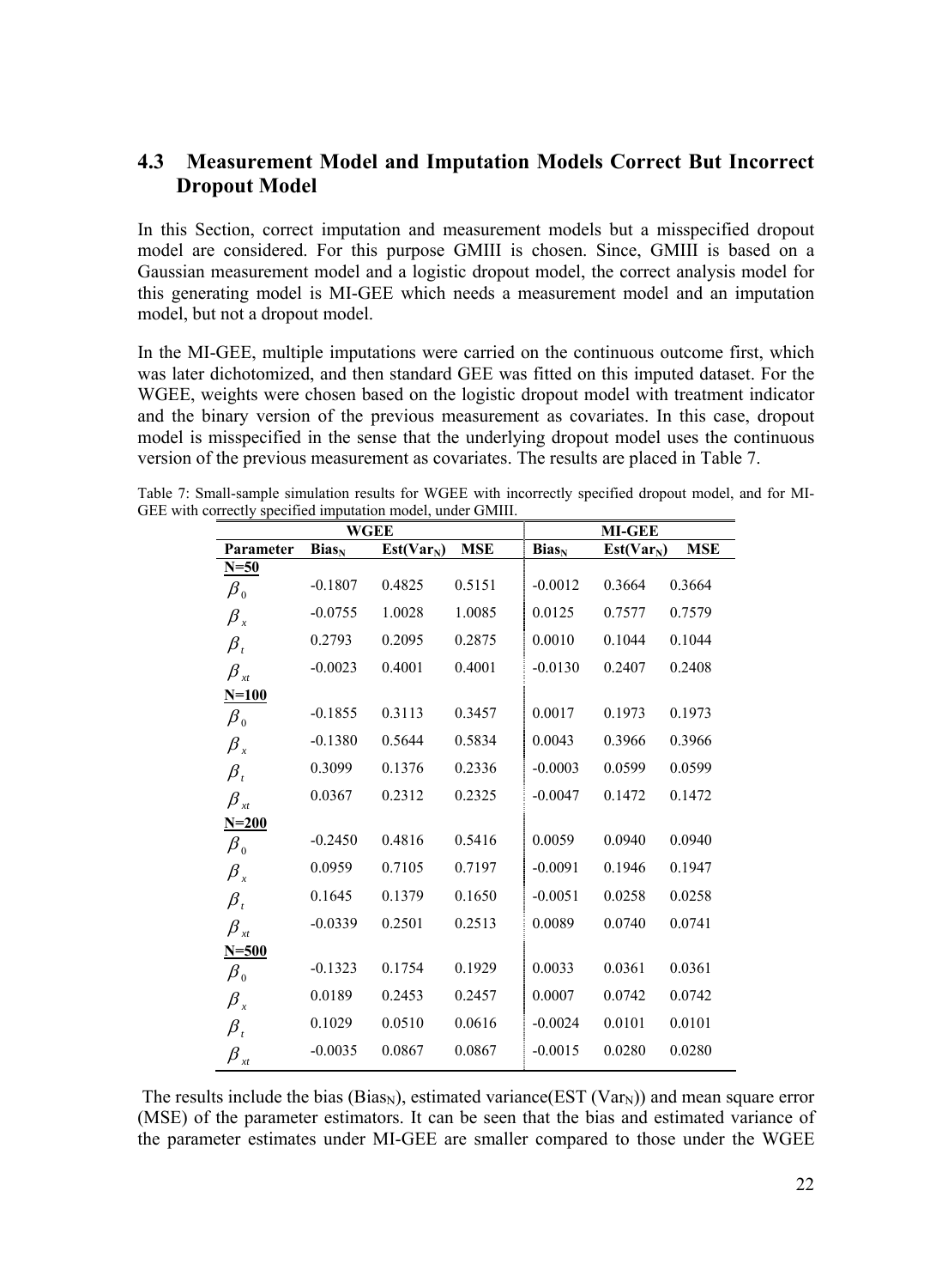## 4.3 Measurement Model and Imputation Models Correct But Incorrect Dropout Model

In this Section, correct imputation and measurement models but a misspecified dropout model are considered. For this purpose GMIII is chosen. Since, GMIII is based on a Gaussian measurement model and a logistic dropout model, the correct analysis model for this generating model is MI-GEE which needs a measurement model and an imputation model, but not a dropout model.

In the MI-GEE, multiple imputations were carried on the continuous outcome first, which was later dichotomized, and then standard GEE was fitted on this imputed dataset. For the WGEE, weights were chosen based on the logistic dropout model with treatment indicator and the binary version of the previous measurement as covariates. In this case, dropout model is misspecified in the sense that the underlying dropout model uses the continuous version of the previous measurement as covariates. The results are placed in Table 7.

Table 7: Small-sample simulation results for WGEE with incorrectly specified dropout model, and for MI-GEE with correctly specified imputation model, under GMIII.

| | WGEE | | | MI-GEE | | |
|---|---|---|---|---|---|---|
| **Parameter** | **$Bias_N$** | **$Est(Var_N)$** | **MSE** | **$Bias_N$** | **$Est(Var_N)$** | **MSE** |
| **N=50** | | | | | | |
| $\beta_0$ | -0.1807 | 0.4825 | 0.5151 | -0.0012 | 0.3664 | 0.3664 |
| $\beta_x$ | -0.0755 | 1.0028 | 1.0085 | 0.0125 | 0.7577 | 0.7579 |
| $\beta_t$ | 0.2793 | 0.2095 | 0.2875 | 0.0010 | 0.1044 | 0.1044 |
| $\beta_{xt}$ | -0.0023 | 0.4001 | 0.4001 | -0.0130 | 0.2407 | 0.2408 |
| **N=100** | | | | | | |
| $\beta_0$ | -0.1855 | 0.3113 | 0.3457 | 0.0017 | 0.1973 | 0.1973 |
| $\beta_x$ | -0.1380 | 0.5644 | 0.5834 | 0.0043 | 0.3966 | 0.3966 |
| $\beta_t$ | 0.3099 | 0.1376 | 0.2336 | -0.0003 | 0.0599 | 0.0599 |
| $\beta_{xt}$ | 0.0367 | 0.2312 | 0.2325 | -0.0047 | 0.1472 | 0.1472 |
| **N=200** | | | | | | |
| $\beta_0$ | -0.2450 | 0.4816 | 0.5416 | 0.0059 | 0.0940 | 0.0940 |
| $\beta_x$ | 0.0959 | 0.7105 | 0.7197 | -0.0091 | 0.1946 | 0.1947 |
| $\beta_t$ | 0.1645 | 0.1379 | 0.1650 | -0.0051 | 0.0258 | 0.0258 |
| $\beta_{xt}$ | -0.0339 | 0.2501 | 0.2513 | 0.0089 | 0.0740 | 0.0741 |
| **N=500** | | | | | | |
| $\beta_0$ | -0.1323 | 0.1754 | 0.1929 | 0.0033 | 0.0361 | 0.0361 |
| $\beta_x$ | 0.0189 | 0.2453 | 0.2457 | 0.0007 | 0.0742 | 0.0742 |
| $\beta_t$ | 0.1029 | 0.0510 | 0.0616 | -0.0024 | 0.0101 | 0.0101 |
| $\beta_{xt}$ | -0.0035 | 0.0867 | 0.0867 | -0.0015 | 0.0280 | 0.0280 |

The results include the bias ($Bias_N$), estimated variance($EST(Var_N)$) and mean square error (MSE) of the parameter estimators. It can be seen that the bias and estimated variance of the parameter estimates under MI-GEE are smaller compared to those under the WGEE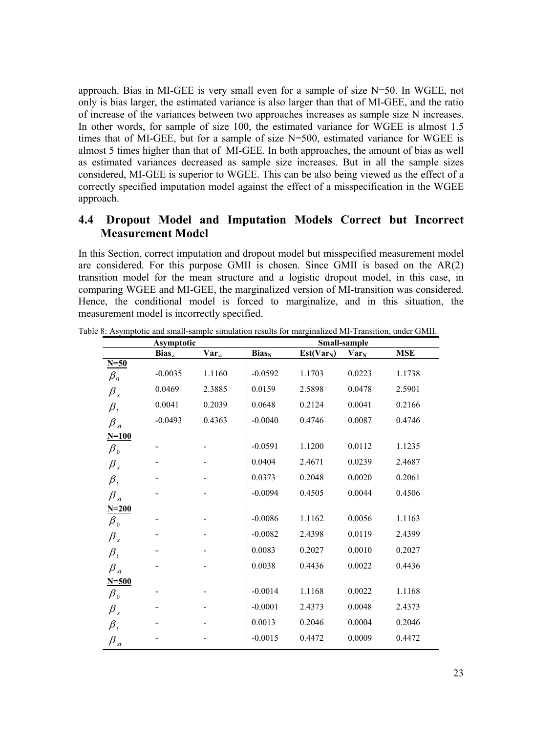approach. Bias in MI-GEE is very small even for a sample of size N=50. In WGEE, not only is bias larger, the estimated variance is also larger than that of MI-GEE, and the ratio of increase of the variances between two approaches increases as sample size N increases. In other words, for sample of size 100, the estimated variance for WGEE is almost 1.5 times that of MI-GEE, but for a sample of size N=500, estimated variance for WGEE is almost 5 times higher than that of MI-GEE. In both approaches, the amount of bias as well as estimated variances decreased as sample size increases. But in all the sample sizes considered, MI-GEE is superior to WGEE. This can be also being viewed as the effect of a correctly specified imputation model against the effect of a misspecification in the WGEE approach.

## 4.4 Dropout Model and Imputation Models Correct but Incorrect Measurement Model

In this Section, correct imputation and dropout model but misspecified measurement model are considered. For this purpose GMII is chosen. Since GMII is based on the AR(2) transition model for the mean structure and a logistic dropout model, in this case, in comparing WGEE and MI-GEE, the marginalized version of MI-transition was considered. Hence, the conditional model is forced to marginalize, and in this situation, the measurement model is incorrectly specified.

Table 8: Asymptotic and small-sample simulation results for marginalized MI-Transition, under GMII.

| | Asymptotic | | Small-sample | | | |
|---|---|---|---|---|---|---|
| | $\text{Bias}_\infty$ | $\text{Var}_\infty$ | $\text{Bias}_N$ | $\text{Est}(\text{Var}_N)$ | $\text{Var}_N$ | MSE |
| **N=50** | | | | | | |
| $\beta_0$ | -0.0035 | 1.1160 | -0.0592 | 1.1703 | 0.0223 | 1.1738 |
| $\beta_x$ | 0.0469 | 2.3885 | 0.0159 | 2.5898 | 0.0478 | 2.5901 |
| $\beta_t$ | 0.0041 | 0.2039 | 0.0648 | 0.2124 | 0.0041 | 0.2166 |
| $\beta_{xt}$ | -0.0493 | 0.4363 | -0.0040 | 0.4746 | 0.0087 | 0.4746 |
| **N=100** | | | | | | |
| $\beta_0$ | - | - | -0.0591 | 1.1200 | 0.0112 | 1.1235 |
| $\beta_x$ | - | - | 0.0404 | 2.4671 | 0.0239 | 2.4687 |
| $\beta_t$ | - | - | 0.0373 | 0.2048 | 0.0020 | 0.2061 |
| $\beta_{xt}$ | - | - | -0.0094 | 0.4505 | 0.0044 | 0.4506 |
| **N=200** | | | | | | |
| $\beta_0$ | - | - | -0.0086 | 1.1162 | 0.0056 | 1.1163 |
| $\beta_x$ | - | - | -0.0082 | 2.4398 | 0.0119 | 2.4399 |
| $\beta_t$ | - | - | 0.0083 | 0.2027 | 0.0010 | 0.2027 |
| $\beta_{xt}$ | - | - | 0.0038 | 0.4436 | 0.0022 | 0.4436 |
| **N=500** | | | | | | |
| $\beta_0$ | - | - | -0.0014 | 1.1168 | 0.0022 | 1.1168 |
| $\beta_x$ | - | - | -0.0001 | 2.4373 | 0.0048 | 2.4373 |
| $\beta_t$ | - | - | 0.0013 | 0.2046 | 0.0004 | 0.2046 |
| $\beta_{xt}$ | - | - | -0.0015 | 0.4472 | 0.0009 | 0.4472 |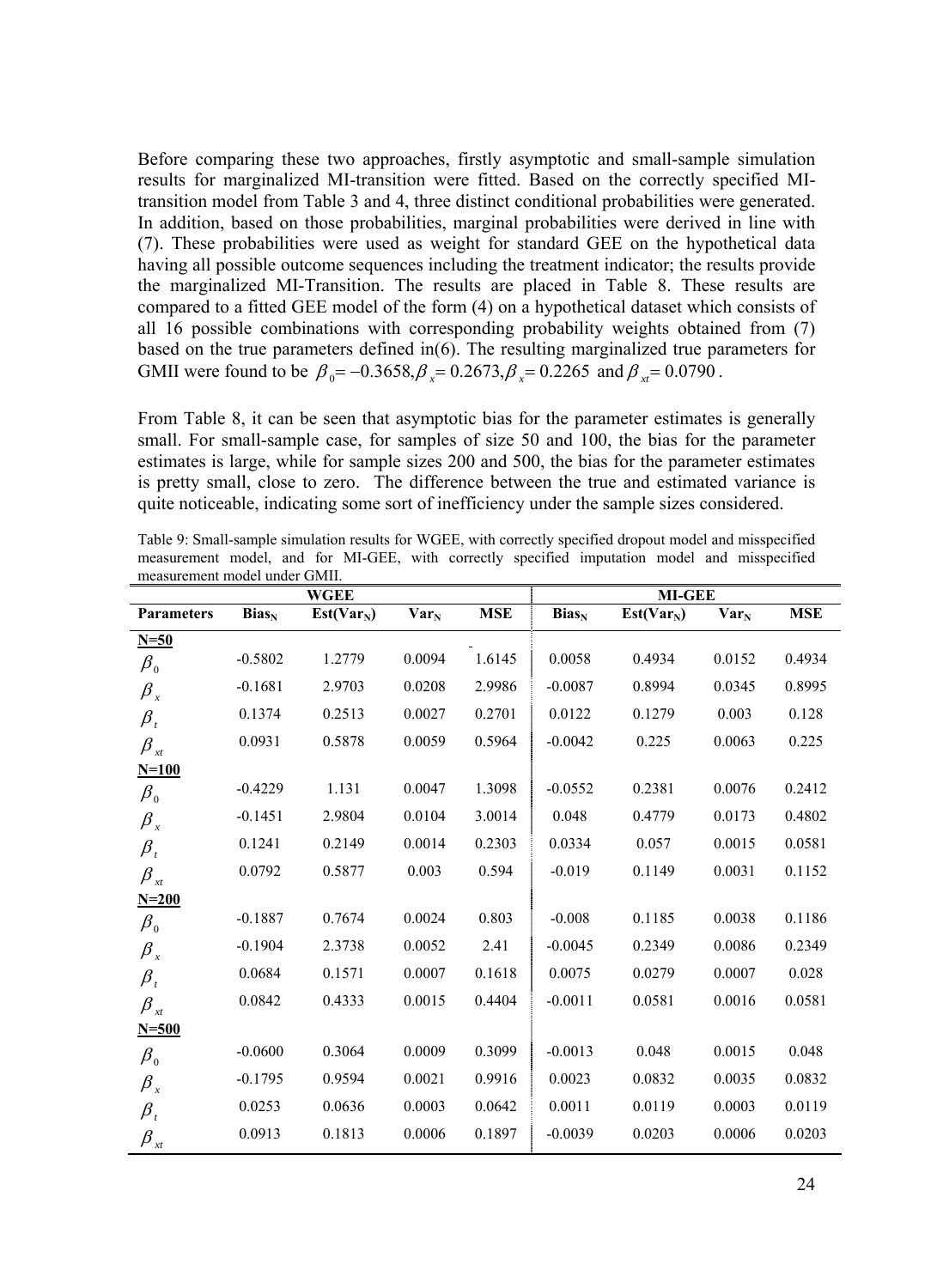Before comparing these two approaches, firstly asymptotic and small-sample simulation results for marginalized MI-transition were fitted. Based on the correctly specified MI-transition model from Table 3 and 4, three distinct conditional probabilities were generated. In addition, based on those probabilities, marginal probabilities were derived in line with (7). These probabilities were used as weight for standard GEE on the hypothetical data having all possible outcome sequences including the treatment indicator; the results provide the marginalized MI-Transition. The results are placed in Table 8. These results are compared to a fitted GEE model of the form (4) on a hypothetical dataset which consists of all 16 possible combinations with corresponding probability weights obtained from (7) based on the true parameters defined in(6). The resulting marginalized true parameters for GMII were found to be $\beta_0 = -0.3658, \beta_x = 0.2673, \beta_x = 0.2265$ and $\beta_{xt} = 0.0790$.

From Table 8, it can be seen that asymptotic bias for the parameter estimates is generally small. For small-sample case, for samples of size 50 and 100, the bias for the parameter estimates is large, while for sample sizes 200 and 500, the bias for the parameter estimates is pretty small, close to zero. The difference between the true and estimated variance is quite noticeable, indicating some sort of inefficiency under the sample sizes considered.

Table 9: Small-sample simulation results for WGEE, with correctly specified dropout model and misspecified measurement model, and for MI-GEE, with correctly specified imputation model and misspecified measurement model under GMII.

| | WGEE | | | | MI-GEE | | | |
|---|---|---|---|---|---|---|---|---|
| **Parameters** | **$Bias_N$** | **$Est(Var_N)$** | **$Var_N$** | **MSE** | **$Bias_N$** | **$Est(Var_N)$** | **$Var_N$** | **MSE** |
| **N=50** | | | | | | | | |
| $\beta_0$ | -0.5802 | 1.2779 | 0.0094 | 1.6145 | 0.0058 | 0.4934 | 0.0152 | 0.4934 |
| $\beta_x$ | -0.1681 | 2.9703 | 0.0208 | 2.9986 | -0.0087 | 0.8994 | 0.0345 | 0.8995 |
| $\beta_t$ | 0.1374 | 0.2513 | 0.0027 | 0.2701 | 0.0122 | 0.1279 | 0.003 | 0.128 |
| $\beta_{xt}$ | 0.0931 | 0.5878 | 0.0059 | 0.5964 | -0.0042 | 0.225 | 0.0063 | 0.225 |
| **N=100** | | | | | | | | |
| $\beta_0$ | -0.4229 | 1.131 | 0.0047 | 1.3098 | -0.0552 | 0.2381 | 0.0076 | 0.2412 |
| $\beta_x$ | -0.1451 | 2.9804 | 0.0104 | 3.0014 | 0.048 | 0.4779 | 0.0173 | 0.4802 |
| $\beta_t$ | 0.1241 | 0.2149 | 0.0014 | 0.2303 | 0.0334 | 0.057 | 0.0015 | 0.0581 |
| $\beta_{xt}$ | 0.0792 | 0.5877 | 0.003 | 0.594 | -0.019 | 0.1149 | 0.0031 | 0.1152 |
| **N=200** | | | | | | | | |
| $\beta_0$ | -0.1887 | 0.7674 | 0.0024 | 0.803 | -0.008 | 0.1185 | 0.0038 | 0.1186 |
| $\beta_x$ | -0.1904 | 2.3738 | 0.0052 | 2.41 | -0.0045 | 0.2349 | 0.0086 | 0.2349 |
| $\beta_t$ | 0.0684 | 0.1571 | 0.0007 | 0.1618 | 0.0075 | 0.0279 | 0.0007 | 0.028 |
| $\beta_{xt}$ | 0.0842 | 0.4333 | 0.0015 | 0.4404 | -0.0011 | 0.0581 | 0.0016 | 0.0581 |
| **N=500** | | | | | | | | |
| $\beta_0$ | -0.0600 | 0.3064 | 0.0009 | 0.3099 | -0.0013 | 0.048 | 0.0015 | 0.048 |
| $\beta_x$ | -0.1795 | 0.9594 | 0.0021 | 0.9916 | 0.0023 | 0.0832 | 0.0035 | 0.0832 |
| $\beta_t$ | 0.0253 | 0.0636 | 0.0003 | 0.0642 | 0.0011 | 0.0119 | 0.0003 | 0.0119 |
| $\beta_{xt}$ | 0.0913 | 0.1813 | 0.0006 | 0.1897 | -0.0039 | 0.0203 | 0.0006 | 0.0203 |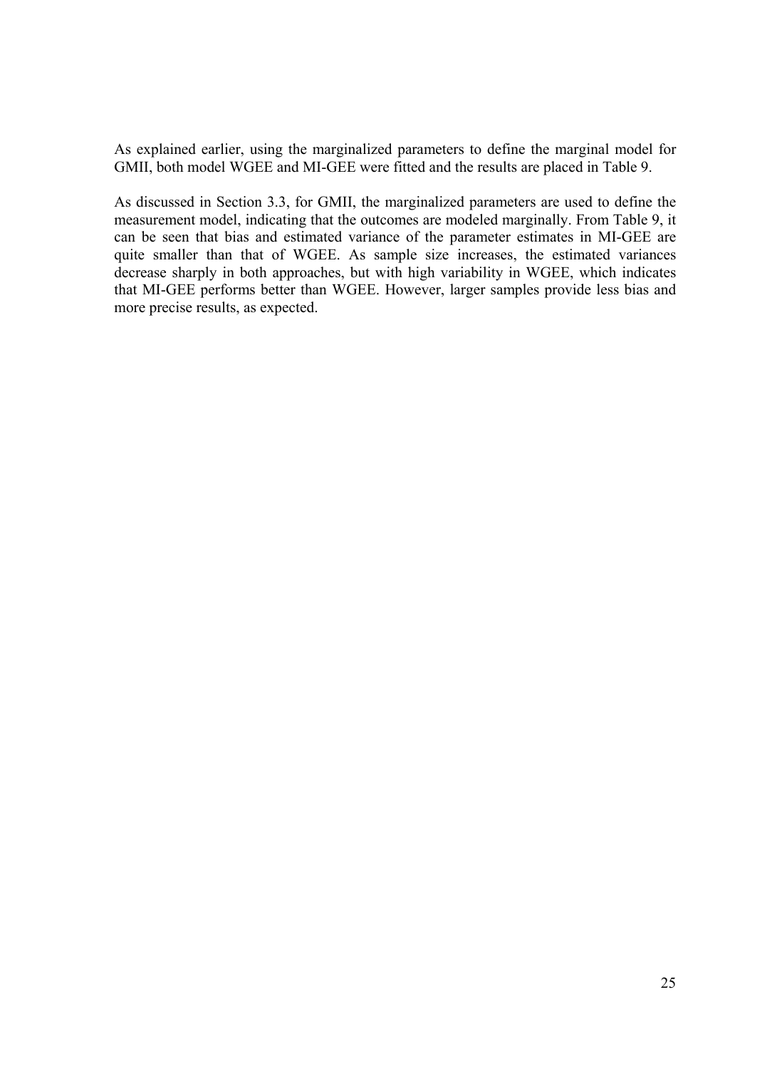As explained earlier, using the marginalized parameters to define the marginal model for GMII, both model WGEE and MI-GEE were fitted and the results are placed in Table 9.

As discussed in Section 3.3, for GMII, the marginalized parameters are used to define the measurement model, indicating that the outcomes are modeled marginally. From Table 9, it can be seen that bias and estimated variance of the parameter estimates in MI-GEE are quite smaller than that of WGEE. As sample size increases, the estimated variances decrease sharply in both approaches, but with high variability in WGEE, which indicates that MI-GEE performs better than WGEE. However, larger samples provide less bias and more precise results, as expected.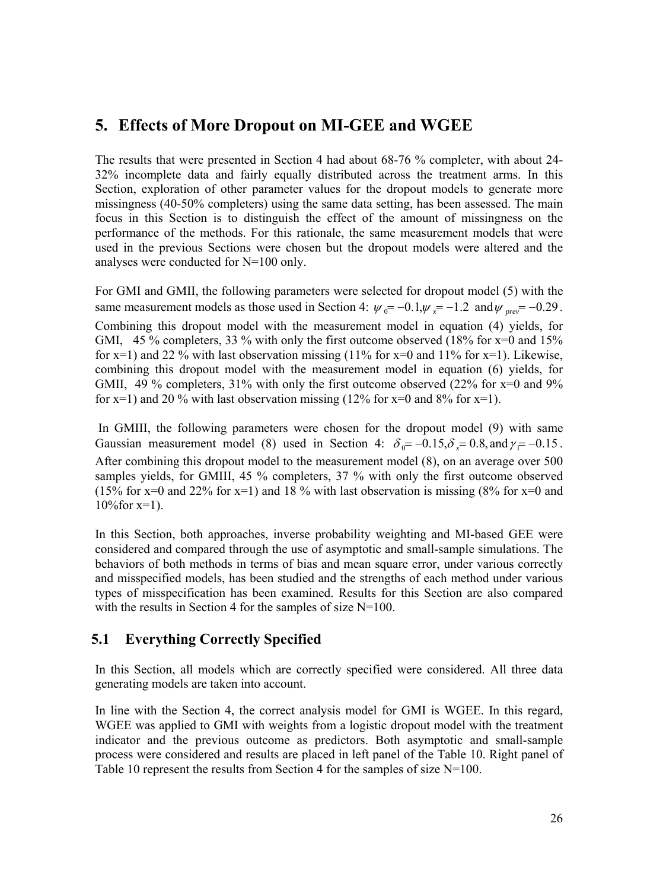# 5. Effects of More Dropout on MI-GEE and WGEE

The results that were presented in Section 4 had about 68-76 % completer, with about 24-32% incomplete data and fairly equally distributed across the treatment arms. In this Section, exploration of other parameter values for the dropout models to generate more missingness (40-50% completers) using the same data setting, has been assessed. The main focus in this Section is to distinguish the effect of the amount of missingness on the performance of the methods. For this rationale, the same measurement models that were used in the previous Sections were chosen but the dropout models were altered and the analyses were conducted for N=100 only.

For GMI and GMII, the following parameters were selected for dropout model (5) with the same measurement models as those used in Section 4: $\psi_0 = -0.1, \psi_x = -1.2$ and $\psi_{prev} = -0.29$. Combining this dropout model with the measurement model in equation (4) yields, for GMI, 45 % completers, 33 % with only the first outcome observed (18% for x=0 and 15% for x=1) and 22 % with last observation missing (11% for x=0 and 11% for x=1). Likewise, combining this dropout model with the measurement model in equation (6) yields, for GMII, 49 % completers, 31% with only the first outcome observed (22% for x=0 and 9% for x=1) and 20 % with last observation missing (12% for x=0 and 8% for x=1).

In GMIII, the following parameters were chosen for the dropout model (9) with same Gaussian measurement model (8) used in Section 4: $\delta_0 = -0.15, \delta_x = 0.8$, and $\gamma_1 = -0.15$. After combining this dropout model to the measurement model (8), on an average over 500 samples yields, for GMIII, 45 % completers, 37 % with only the first outcome observed (15% for x=0 and 22% for x=1) and 18 % with last observation is missing (8% for x=0 and 10%for x=1).

In this Section, both approaches, inverse probability weighting and MI-based GEE were considered and compared through the use of asymptotic and small-sample simulations. The behaviors of both methods in terms of bias and mean square error, under various correctly and misspecified models, has been studied and the strengths of each method under various types of misspecification has been examined. Results for this Section are also compared with the results in Section 4 for the samples of size N=100.

## 5.1 Everything Correctly Specified

In this Section, all models which are correctly specified were considered. All three data generating models are taken into account.

In line with the Section 4, the correct analysis model for GMI is WGEE. In this regard, WGEE was applied to GMI with weights from a logistic dropout model with the treatment indicator and the previous outcome as predictors. Both asymptotic and small-sample process were considered and results are placed in left panel of the Table 10. Right panel of Table 10 represent the results from Section 4 for the samples of size N=100.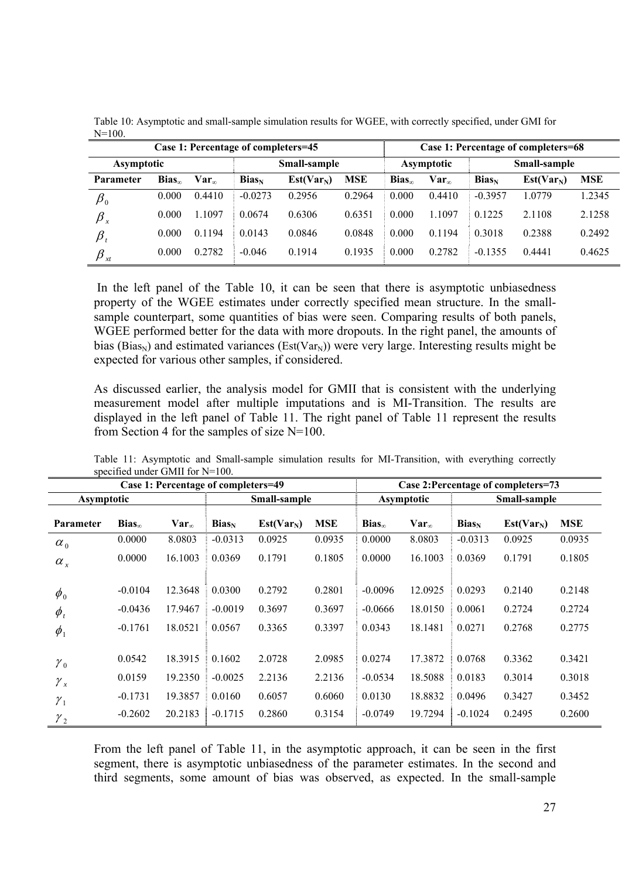Table 10: Asymptotic and small-sample simulation results for WGEE, with correctly specified, under GMI for N=100.

| Case 1: Percentage of completers=45 | | | | | | Case 1: Percentage of completers=68 | | | | |
|---|---|---|---|---|---|---|---|---|---|---|
| Asymptotic | | | Small-sample | | | Asymptotic | | Small-sample | | |
| Parameter | $\text{Bias}_\infty$ | $\text{Var}_\infty$ | $\text{Bias}_N$ | $\text{Est}(\text{Var}_N)$ | MSE | $\text{Bias}_\infty$ | $\text{Var}_\infty$ | $\text{Bias}_N$ | $\text{Est}(\text{Var}_N)$ | MSE |
| $\beta_0$ | 0.000 | 0.4410 | -0.0273 | 0.2956 | 0.2964 | 0.000 | 0.4410 | -0.3957 | 1.0779 | 1.2345 |
| $\beta_x$ | 0.000 | 1.1097 | 0.0674 | 0.6306 | 0.6351 | 0.000 | 1.1097 | 0.1225 | 2.1108 | 2.1258 |
| $\beta_t$ | 0.000 | 0.1194 | 0.0143 | 0.0846 | 0.0848 | 0.000 | 0.1194 | 0.3018 | 0.2388 | 0.2492 |
| $\beta_{xt}$ | 0.000 | 0.2782 | -0.046 | 0.1914 | 0.1935 | 0.000 | 0.2782 | -0.1355 | 0.4441 | 0.4625 |

In the left panel of the Table 10, it can be seen that there is asymptotic unbiasedness property of the WGEE estimates under correctly specified mean structure. In the small-sample counterpart, some quantities of bias were seen. Comparing results of both panels, WGEE performed better for the data with more dropouts. In the right panel, the amounts of bias ($\text{Bias}_N$) and estimated variances ($\text{Est}(\text{Var}_N)$) were very large. Interesting results might be expected for various other samples, if considered.

As discussed earlier, the analysis model for GMII that is consistent with the underlying measurement model after multiple imputations and is MI-Transition. The results are displayed in the left panel of Table 11. The right panel of Table 11 represent the results from Section 4 for the samples of size N=100.

Table 11: Asymptotic and Small-sample simulation results for MI-Transition, with everything correctly specified under GMII for N=100.

| Case 1: Percentage of completers=49 | | | | | | Case 2:Percentage of completers=73 | | | | |
|---|---|---|---|---|---|---|---|---|---|---|
| Asymptotic | | | Small-sample | | | Asymptotic | | Small-sample | | |
| Parameter | $\text{Bias}_\infty$ | $\text{Var}_\infty$ | $\text{Bias}_N$ | $\text{Est}(\text{Var}_N)$ | MSE | $\text{Bias}_\infty$ | $\text{Var}_\infty$ | $\text{Bias}_N$ | $\text{Est}(\text{Var}_N)$ | MSE |
| $\alpha_0$ | 0.0000 | 8.0803 | -0.0313 | 0.0925 | 0.0935 | 0.0000 | 8.0803 | -0.0313 | 0.0925 | 0.0935 |
| $\alpha_x$ | 0.0000 | 16.1003 | 0.0369 | 0.1791 | 0.1805 | 0.0000 | 16.1003 | 0.0369 | 0.1791 | 0.1805 |
| $\phi_0$ | -0.0104 | 12.3648 | 0.0300 | 0.2792 | 0.2801 | -0.0096 | 12.0925 | 0.0293 | 0.2140 | 0.2148 |
| $\phi_t$ | -0.0436 | 17.9467 | -0.0019 | 0.3697 | 0.3697 | -0.0666 | 18.0150 | 0.0061 | 0.2724 | 0.2724 |
| $\phi_1$ | -0.1761 | 18.0521 | 0.0567 | 0.3365 | 0.3397 | 0.0343 | 18.1481 | 0.0271 | 0.2768 | 0.2775 |
| $\gamma_0$ | 0.0542 | 18.3915 | 0.1602 | 2.0728 | 2.0985 | 0.0274 | 17.3872 | 0.0768 | 0.3362 | 0.3421 |
| $\gamma_x$ | 0.0159 | 19.2350 | -0.0025 | 2.2136 | 2.2136 | -0.0534 | 18.5088 | 0.0183 | 0.3014 | 0.3018 |
| $\gamma_1$ | -0.1731 | 19.3857 | 0.0160 | 0.6057 | 0.6060 | 0.0130 | 18.8832 | 0.0496 | 0.3427 | 0.3452 |
| $\gamma_2$ | -0.2602 | 20.2183 | -0.1715 | 0.2860 | 0.3154 | -0.0749 | 19.7294 | -0.1024 | 0.2495 | 0.2600 |

From the left panel of Table 11, in the asymptotic approach, it can be seen in the first segment, there is asymptotic unbiasedness of the parameter estimates. In the second and third segments, some amount of bias was observed, as expected. In the small-sample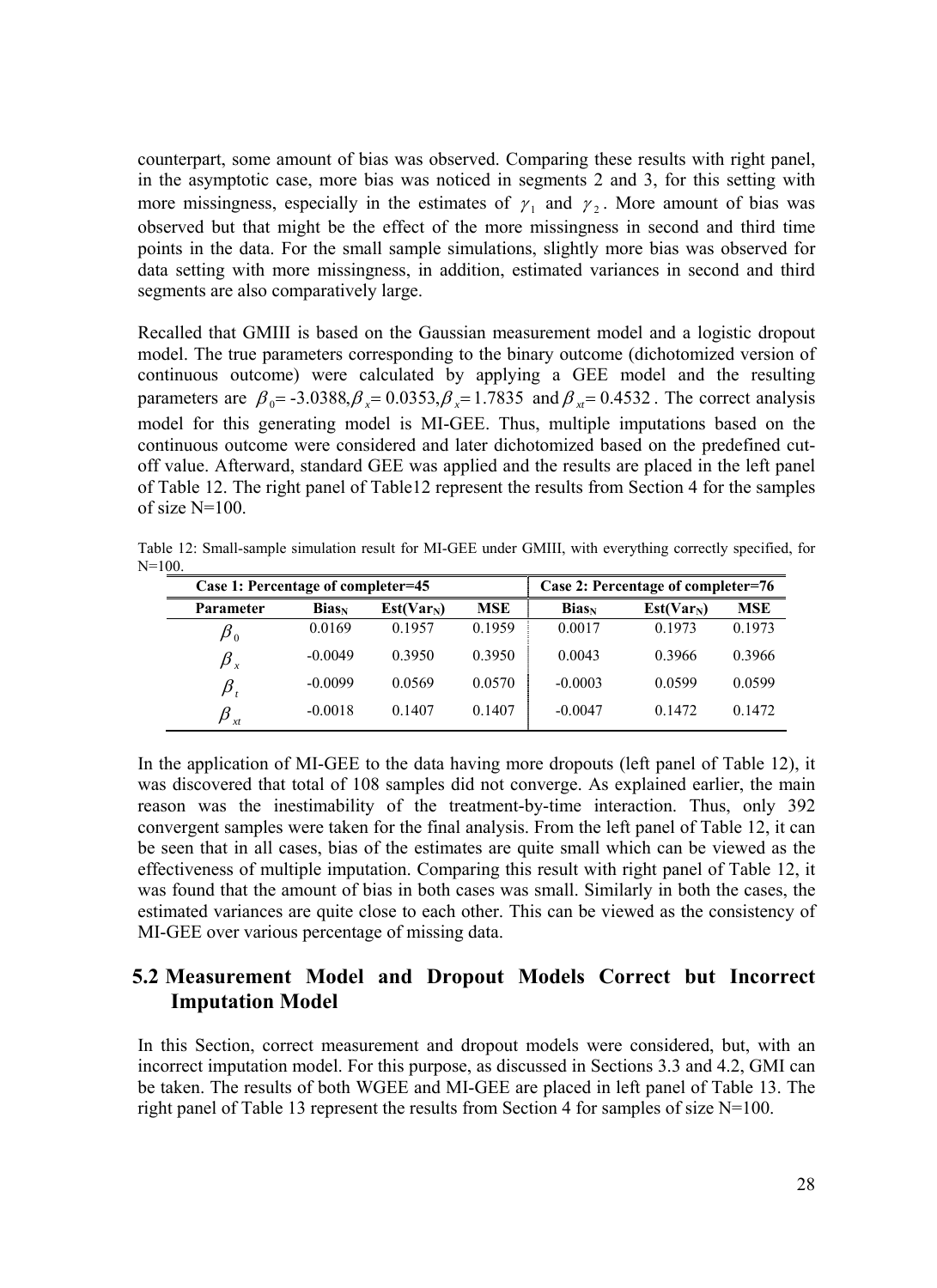counterpart, some amount of bias was observed. Comparing these results with right panel, in the asymptotic case, more bias was noticed in segments 2 and 3, for this setting with more missingness, especially in the estimates of $\gamma_1$ and $\gamma_2$. More amount of bias was observed but that might be the effect of the more missingness in second and third time points in the data. For the small sample simulations, slightly more bias was observed for data setting with more missingness, in addition, estimated variances in second and third segments are also comparatively large.

Recalled that GMIII is based on the Gaussian measurement model and a logistic dropout model. The true parameters corresponding to the binary outcome (dichotomized version of continuous outcome) were calculated by applying a GEE model and the resulting parameters are $\beta_0$= -3.0388, $\beta_x$= 0.0353, $\beta_x$= 1.7835 and $\beta_{xt}$= 0.4532. The correct analysis model for this generating model is MI-GEE. Thus, multiple imputations based on the continuous outcome were considered and later dichotomized based on the predefined cut-off value. Afterward, standard GEE was applied and the results are placed in the left panel of Table 12. The right panel of Table12 represent the results from Section 4 for the samples of size N=100.

Table 12: Small-sample simulation result for MI-GEE under GMIII, with everything correctly specified, for N=100.

| Case 1: Percentage of completer=45 | | | | Case 2: Percentage of completer=76 | | |
|---|---|---|---|---|---|---|
| Parameter | $Bias_N$ | $Est(Var_N)$ | MSE | $Bias_N$ | $Est(Var_N)$ | MSE |
| $\beta_0$ | 0.0169 | 0.1957 | 0.1959 | 0.0017 | 0.1973 | 0.1973 |
| $\beta_x$ | -0.0049 | 0.3950 | 0.3950 | 0.0043 | 0.3966 | 0.3966 |
| $\beta_t$ | -0.0099 | 0.0569 | 0.0570 | -0.0003 | 0.0599 | 0.0599 |
| $\beta_{xt}$ | -0.0018 | 0.1407 | 0.1407 | -0.0047 | 0.1472 | 0.1472 |

In the application of MI-GEE to the data having more dropouts (left panel of Table 12), it was discovered that total of 108 samples did not converge. As explained earlier, the main reason was the inestimability of the treatment-by-time interaction. Thus, only 392 convergent samples were taken for the final analysis. From the left panel of Table 12, it can be seen that in all cases, bias of the estimates are quite small which can be viewed as the effectiveness of multiple imputation. Comparing this result with right panel of Table 12, it was found that the amount of bias in both cases was small. Similarly in both the cases, the estimated variances are quite close to each other. This can be viewed as the consistency of MI-GEE over various percentage of missing data.

## 5.2 Measurement Model and Dropout Models Correct but Incorrect Imputation Model

In this Section, correct measurement and dropout models were considered, but, with an incorrect imputation model. For this purpose, as discussed in Sections 3.3 and 4.2, GMI can be taken. The results of both WGEE and MI-GEE are placed in left panel of Table 13. The right panel of Table 13 represent the results from Section 4 for samples of size N=100.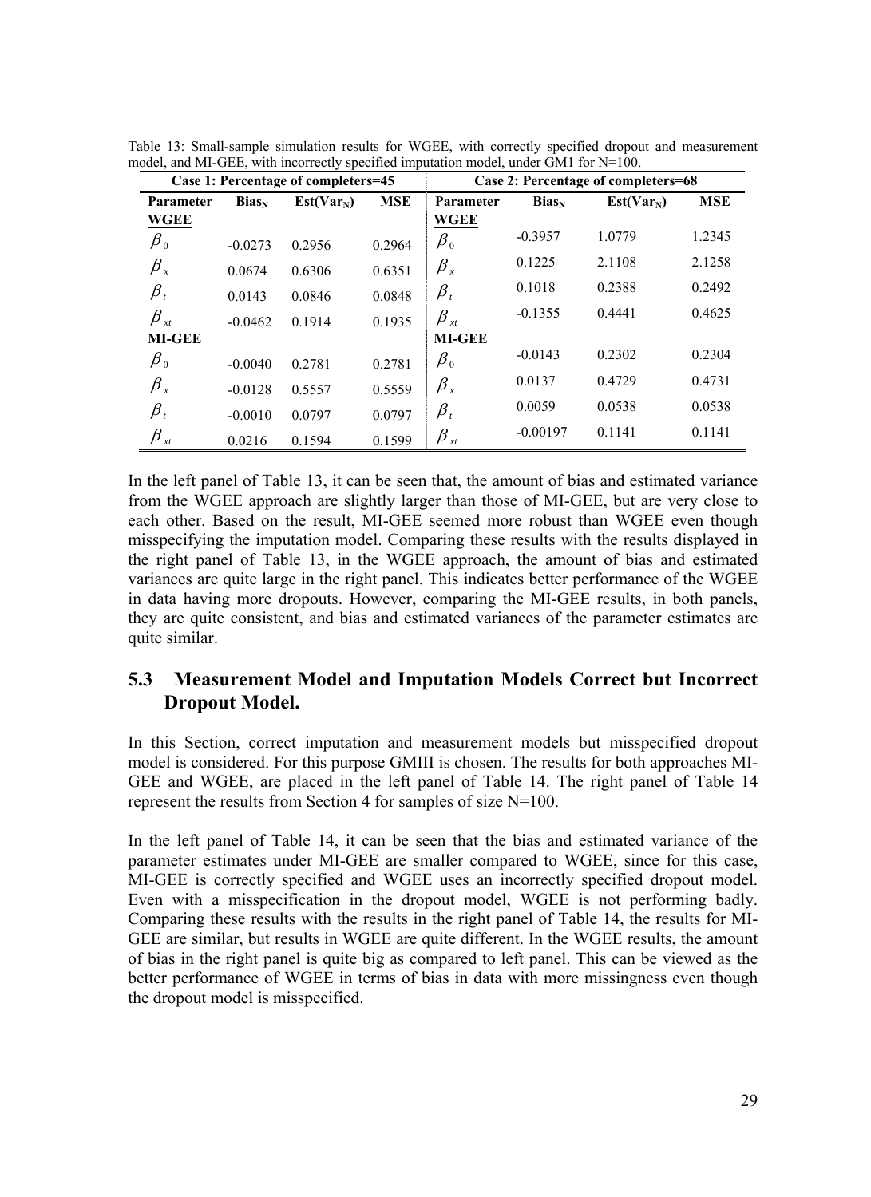Table 13: Small-sample simulation results for WGEE, with correctly specified dropout and measurement model, and MI-GEE, with incorrectly specified imputation model, under GM1 for N=100.

| Case 1: Percentage of completers=45 | | | | Case 2: Percentage of completers=68 | | | |
|---|---|---|---|---|---|---|---|
| **Parameter** | **Bias$_N$** | **Est(Var$_N$)** | **MSE** | **Parameter** | **Bias$_N$** | **Est(Var$_N$)** | **MSE** |
| **WGEE** | | | | **WGEE** | | | |
| $\beta_0$ | -0.0273 | 0.2956 | 0.2964 | $\beta_0$ | -0.3957 | 1.0779 | 1.2345 |
| $\beta_x$ | 0.0674 | 0.6306 | 0.6351 | $\beta_x$ | 0.1225 | 2.1108 | 2.1258 |
| $\beta_t$ | 0.0143 | 0.0846 | 0.0848 | $\beta_t$ | 0.1018 | 0.2388 | 0.2492 |
| $\beta_{xt}$ | -0.0462 | 0.1914 | 0.1935 | $\beta_{xt}$ | -0.1355 | 0.4441 | 0.4625 |
| **MI-GEE** | | | | **MI-GEE** | | | |
| $\beta_0$ | -0.0040 | 0.2781 | 0.2781 | $\beta_0$ | -0.0143 | 0.2302 | 0.2304 |
| $\beta_x$ | -0.0128 | 0.5557 | 0.5559 | $\beta_x$ | 0.0137 | 0.4729 | 0.4731 |
| $\beta_t$ | -0.0010 | 0.0797 | 0.0797 | $\beta_t$ | 0.0059 | 0.0538 | 0.0538 |
| $\beta_{xt}$ | 0.0216 | 0.1594 | 0.1599 | $\beta_{xt}$ | -0.00197 | 0.1141 | 0.1141 |

In the left panel of Table 13, it can be seen that, the amount of bias and estimated variance from the WGEE approach are slightly larger than those of MI-GEE, but are very close to each other. Based on the result, MI-GEE seemed more robust than WGEE even though misspecifying the imputation model. Comparing these results with the results displayed in the right panel of Table 13, in the WGEE approach, the amount of bias and estimated variances are quite large in the right panel. This indicates better performance of the WGEE in data having more dropouts. However, comparing the MI-GEE results, in both panels, they are quite consistent, and bias and estimated variances of the parameter estimates are quite similar.

## 5.3 Measurement Model and Imputation Models Correct but Incorrect Dropout Model.

In this Section, correct imputation and measurement models but misspecified dropout model is considered. For this purpose GMIII is chosen. The results for both approaches MI-GEE and WGEE, are placed in the left panel of Table 14. The right panel of Table 14 represent the results from Section 4 for samples of size N=100.

In the left panel of Table 14, it can be seen that the bias and estimated variance of the parameter estimates under MI-GEE are smaller compared to WGEE, since for this case, MI-GEE is correctly specified and WGEE uses an incorrectly specified dropout model. Even with a misspecification in the dropout model, WGEE is not performing badly. Comparing these results with the results in the right panel of Table 14, the results for MI-GEE are similar, but results in WGEE are quite different. In the WGEE results, the amount of bias in the right panel is quite big as compared to left panel. This can be viewed as the better performance of WGEE in terms of bias in data with more missingness even though the dropout model is misspecified.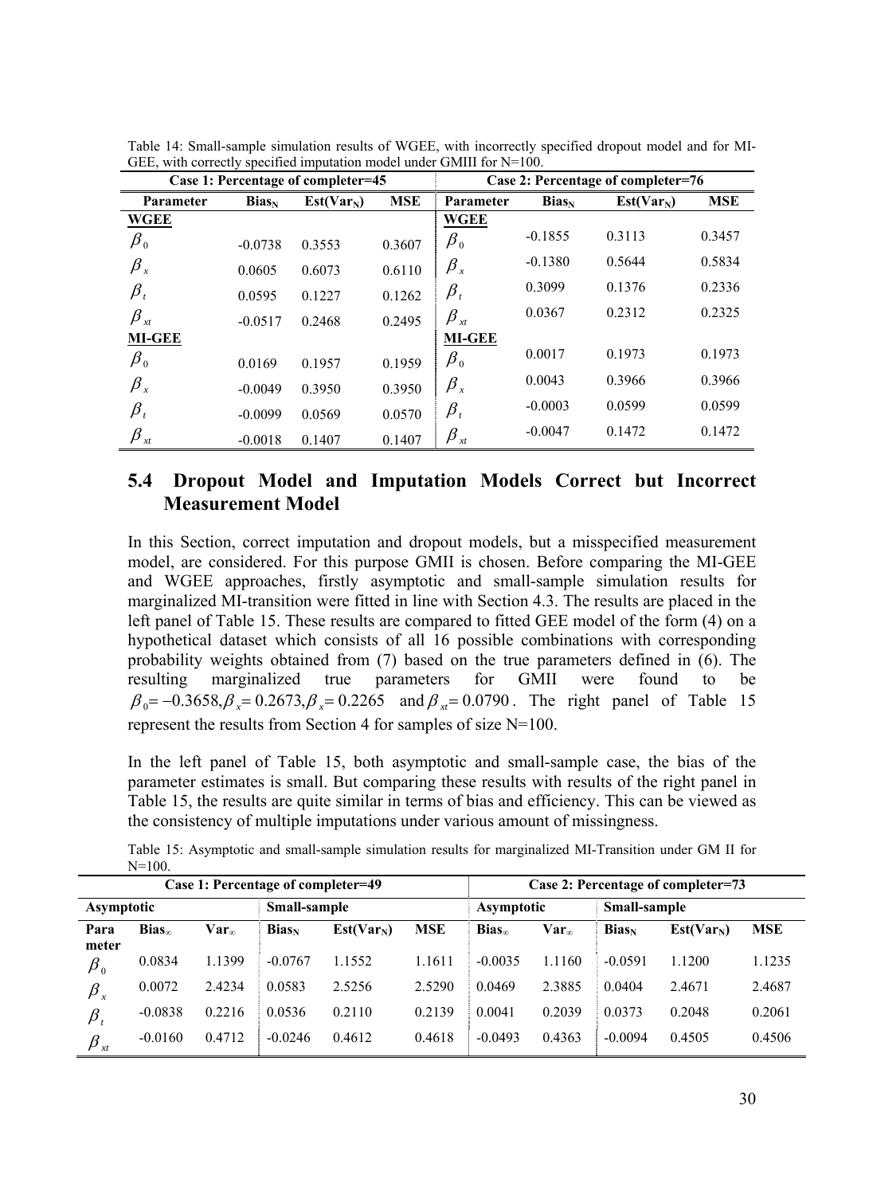Table 14: Small-sample simulation results of WGEE, with incorrectly specified dropout model and for MI-GEE, with correctly specified imputation model under GMIII for N=100.

| Case 1: Percentage of completer=45 | | | | Case 2: Percentage of completer=76 | | | |
|---|---|---|---|---|---|---|---|
| Parameter | $Bias_N$ | $Est(Var_N)$ | MSE | Parameter | $Bias_N$ | $Est(Var_N)$ | MSE |
| **WGEE** | | | | **WGEE** | | | |
| $\beta_0$ | -0.0738 | 0.3553 | 0.3607 | $\beta_0$ | -0.1855 | 0.3113 | 0.3457 |
| $\beta_x$ | 0.0605 | 0.6073 | 0.6110 | $\beta_x$ | -0.1380 | 0.5644 | 0.5834 |
| $\beta_t$ | 0.0595 | 0.1227 | 0.1262 | $\beta_t$ | 0.3099 | 0.1376 | 0.2336 |
| $\beta_{xt}$ | -0.0517 | 0.2468 | 0.2495 | $\beta_{xt}$ | 0.0367 | 0.2312 | 0.2325 |
| **MI-GEE** | | | | **MI-GEE** | | | |
| $\beta_0$ | 0.0169 | 0.1957 | 0.1959 | $\beta_0$ | 0.0017 | 0.1973 | 0.1973 |
| $\beta_x$ | -0.0049 | 0.3950 | 0.3950 | $\beta_x$ | 0.0043 | 0.3966 | 0.3966 |
| $\beta_t$ | -0.0099 | 0.0569 | 0.0570 | $\beta_t$ | -0.0003 | 0.0599 | 0.0599 |
| $\beta_{xt}$ | -0.0018 | 0.1407 | 0.1407 | $\beta_{xt}$ | -0.0047 | 0.1472 | 0.1472 |

## 5.4 Dropout Model and Imputation Models Correct but Incorrect Measurement Model

In this Section, correct imputation and dropout models, but a misspecified measurement model, are considered. For this purpose GMII is chosen. Before comparing the MI-GEE and WGEE approaches, firstly asymptotic and small-sample simulation results for marginalized MI-transition were fitted in line with Section 4.3. The results are placed in the left panel of Table 15. These results are compared to fitted GEE model of the form (4) on a hypothetical dataset which consists of all 16 possible combinations with corresponding probability weights obtained from (7) based on the true parameters defined in (6). The resulting marginalized true parameters for GMII were found to be $\beta_0 = -0.3658, \beta_x = 0.2673, \beta_x = 0.2265$ and $\beta_{xt} = 0.0790$. The right panel of Table 15 represent the results from Section 4 for samples of size N=100.

In the left panel of Table 15, both asymptotic and small-sample case, the bias of the parameter estimates is small. But comparing these results with results of the right panel in Table 15, the results are quite similar in terms of bias and efficiency. This can be viewed as the consistency of multiple imputations under various amount of missingness.

Table 15: Asymptotic and small-sample simulation results for marginalized MI-Transition under GM II for N=100.

| Case 1: Percentage of completer=49 | | | | | | Case 2: Percentage of completer=73 | | | | |
|---|---|---|---|---|---|---|---|---|---|---|
| Asymptotic | | | Small-sample | | | Asymptotic | | Small-sample | | |
| Parameter | $Bias_\infty$ | $Var_\infty$ | $Bias_N$ | $Est(Var_N)$ | MSE | $Bias_\infty$ | $Var_\infty$ | $Bias_N$ | $Est(Var_N)$ | MSE |
| $\beta_0$ | 0.0834 | 1.1399 | -0.0767 | 1.1552 | 1.1611 | -0.0035 | 1.1160 | -0.0591 | 1.1200 | 1.1235 |
| $\beta_x$ | 0.0072 | 2.4234 | 0.0583 | 2.5256 | 2.5290 | 0.0469 | 2.3885 | 0.0404 | 2.4671 | 2.4687 |
| $\beta_t$ | -0.0838 | 0.2216 | 0.0536 | 0.2110 | 0.2139 | 0.0041 | 0.2039 | 0.0373 | 0.2048 | 0.2061 |
| $\beta_{xt}$ | -0.0160 | 0.4712 | -0.0246 | 0.4612 | 0.4618 | -0.0493 | 0.4363 | -0.0094 | 0.4505 | 0.4506 |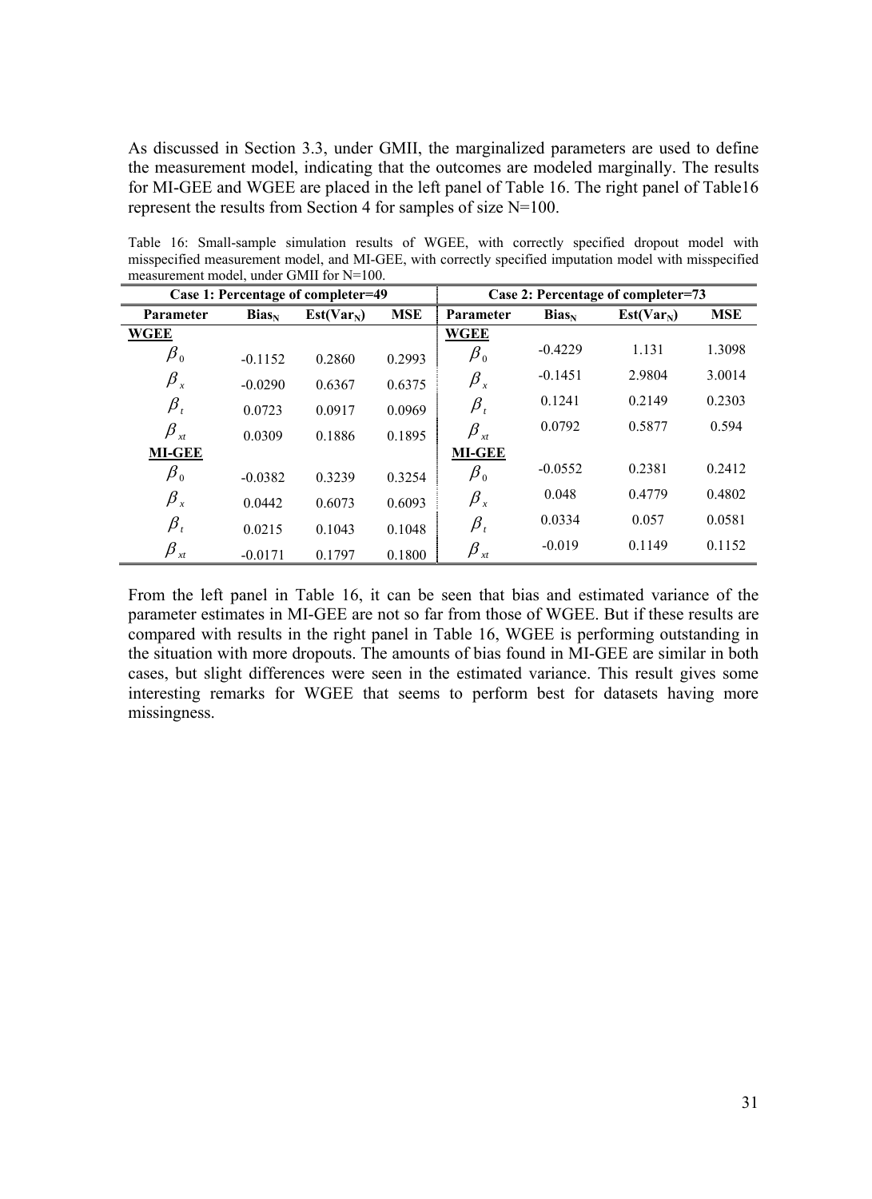As discussed in Section 3.3, under GMII, the marginalized parameters are used to define the measurement model, indicating that the outcomes are modeled marginally. The results for MI-GEE and WGEE are placed in the left panel of Table 16. The right panel of Table16 represent the results from Section 4 for samples of size N=100.

Table 16: Small-sample simulation results of WGEE, with correctly specified dropout model with misspecified measurement model, and MI-GEE, with correctly specified imputation model with misspecified measurement model, under GMII for N=100.

| Case 1: Percentage of completer=49 | | | | Case 2: Percentage of completer=73 | | | |
|---|---|---|---|---|---|---|---|
| **Parameter** | **Bias$_N$** | **Est(Var$_N$)** | **MSE** | **Parameter** | **Bias$_N$** | **Est(Var$_N$)** | **MSE** |
| **WGEE** | | | | **WGEE** | | | |
| $\beta_0$ | -0.1152 | 0.2860 | 0.2993 | $\beta_0$ | -0.4229 | 1.131 | 1.3098 |
| $\beta_x$ | -0.0290 | 0.6367 | 0.6375 | $\beta_x$ | -0.1451 | 2.9804 | 3.0014 |
| $\beta_t$ | 0.0723 | 0.0917 | 0.0969 | $\beta_t$ | 0.1241 | 0.2149 | 0.2303 |
| $\beta_{xt}$ | 0.0309 | 0.1886 | 0.1895 | $\beta_{xt}$ | 0.0792 | 0.5877 | 0.594 |
| **MI-GEE** | | | | **MI-GEE** | | | |
| $\beta_0$ | -0.0382 | 0.3239 | 0.3254 | $\beta_0$ | -0.0552 | 0.2381 | 0.2412 |
| $\beta_x$ | 0.0442 | 0.6073 | 0.6093 | $\beta_x$ | 0.048 | 0.4779 | 0.4802 |
| $\beta_t$ | 0.0215 | 0.1043 | 0.1048 | $\beta_t$ | 0.0334 | 0.057 | 0.0581 |
| $\beta_{xt}$ | -0.0171 | 0.1797 | 0.1800 | $\beta_{xt}$ | -0.019 | 0.1149 | 0.1152 |

From the left panel in Table 16, it can be seen that bias and estimated variance of the parameter estimates in MI-GEE are not so far from those of WGEE. But if these results are compared with results in the right panel in Table 16, WGEE is performing outstanding in the situation with more dropouts. The amounts of bias found in MI-GEE are similar in both cases, but slight differences were seen in the estimated variance. This result gives some interesting remarks for WGEE that seems to perform best for datasets having more missingness.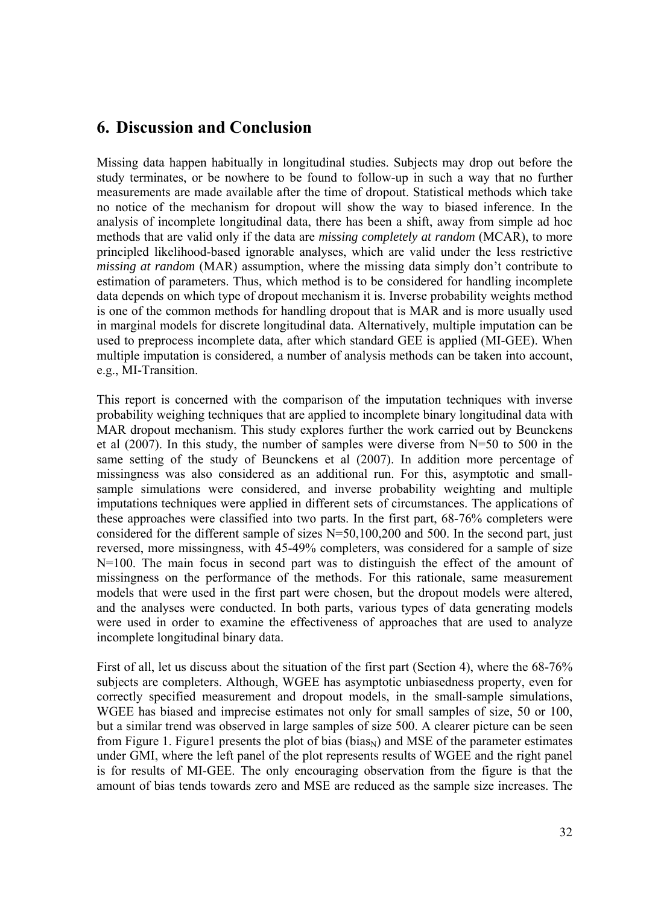# 6. Discussion and Conclusion

Missing data happen habitually in longitudinal studies. Subjects may drop out before the study terminates, or be nowhere to be found to follow-up in such a way that no further measurements are made available after the time of dropout. Statistical methods which take no notice of the mechanism for dropout will show the way to biased inference. In the analysis of incomplete longitudinal data, there has been a shift, away from simple ad hoc methods that are valid only if the data are *missing completely at random* (MCAR), to more principled likelihood-based ignorable analyses, which are valid under the less restrictive *missing at random* (MAR) assumption, where the missing data simply don't contribute to estimation of parameters. Thus, which method is to be considered for handling incomplete data depends on which type of dropout mechanism it is. Inverse probability weights method is one of the common methods for handling dropout that is MAR and is more usually used in marginal models for discrete longitudinal data. Alternatively, multiple imputation can be used to preprocess incomplete data, after which standard GEE is applied (MI-GEE). When multiple imputation is considered, a number of analysis methods can be taken into account, e.g., MI-Transition.

This report is concerned with the comparison of the imputation techniques with inverse probability weighing techniques that are applied to incomplete binary longitudinal data with MAR dropout mechanism. This study explores further the work carried out by Beunckens et al (2007). In this study, the number of samples were diverse from N=50 to 500 in the same setting of the study of Beunckens et al (2007). In addition more percentage of missingness was also considered as an additional run. For this, asymptotic and small-sample simulations were considered, and inverse probability weighting and multiple imputations techniques were applied in different sets of circumstances. The applications of these approaches were classified into two parts. In the first part, 68-76% completers were considered for the different sample of sizes N=50,100,200 and 500. In the second part, just reversed, more missingness, with 45-49% completers, was considered for a sample of size N=100. The main focus in second part was to distinguish the effect of the amount of missingness on the performance of the methods. For this rationale, same measurement models that were used in the first part were chosen, but the dropout models were altered, and the analyses were conducted. In both parts, various types of data generating models were used in order to examine the effectiveness of approaches that are used to analyze incomplete longitudinal binary data.

First of all, let us discuss about the situation of the first part (Section 4), where the 68-76% subjects are completers. Although, WGEE has asymptotic unbiasedness property, even for correctly specified measurement and dropout models, in the small-sample simulations, WGEE has biased and imprecise estimates not only for small samples of size, 50 or 100, but a similar trend was observed in large samples of size 500. A clearer picture can be seen from Figure 1. Figure1 presents the plot of bias ($\text{bias}_N$) and MSE of the parameter estimates under GMI, where the left panel of the plot represents results of WGEE and the right panel is for results of MI-GEE. The only encouraging observation from the figure is that the amount of bias tends towards zero and MSE are reduced as the sample size increases. The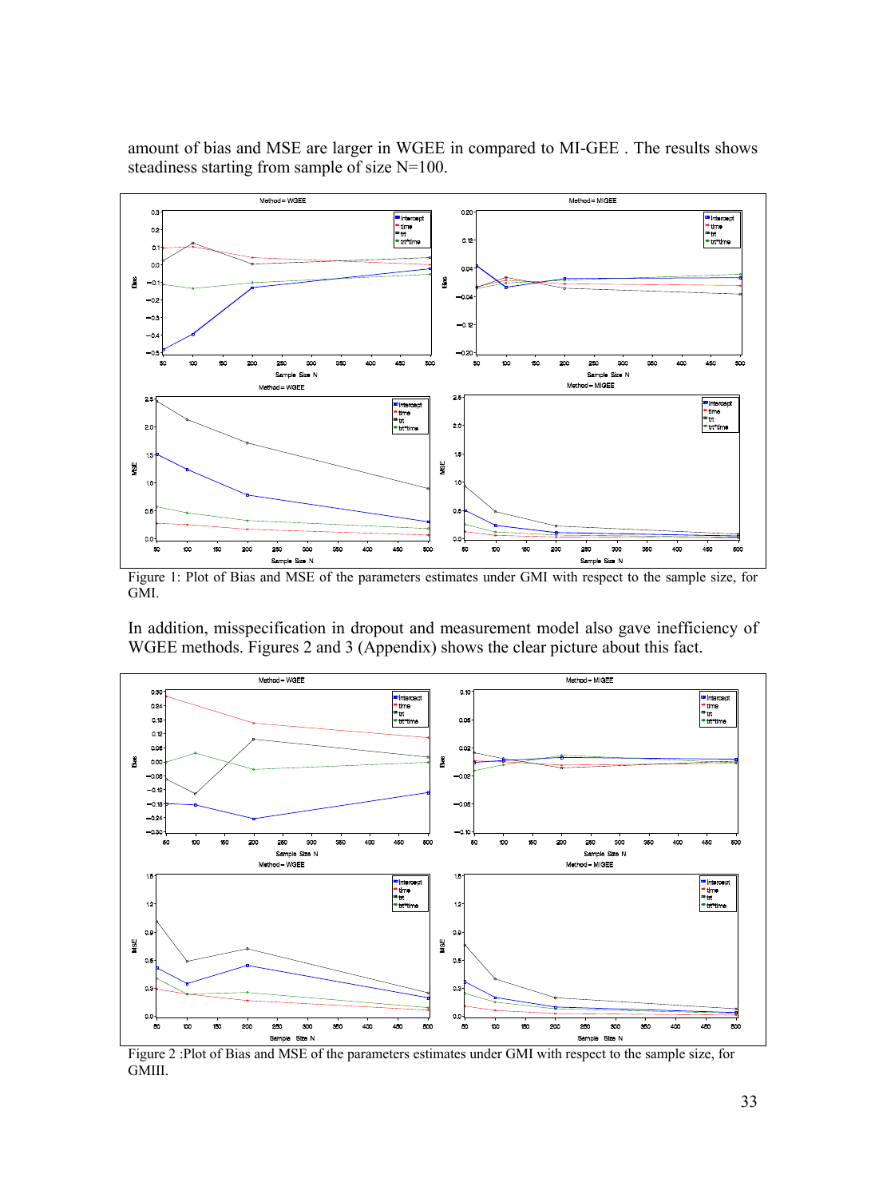amount of bias and MSE are larger in WGEE in compared to MI-GEE . The results shows steadiness starting from sample of size N=100.

Figure 1: Plot of Bias and MSE of the parameters estimates under GMI with respect to the sample size, for GMI.

In addition, misspecification in dropout and measurement model also gave inefficiency of WGEE methods. Figures 2 and 3 (Appendix) shows the clear picture about this fact.

Figure 2 :Plot of Bias and MSE of the parameters estimates under GMI with respect to the sample size, for GMIII.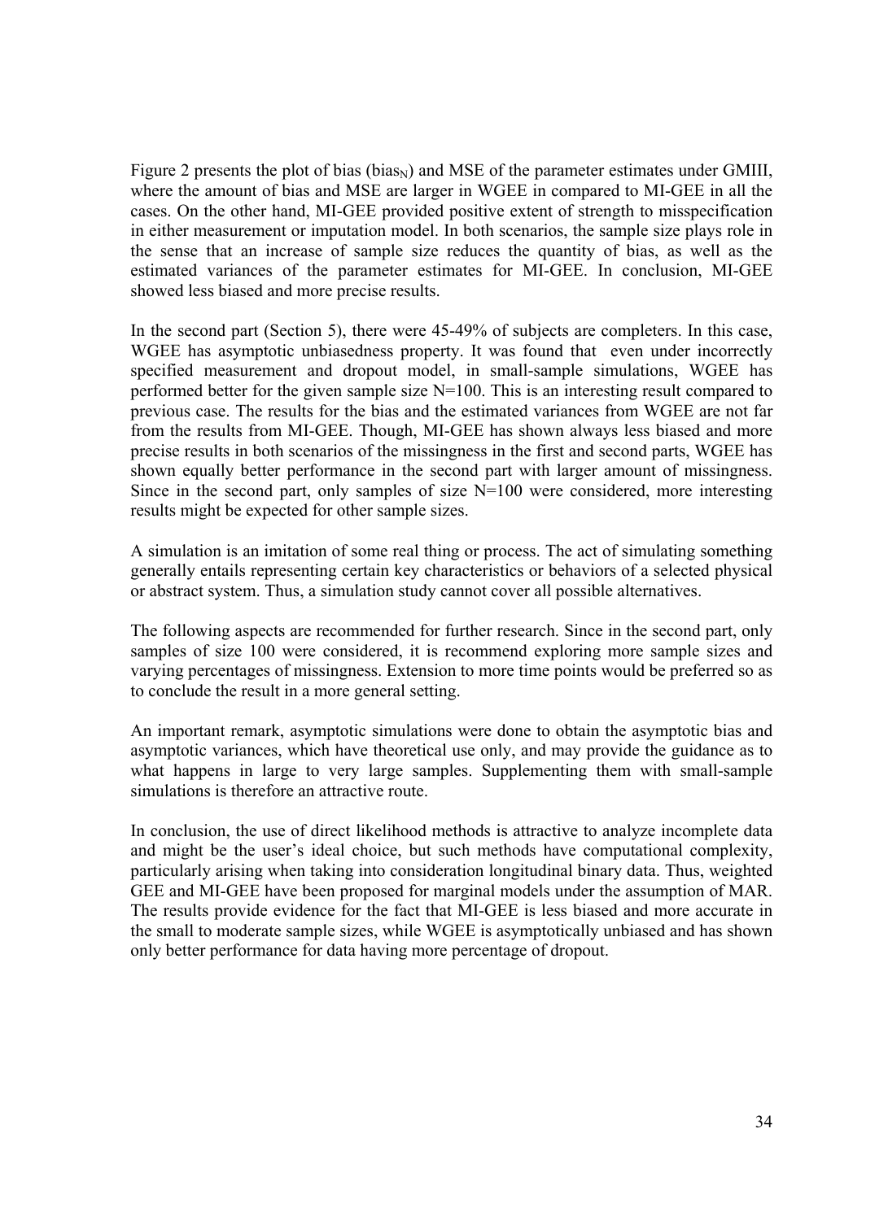Figure 2 presents the plot of bias ($bias_N$) and MSE of the parameter estimates under GMIII, where the amount of bias and MSE are larger in WGEE in compared to MI-GEE in all the cases. On the other hand, MI-GEE provided positive extent of strength to misspecification in either measurement or imputation model. In both scenarios, the sample size plays role in the sense that an increase of sample size reduces the quantity of bias, as well as the estimated variances of the parameter estimates for MI-GEE. In conclusion, MI-GEE showed less biased and more precise results.

In the second part (Section 5), there were 45-49% of subjects are completers. In this case, WGEE has asymptotic unbiasedness property. It was found that even under incorrectly specified measurement and dropout model, in small-sample simulations, WGEE has performed better for the given sample size N=100. This is an interesting result compared to previous case. The results for the bias and the estimated variances from WGEE are not far from the results from MI-GEE. Though, MI-GEE has shown always less biased and more precise results in both scenarios of the missingness in the first and second parts, WGEE has shown equally better performance in the second part with larger amount of missingness. Since in the second part, only samples of size N=100 were considered, more interesting results might be expected for other sample sizes.

A simulation is an imitation of some real thing or process. The act of simulating something generally entails representing certain key characteristics or behaviors of a selected physical or abstract system. Thus, a simulation study cannot cover all possible alternatives.

The following aspects are recommended for further research. Since in the second part, only samples of size 100 were considered, it is recommend exploring more sample sizes and varying percentages of missingness. Extension to more time points would be preferred so as to conclude the result in a more general setting.

An important remark, asymptotic simulations were done to obtain the asymptotic bias and asymptotic variances, which have theoretical use only, and may provide the guidance as to what happens in large to very large samples. Supplementing them with small-sample simulations is therefore an attractive route.

In conclusion, the use of direct likelihood methods is attractive to analyze incomplete data and might be the user's ideal choice, but such methods have computational complexity, particularly arising when taking into consideration longitudinal binary data. Thus, weighted GEE and MI-GEE have been proposed for marginal models under the assumption of MAR. The results provide evidence for the fact that MI-GEE is less biased and more accurate in the small to moderate sample sizes, while WGEE is asymptotically unbiased and has shown only better performance for data having more percentage of dropout.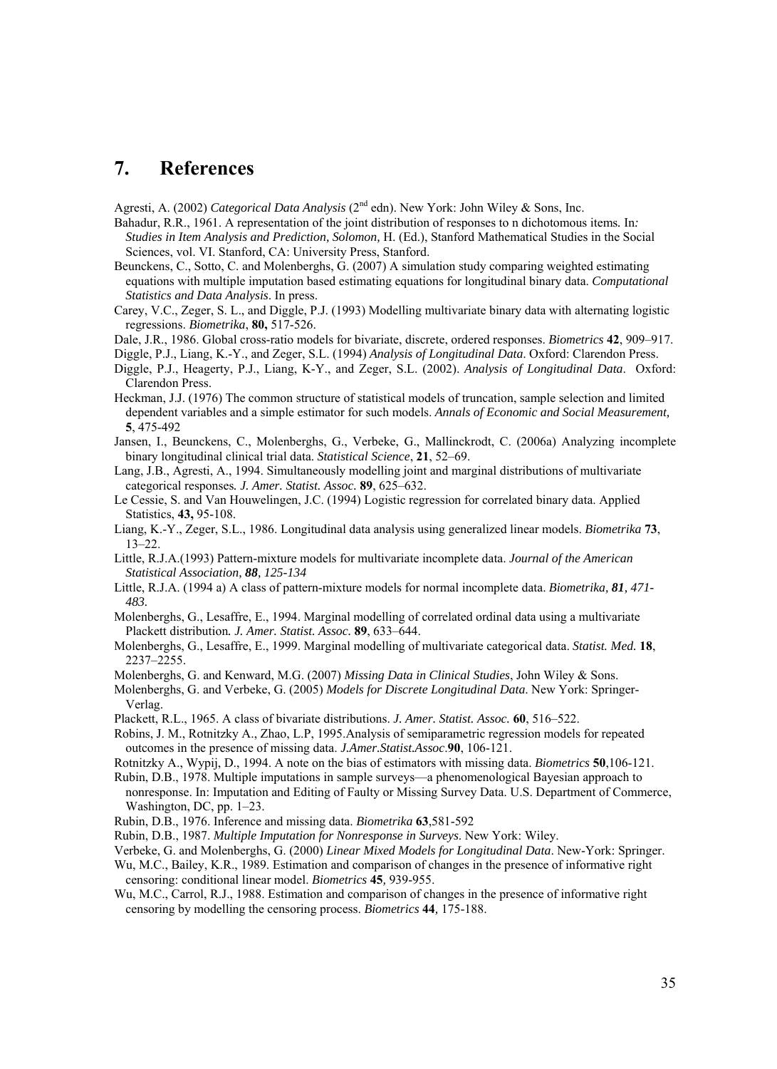# 7. References

Agresti, A. (2002) *Categorical Data Analysis* (2nd edn). New York: John Wiley & Sons, Inc.

Bahadur, R.R., 1961. A representation of the joint distribution of responses to n dichotomous items*.* In*: Studies in Item Analysis and Prediction, Solomon,* H. (Ed.), Stanford Mathematical Studies in the Social Sciences, vol. VI. Stanford, CA: University Press, Stanford.

Beunckens, C., Sotto, C. and Molenberghs, G. (2007) A simulation study comparing weighted estimating equations with multiple imputation based estimating equations for longitudinal binary data. *Computational Statistics and Data Analysis*. In press.

Carey, V.C., Zeger, S. L., and Diggle, P.J. (1993) Modelling multivariate binary data with alternating logistic regressions. *Biometrika*, **80,** 517-526.

Dale, J.R., 1986. Global cross-ratio models for bivariate, discrete, ordered responses. *Biometrics* **42**, 909–917.

Diggle, P.J., Liang, K.-Y., and Zeger, S.L. (1994) *Analysis of Longitudinal Data*. Oxford: Clarendon Press.

Diggle, P.J., Heagerty, P.J., Liang, K-Y., and Zeger, S.L. (2002). *Analysis of Longitudinal Data*. Oxford: Clarendon Press.

Heckman, J.J. (1976) The common structure of statistical models of truncation, sample selection and limited dependent variables and a simple estimator for such models. *Annals of Economic and Social Measurement,* **5**, 475-492

Jansen, I., Beunckens, C., Molenberghs, G., Verbeke, G., Mallinckrodt, C. (2006a) Analyzing incomplete binary longitudinal clinical trial data. *Statistical Science*, **21**, 52–69.

Lang, J.B., Agresti, A., 1994. Simultaneously modelling joint and marginal distributions of multivariate categorical responses*. J. Amer. Statist. Assoc.* **89**, 625–632.

Le Cessie, S. and Van Houwelingen, J.C. (1994) Logistic regression for correlated binary data. Applied Statistics, **43,** 95-108.

Liang, K.-Y., Zeger, S.L., 1986. Longitudinal data analysis using generalized linear models. *Biometrika* **73**, 13–22.

Little, R.J.A.(1993) Pattern-mixture models for multivariate incomplete data. *Journal of the American Statistical Association, **88**, 125-134*

Little, R.J.A. (1994 a) A class of pattern-mixture models for normal incomplete data. *Biometrika, **81**, 471-483.*

Molenberghs, G., Lesaffre, E., 1994. Marginal modelling of correlated ordinal data using a multivariate Plackett distribution*. J. Amer. Statist. Assoc.* **89**, 633–644.

Molenberghs, G., Lesaffre, E., 1999. Marginal modelling of multivariate categorical data. *Statist. Med.* **18**, 2237–2255.

Molenberghs, G. and Kenward, M.G. (2007) *Missing Data in Clinical Studies*, John Wiley & Sons.

Molenberghs, G. and Verbeke, G. (2005) *Models for Discrete Longitudinal Data*. New York: Springer-Verlag.

Plackett, R.L., 1965. A class of bivariate distributions. *J. Amer. Statist. Assoc.* **60**, 516–522.

Robins, J. M., Rotnitzky A., Zhao, L.P, 1995.Analysis of semiparametric regression models for repeated outcomes in the presence of missing data. *J.Amer.Statist.Assoc*.**90**, 106-121.

Rotnitzky A., Wypij, D., 1994. A note on the bias of estimators with missing data. *Biometrics* **50**,106-121.

Rubin, D.B., 1978. Multiple imputations in sample surveys—a phenomenological Bayesian approach to nonresponse. In: Imputation and Editing of Faulty or Missing Survey Data. U.S. Department of Commerce, Washington, DC, pp. 1–23.

Rubin, D.B., 1976. Inference and missing data. *Biometrika* **63**,581-592

Rubin, D.B., 1987. *Multiple Imputation for Nonresponse in Surveys*. New York: Wiley.

Verbeke, G. and Molenberghs, G. (2000) *Linear Mixed Models for Longitudinal Data*. New-York: Springer.

Wu, M.C., Bailey, K.R., 1989. Estimation and comparison of changes in the presence of informative right censoring: conditional linear model. *Biometrics* **45***,* 939-955.

Wu, M.C., Carrol, R.J., 1988. Estimation and comparison of changes in the presence of informative right censoring by modelling the censoring process. *Biometrics* **44***,* 175-188.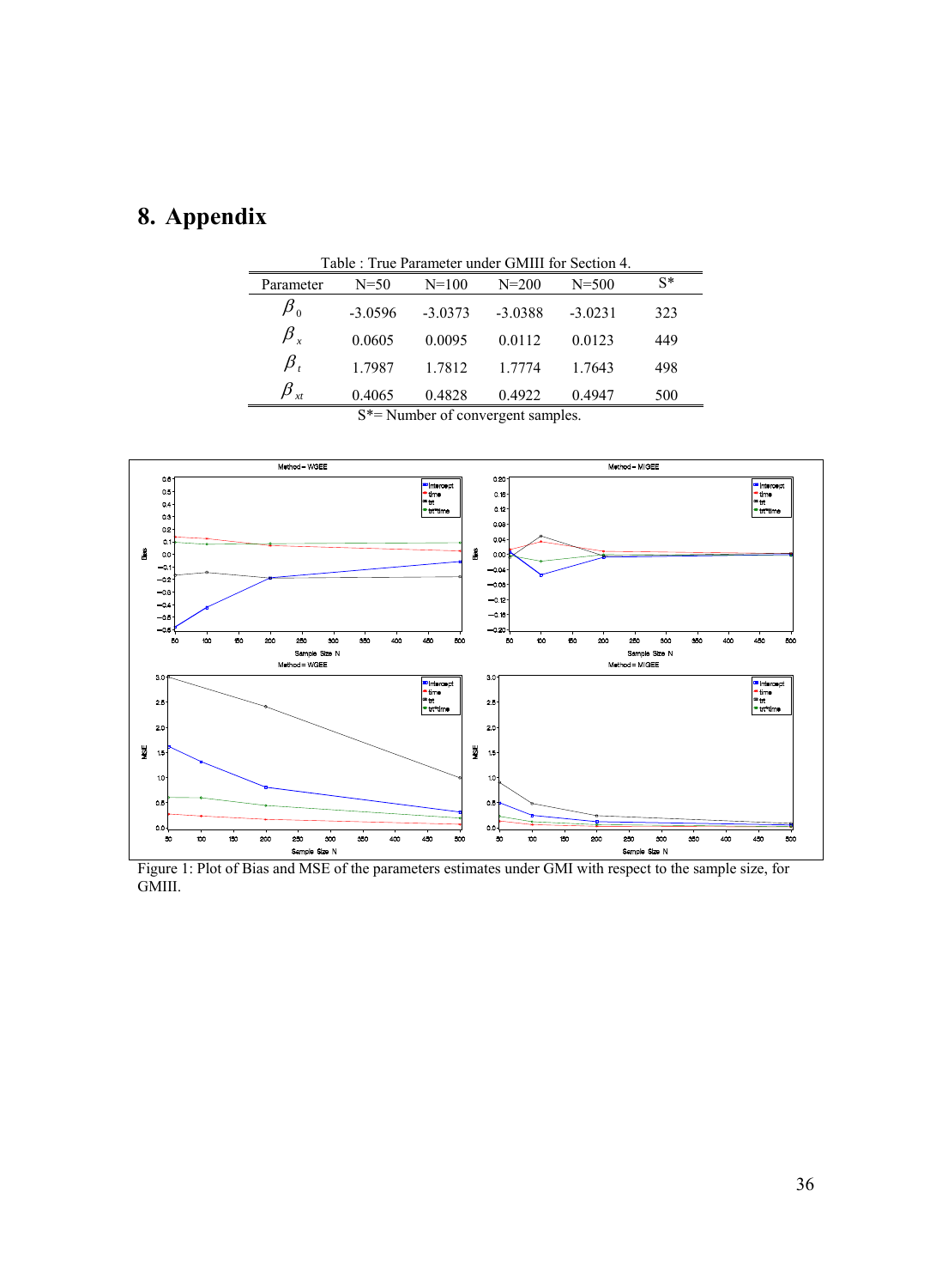# 8. Appendix

Table : True Parameter under GMIII for Section 4.

| Parameter | N=50 | N=100 | N=200 | N=500 | S* |
|---|---|---|---|---|---|
| $\beta_0$ | -3.0596 | -3.0373 | -3.0388 | -3.0231 | 323 |
| $\beta_x$ | 0.0605 | 0.0095 | 0.0112 | 0.0123 | 449 |
| $\beta_t$ | 1.7987 | 1.7812 | 1.7774 | 1.7643 | 498 |
| $\beta_{xt}$ | 0.4065 | 0.4828 | 0.4922 | 0.4947 | 500 |

S*= Number of convergent samples.

Figure 1: Plot of Bias and MSE of the parameters estimates under GMI with respect to the sample size, for GMIII.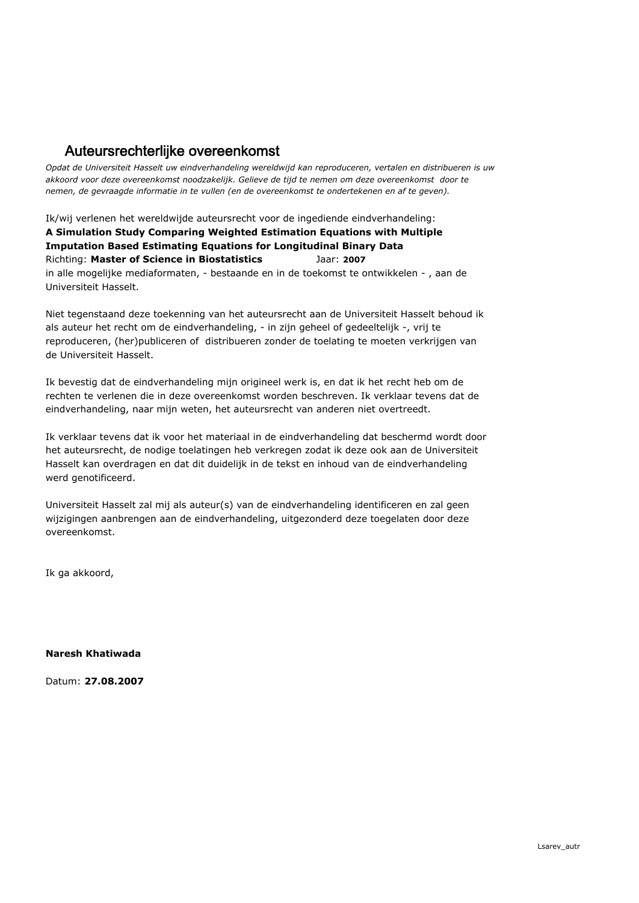# Auteursrechterlijke overeenkomst

*Opdat de Universiteit Hasselt uw eindverhandeling wereldwijd kan reproduceren, vertalen en distribueren is uw akkoord voor deze overeenkomst noodzakelijk. Gelieve de tijd te nemen om deze overeenkomst door te nemen, de gevraagde informatie in te vullen (en de overeenkomst te ondertekenen en af te geven).*

Ik/wij verlenen het wereldwijde auteursrecht voor de ingediende eindverhandeling:
**A Simulation Study Comparing Weighted Estimation Equations with Multiple Imputation Based Estimating Equations for Longitudinal Binary Data**
Richting: **Master of Science in Biostatistics** Jaar: **2007**
in alle mogelijke mediaformaten, - bestaande en in de toekomst te ontwikkelen - , aan de Universiteit Hasselt.

Niet tegenstaand deze toekenning van het auteursrecht aan de Universiteit Hasselt behoud ik als auteur het recht om de eindverhandeling, - in zijn geheel of gedeeltelijk -, vrij te reproduceren, (her)publiceren of distribueren zonder de toelating te moeten verkrijgen van de Universiteit Hasselt.

Ik bevestig dat de eindverhandeling mijn origineel werk is, en dat ik het recht heb om de rechten te verlenen die in deze overeenkomst worden beschreven. Ik verklaar tevens dat de eindverhandeling, naar mijn weten, het auteursrecht van anderen niet overtreedt.

Ik verklaar tevens dat ik voor het materiaal in de eindverhandeling dat beschermd wordt door het auteursrecht, de nodige toelatingen heb verkregen zodat ik deze ook aan de Universiteit Hasselt kan overdragen en dat dit duidelijk in de tekst en inhoud van de eindverhandeling werd genotificeerd.

Universiteit Hasselt zal mij als auteur(s) van de eindverhandeling identificeren en zal geen wijzigingen aanbrengen aan de eindverhandeling, uitgezonderd deze toegelaten door deze overeenkomst.

Ik ga akkoord,

**Naresh Khatiwada**

Datum: **27.08.2007**

Lsarev_autr